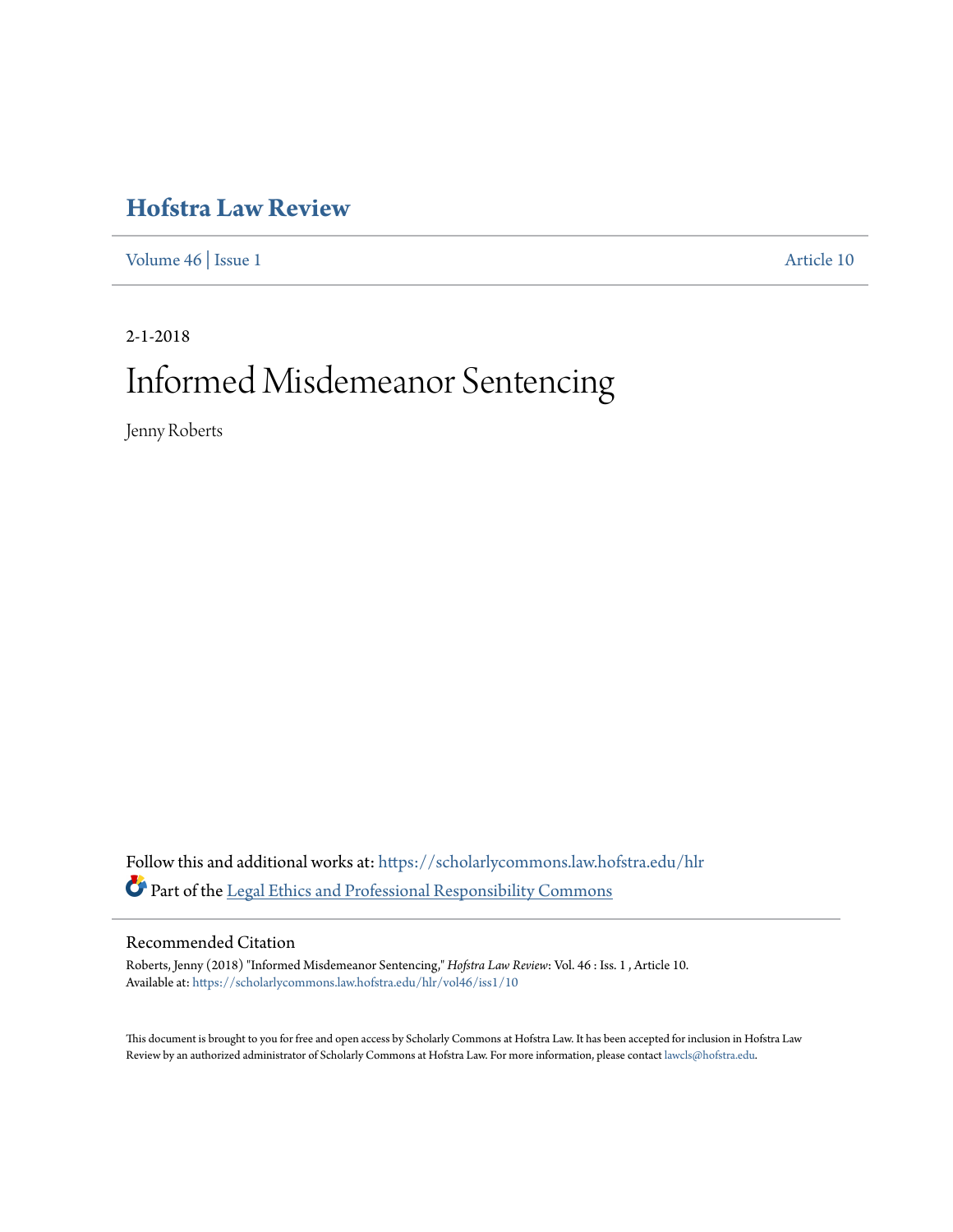# Hofstra Law Review

Volume 46 | Issue 1 Article 10

2-1-2018

# Informed Misdemeanor Sentencing

Jenny Roberts

Follow this and additional works at: https://scholarlycommons.law.hofstra.edu/hlr

Part of the Legal Ethics and Professional Responsibility Commons

## Recommended Citation

Roberts, Jenny (2018) "Informed Misdemeanor Sentencing," *Hofstra Law Review*: Vol. 46 : Iss. 1 , Article 10.
Available at: https://scholarlycommons.law.hofstra.edu/hlr/vol46/iss1/10

This document is brought to you for free and open access by Scholarly Commons at Hofstra Law. It has been accepted for inclusion in Hofstra Law Review by an authorized administrator of Scholarly Commons at Hofstra Law. For more information, please contact lawcls@hofstra.edu.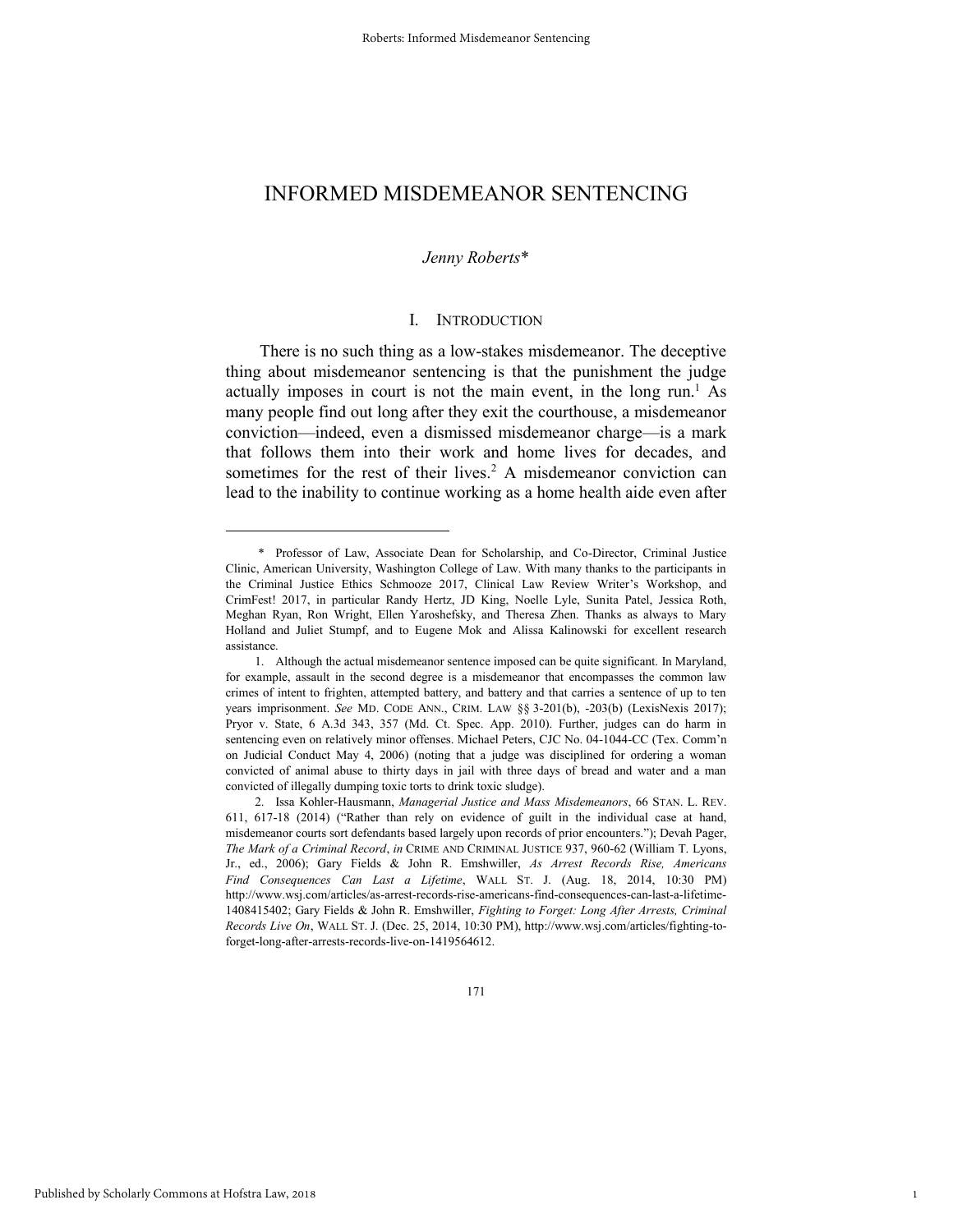# INFORMED MISDEMEANOR SENTENCING

*Jenny Roberts**

## I. INTRODUCTION

There is no such thing as a low-stakes misdemeanor. The deceptive thing about misdemeanor sentencing is that the punishment the judge actually imposes in court is not the main event, in the long run.[1] As many people find out long after they exit the courthouse, a misdemeanor conviction—indeed, even a dismissed misdemeanor charge—is a mark that follows them into their work and home lives for decades, and sometimes for the rest of their lives.[2] A misdemeanor conviction can lead to the inability to continue working as a home health aide even after

---

\* Professor of Law, Associate Dean for Scholarship, and Co-Director, Criminal Justice Clinic, American University, Washington College of Law. With many thanks to the participants in the Criminal Justice Ethics Schmooze 2017, Clinical Law Review Writer's Workshop, and CrimFest! 2017, in particular Randy Hertz, JD King, Noelle Lyle, Sunita Patel, Jessica Roth, Meghan Ryan, Ron Wright, Ellen Yaroshefsky, and Theresa Zhen. Thanks as always to Mary Holland and Juliet Stumpf, and to Eugene Mok and Alissa Kalinowski for excellent research assistance.

1. Although the actual misdemeanor sentence imposed can be quite significant. In Maryland, for example, assault in the second degree is a misdemeanor that encompasses the common law crimes of intent to frighten, attempted battery, and battery and that carries a sentence of up to ten years imprisonment. *See* MD. CODE ANN., CRIM. LAW §§ 3-201(b), -203(b) (LexisNexis 2017); Pryor v. State, 6 A.3d 343, 357 (Md. Ct. Spec. App. 2010). Further, judges can do harm in sentencing even on relatively minor offenses. Michael Peters, CJC No. 04-1044-CC (Tex. Comm'n on Judicial Conduct May 4, 2006) (noting that a judge was disciplined for ordering a woman convicted of animal abuse to thirty days in jail with three days of bread and water and a man convicted of illegally dumping toxic torts to drink toxic sludge).

2. Issa Kohler-Hausmann, *Managerial Justice and Mass Misdemeanors*, 66 STAN. L. REV. 611, 617-18 (2014) ("Rather than rely on evidence of guilt in the individual case at hand, misdemeanor courts sort defendants based largely upon records of prior encounters."); Devah Pager, *The Mark of a Criminal Record*, *in* CRIME AND CRIMINAL JUSTICE 937, 960-62 (William T. Lyons, Jr., ed., 2006); Gary Fields & John R. Emshwiller, *As Arrest Records Rise, Americans Find Consequences Can Last a Lifetime*, WALL ST. J. (Aug. 18, 2014, 10:30 PM) http://www.wsj.com/articles/as-arrest-records-rise-americans-find-consequences-can-last-a-lifetime-1408415402; Gary Fields & John R. Emshwiller, *Fighting to Forget: Long After Arrests, Criminal Records Live On*, WALL ST. J. (Dec. 25, 2014, 10:30 PM), http://www.wsj.com/articles/fighting-to-forget-long-after-arrests-records-live-on-1419564612.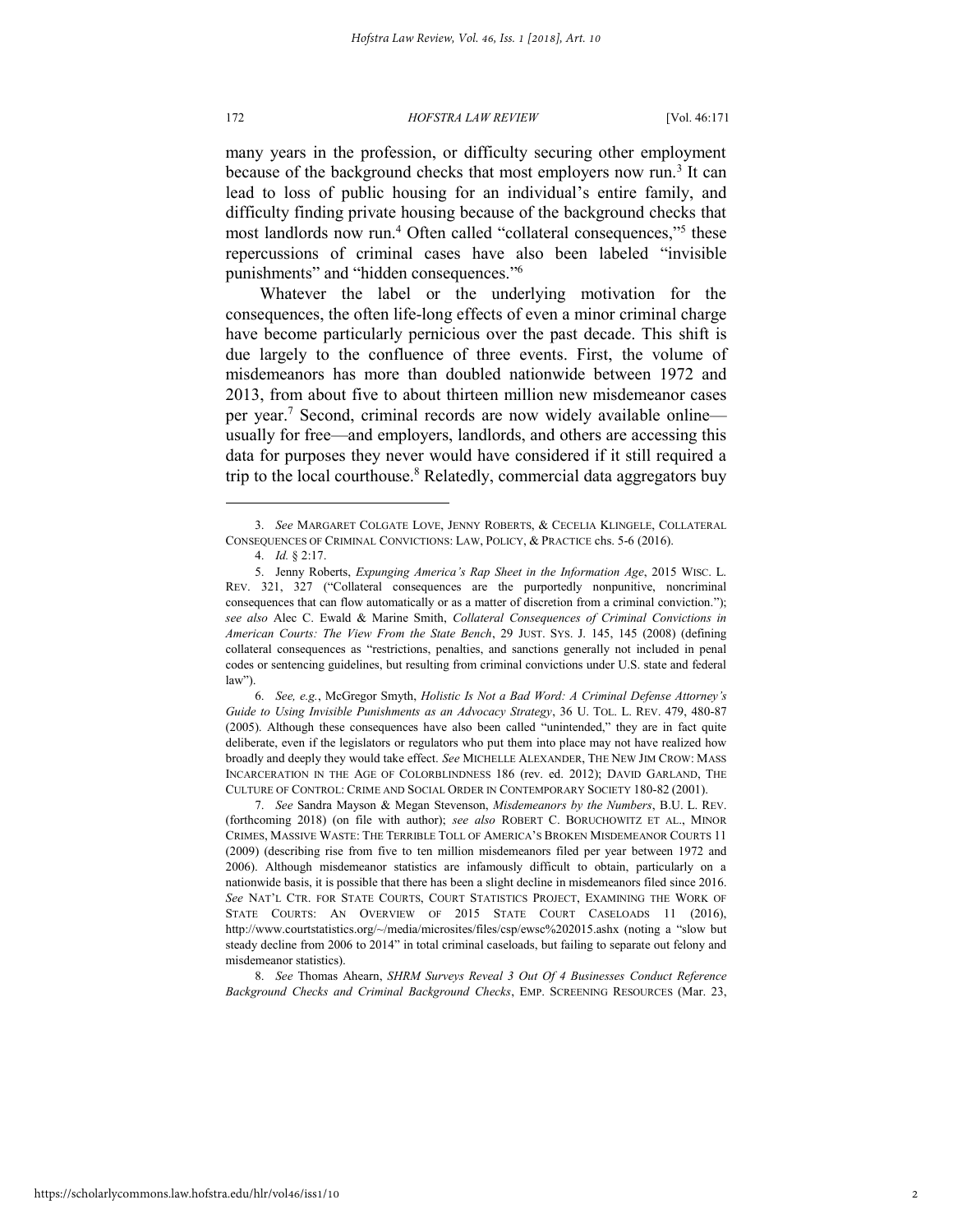many years in the profession, or difficulty securing other employment because of the background checks that most employers now run.[3] It can lead to loss of public housing for an individual's entire family, and difficulty finding private housing because of the background checks that most landlords now run.[4] Often called "collateral consequences,"[5] these repercussions of criminal cases have also been labeled "invisible punishments" and "hidden consequences."[6]

Whatever the label or the underlying motivation for the consequences, the often life-long effects of even a minor criminal charge have become particularly pernicious over the past decade. This shift is due largely to the confluence of three events. First, the volume of misdemeanors has more than doubled nationwide between 1972 and 2013, from about five to about thirteen million new misdemeanor cases per year.[7] Second, criminal records are now widely available online—usually for free—and employers, landlords, and others are accessing this data for purposes they never would have considered if it still required a trip to the local courthouse.[8] Relatedly, commercial data aggregators buy

---

3. *See* MARGARET COLGATE LOVE, JENNY ROBERTS, & CECELIA KLINGELE, COLLATERAL CONSEQUENCES OF CRIMINAL CONVICTIONS: LAW, POLICY, & PRACTICE chs. 5-6 (2016).

4. *Id.* § 2:17.

5. Jenny Roberts, *Expunging America's Rap Sheet in the Information Age*, 2015 WISC. L. REV. 321, 327 ("Collateral consequences are the purportedly nonpunitive, noncriminal consequences that can flow automatically or as a matter of discretion from a criminal conviction."); *see also* Alec C. Ewald & Marine Smith, *Collateral Consequences of Criminal Convictions in American Courts: The View From the State Bench*, 29 JUST. SYS. J. 145, 145 (2008) (defining collateral consequences as "restrictions, penalties, and sanctions generally not included in penal codes or sentencing guidelines, but resulting from criminal convictions under U.S. state and federal law").

6. *See, e.g.*, McGregor Smyth, *Holistic Is Not a Bad Word: A Criminal Defense Attorney's Guide to Using Invisible Punishments as an Advocacy Strategy*, 36 U. TOL. L. REV. 479, 480-87 (2005). Although these consequences have also been called "unintended," they are in fact quite deliberate, even if the legislators or regulators who put them into place may not have realized how broadly and deeply they would take effect. *See* MICHELLE ALEXANDER, THE NEW JIM CROW: MASS INCARCERATION IN THE AGE OF COLORBLINDNESS 186 (rev. ed. 2012); DAVID GARLAND, THE CULTURE OF CONTROL: CRIME AND SOCIAL ORDER IN CONTEMPORARY SOCIETY 180-82 (2001).

7. *See* Sandra Mayson & Megan Stevenson, *Misdemeanors by the Numbers*, B.U. L. REV. (forthcoming 2018) (on file with author); *see also* ROBERT C. BORUCHOWITZ ET AL., MINOR CRIMES, MASSIVE WASTE: THE TERRIBLE TOLL OF AMERICA'S BROKEN MISDEMEANOR COURTS 11 (2009) (describing rise from five to ten million misdemeanors filed per year between 1972 and 2006). Although misdemeanor statistics are infamously difficult to obtain, particularly on a nationwide basis, it is possible that there has been a slight decline in misdemeanors filed since 2016. *See* NAT'L CTR. FOR STATE COURTS, COURT STATISTICS PROJECT, EXAMINING THE WORK OF STATE COURTS: AN OVERVIEW OF 2015 STATE COURT CASELOADS 11 (2016), http://www.courtstatistics.org/~/media/microsites/files/csp/ewsc%202015.ashx (noting a "slow but steady decline from 2006 to 2014" in total criminal caseloads, but failing to separate out felony and misdemeanor statistics).

8. *See* Thomas Ahearn, *SHRM Surveys Reveal 3 Out Of 4 Businesses Conduct Reference Background Checks and Criminal Background Checks*, EMP. SCREENING RESOURCES (Mar. 23,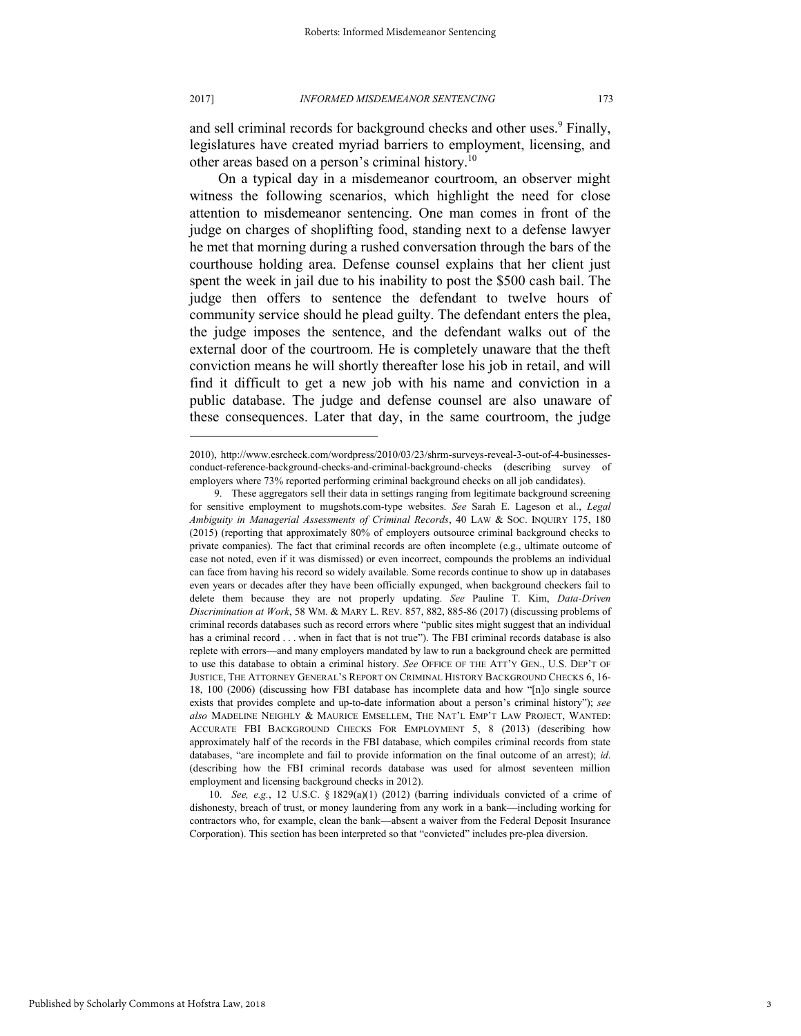and sell criminal records for background checks and other uses.[9] Finally, legislatures have created myriad barriers to employment, licensing, and other areas based on a person's criminal history.[10]

On a typical day in a misdemeanor courtroom, an observer might witness the following scenarios, which highlight the need for close attention to misdemeanor sentencing. One man comes in front of the judge on charges of shoplifting food, standing next to a defense lawyer he met that morning during a rushed conversation through the bars of the courthouse holding area. Defense counsel explains that her client just spent the week in jail due to his inability to post the $500 cash bail. The judge then offers to sentence the defendant to twelve hours of community service should he plead guilty. The defendant enters the plea, the judge imposes the sentence, and the defendant walks out of the external door of the courtroom. He is completely unaware that the theft conviction means he will shortly thereafter lose his job in retail, and will find it difficult to get a new job with his name and conviction in a public database. The judge and defense counsel are also unaware of these consequences. Later that day, in the same courtroom, the judge

---

2010), http://www.esrcheck.com/wordpress/2010/03/23/shrm-surveys-reveal-3-out-of-4-businesses-conduct-reference-background-checks-and-criminal-background-checks (describing survey of employers where 73% reported performing criminal background checks on all job candidates).

9. These aggregators sell their data in settings ranging from legitimate background screening for sensitive employment to mugshots.com-type websites. *See* Sarah E. Lageson et al., *Legal Ambiguity in Managerial Assessments of Criminal Records*, 40 LAW & SOC. INQUIRY 175, 180 (2015) (reporting that approximately 80% of employers outsource criminal background checks to private companies). The fact that criminal records are often incomplete (e.g., ultimate outcome of case not noted, even if it was dismissed) or even incorrect, compounds the problems an individual can face from having his record so widely available. Some records continue to show up in databases even years or decades after they have been officially expunged, when background checkers fail to delete them because they are not properly updating. *See* Pauline T. Kim, *Data-Driven Discrimination at Work*, 58 WM. & MARY L. REV. 857, 882, 885-86 (2017) (discussing problems of criminal records databases such as record errors where "public sites might suggest that an individual has a criminal record . . . when in fact that is not true"). The FBI criminal records database is also replete with errors—and many employers mandated by law to run a background check are permitted to use this database to obtain a criminal history. *See* OFFICE OF THE ATT'Y GEN., U.S. DEP'T OF JUSTICE, THE ATTORNEY GENERAL'S REPORT ON CRIMINAL HISTORY BACKGROUND CHECKS 6, 16-18, 100 (2006) (discussing how FBI database has incomplete data and how "[n]o single source exists that provides complete and up-to-date information about a person's criminal history"); *see also* MADELINE NEIGHLY & MAURICE EMSELLEM, THE NAT'L EMP'T LAW PROJECT, WANTED: ACCURATE FBI BACKGROUND CHECKS FOR EMPLOYMENT 5, 8 (2013) (describing how approximately half of the records in the FBI database, which compiles criminal records from state databases, "are incomplete and fail to provide information on the final outcome of an arrest); *id*. (describing how the FBI criminal records database was used for almost seventeen million employment and licensing background checks in 2012).

10. *See, e.g.*, 12 U.S.C. § 1829(a)(1) (2012) (barring individuals convicted of a crime of dishonesty, breach of trust, or money laundering from any work in a bank—including working for contractors who, for example, clean the bank—absent a waiver from the Federal Deposit Insurance Corporation). This section has been interpreted so that "convicted" includes pre-plea diversion.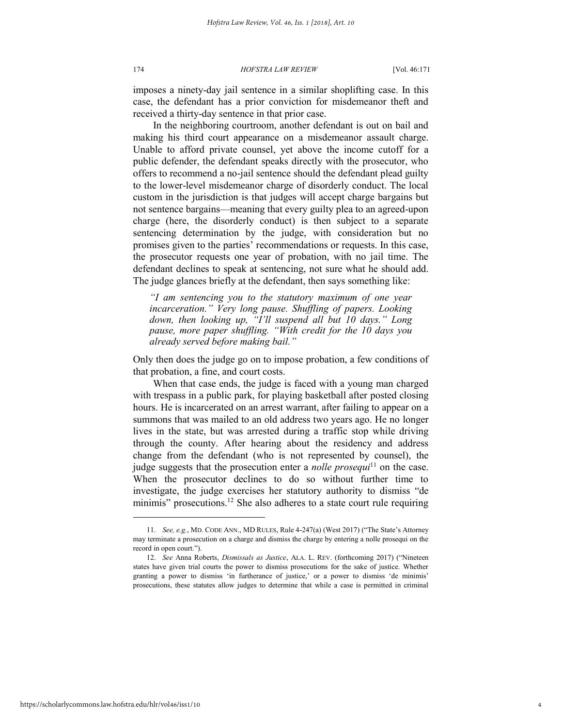imposes a ninety-day jail sentence in a similar shoplifting case. In this case, the defendant has a prior conviction for misdemeanor theft and received a thirty-day sentence in that prior case.

In the neighboring courtroom, another defendant is out on bail and making his third court appearance on a misdemeanor assault charge. Unable to afford private counsel, yet above the income cutoff for a public defender, the defendant speaks directly with the prosecutor, who offers to recommend a no-jail sentence should the defendant plead guilty to the lower-level misdemeanor charge of disorderly conduct. The local custom in the jurisdiction is that judges will accept charge bargains but not sentence bargains—meaning that every guilty plea to an agreed-upon charge (here, the disorderly conduct) is then subject to a separate sentencing determination by the judge, with consideration but no promises given to the parties' recommendations or requests. In this case, the prosecutor requests one year of probation, with no jail time. The defendant declines to speak at sentencing, not sure what he should add. The judge glances briefly at the defendant, then says something like:

> *"I am sentencing you to the statutory maximum of one year incarceration." Very long pause. Shuffling of papers. Looking down, then looking up, "I'll suspend all but 10 days." Long pause, more paper shuffling. "With credit for the 10 days you already served before making bail."*

Only then does the judge go on to impose probation, a few conditions of that probation, a fine, and court costs.

When that case ends, the judge is faced with a young man charged with trespass in a public park, for playing basketball after posted closing hours. He is incarcerated on an arrest warrant, after failing to appear on a summons that was mailed to an old address two years ago. He no longer lives in the state, but was arrested during a traffic stop while driving through the county. After hearing about the residency and address change from the defendant (who is not represented by counsel), the judge suggests that the prosecution enter a *nolle prosequi*[11] on the case. When the prosecutor declines to do so without further time to investigate, the judge exercises her statutory authority to dismiss "de minimis" prosecutions.[12] She also adheres to a state court rule requiring

---

11. *See, e.g.*, MD. CODE ANN., MD RULES, Rule 4-247(a) (West 2017) ("The State's Attorney may terminate a prosecution on a charge and dismiss the charge by entering a nolle prosequi on the record in open court.").

12. *See* Anna Roberts, *Dismissals as Justice*, ALA. L. REV. (forthcoming 2017) ("Nineteen states have given trial courts the power to dismiss prosecutions for the sake of justice. Whether granting a power to dismiss 'in furtherance of justice,' or a power to dismiss 'de minimis' prosecutions, these statutes allow judges to determine that while a case is permitted in criminal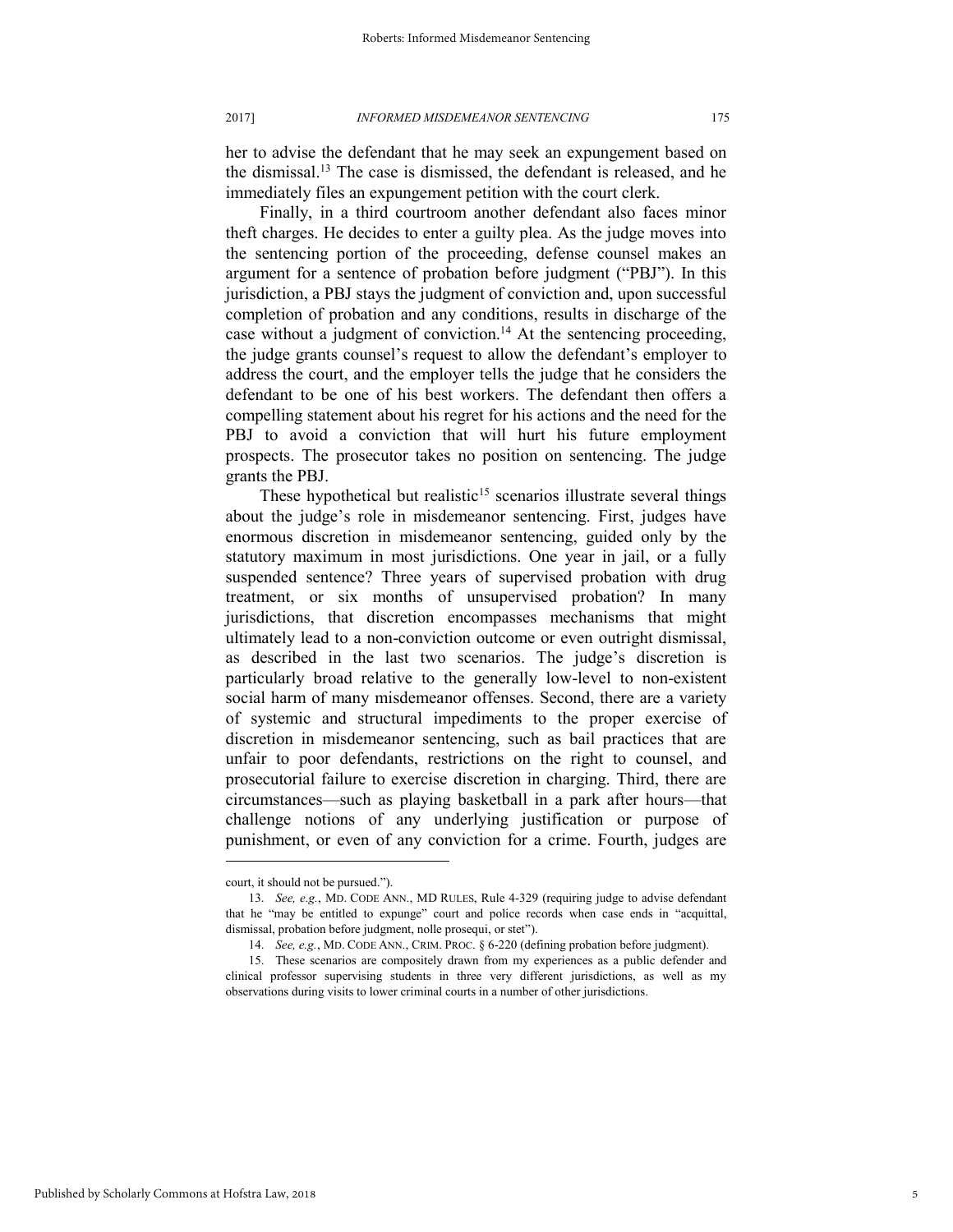her to advise the defendant that he may seek an expungement based on the dismissal.[13] The case is dismissed, the defendant is released, and he immediately files an expungement petition with the court clerk.

Finally, in a third courtroom another defendant also faces minor theft charges. He decides to enter a guilty plea. As the judge moves into the sentencing portion of the proceeding, defense counsel makes an argument for a sentence of probation before judgment ("PBJ"). In this jurisdiction, a PBJ stays the judgment of conviction and, upon successful completion of probation and any conditions, results in discharge of the case without a judgment of conviction.[14] At the sentencing proceeding, the judge grants counsel's request to allow the defendant's employer to address the court, and the employer tells the judge that he considers the defendant to be one of his best workers. The defendant then offers a compelling statement about his regret for his actions and the need for the PBJ to avoid a conviction that will hurt his future employment prospects. The prosecutor takes no position on sentencing. The judge grants the PBJ.

These hypothetical but realistic[15] scenarios illustrate several things about the judge's role in misdemeanor sentencing. First, judges have enormous discretion in misdemeanor sentencing, guided only by the statutory maximum in most jurisdictions. One year in jail, or a fully suspended sentence? Three years of supervised probation with drug treatment, or six months of unsupervised probation? In many jurisdictions, that discretion encompasses mechanisms that might ultimately lead to a non-conviction outcome or even outright dismissal, as described in the last two scenarios. The judge's discretion is particularly broad relative to the generally low-level to non-existent social harm of many misdemeanor offenses. Second, there are a variety of systemic and structural impediments to the proper exercise of discretion in misdemeanor sentencing, such as bail practices that are unfair to poor defendants, restrictions on the right to counsel, and prosecutorial failure to exercise discretion in charging. Third, there are circumstances—such as playing basketball in a park after hours—that challenge notions of any underlying justification or purpose of punishment, or even of any conviction for a crime. Fourth, judges are

---

court, it should not be pursued.").

13. *See, e.g.*, MD. CODE ANN., MD RULES, Rule 4-329 (requiring judge to advise defendant that he "may be entitled to expunge" court and police records when case ends in "acquittal, dismissal, probation before judgment, nolle prosequi, or stet").

14. *See, e.g.*, MD. CODE ANN., CRIM. PROC. § 6-220 (defining probation before judgment).

15. These scenarios are compositely drawn from my experiences as a public defender and clinical professor supervising students in three very different jurisdictions, as well as my observations during visits to lower criminal courts in a number of other jurisdictions.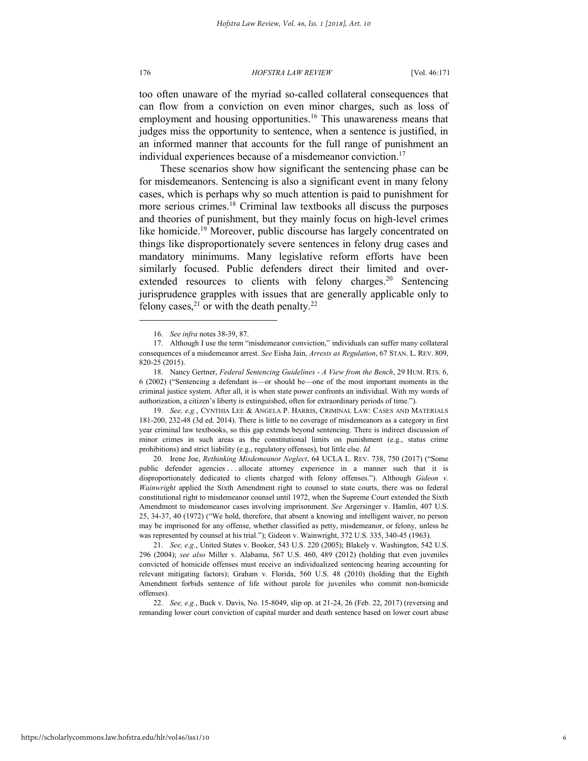too often unaware of the myriad so-called collateral consequences that can flow from a conviction on even minor charges, such as loss of employment and housing opportunities.[16] This unawareness means that judges miss the opportunity to sentence, when a sentence is justified, in an informed manner that accounts for the full range of punishment an individual experiences because of a misdemeanor conviction.[17]

These scenarios show how significant the sentencing phase can be for misdemeanors. Sentencing is also a significant event in many felony cases, which is perhaps why so much attention is paid to punishment for more serious crimes.[18] Criminal law textbooks all discuss the purposes and theories of punishment, but they mainly focus on high-level crimes like homicide.[19] Moreover, public discourse has largely concentrated on things like disproportionately severe sentences in felony drug cases and mandatory minimums. Many legislative reform efforts have been similarly focused. Public defenders direct their limited and over-extended resources to clients with felony charges.[20] Sentencing jurisprudence grapples with issues that are generally applicable only to felony cases,[21] or with the death penalty.[22]

---

16. *See infra* notes 38-39, 87.

17. Although I use the term "misdemeanor conviction," individuals can suffer many collateral consequences of a misdemeanor arrest. *See* Eisha Jain, *Arrests as Regulation*, 67 STAN. L. REV. 809, 820-25 (2015).

18. Nancy Gertner, *Federal Sentencing Guidelines - A View from the Bench*, 29 HUM. RTS. 6, 6 (2002) ("Sentencing a defendant is—or should be—one of the most important moments in the criminal justice system. After all, it is when state power confronts an individual. With my words of authorization, a citizen's liberty is extinguished, often for extraordinary periods of time.").

19. *See, e.g.*, CYNTHIA LEE & ANGELA P. HARRIS, CRIMINAL LAW: CASES AND MATERIALS 181-200, 232-48 (3d ed. 2014). There is little to no coverage of misdemeanors as a category in first year criminal law textbooks, so this gap extends beyond sentencing. There is indirect discussion of minor crimes in such areas as the constitutional limits on punishment (e.g., status crime prohibitions) and strict liability (e.g., regulatory offenses), but little else. *Id.*

20. Irene Joe, *Rethinking Misdemeanor Neglect*, 64 UCLA L. REV. 738, 750 (2017) ("Some public defender agencies . . . allocate attorney experience in a manner such that it is disproportionately dedicated to clients charged with felony offenses."). Although *Gideon v. Wainwright* applied the Sixth Amendment right to counsel to state courts, there was no federal constitutional right to misdemeanor counsel until 1972, when the Supreme Court extended the Sixth Amendment to misdemeanor cases involving imprisonment. *See* Argersinger v. Hamlin, 407 U.S. 25, 34-37, 40 (1972) ("We hold, therefore, that absent a knowing and intelligent waiver, no person may be imprisoned for any offense, whether classified as petty, misdemeanor, or felony, unless he was represented by counsel at his trial."); Gideon v. Wainwright, 372 U.S. 335, 340-45 (1963).

21. *See, e.g.*, United States v. Booker, 543 U.S. 220 (2005); Blakely v. Washington, 542 U.S. 296 (2004); *see also* Miller v. Alabama, 567 U.S. 460, 489 (2012) (holding that even juveniles convicted of homicide offenses must receive an individualized sentencing hearing accounting for relevant mitigating factors); Graham v. Florida, 560 U.S. 48 (2010) (holding that the Eighth Amendment forbids sentence of life without parole for juveniles who commit non-homicide offenses).

22. *See, e.g.*, Buck v. Davis, No. 15-8049, slip op. at 21-24, 26 (Feb. 22, 2017) (reversing and remanding lower court conviction of capital murder and death sentence based on lower court abuse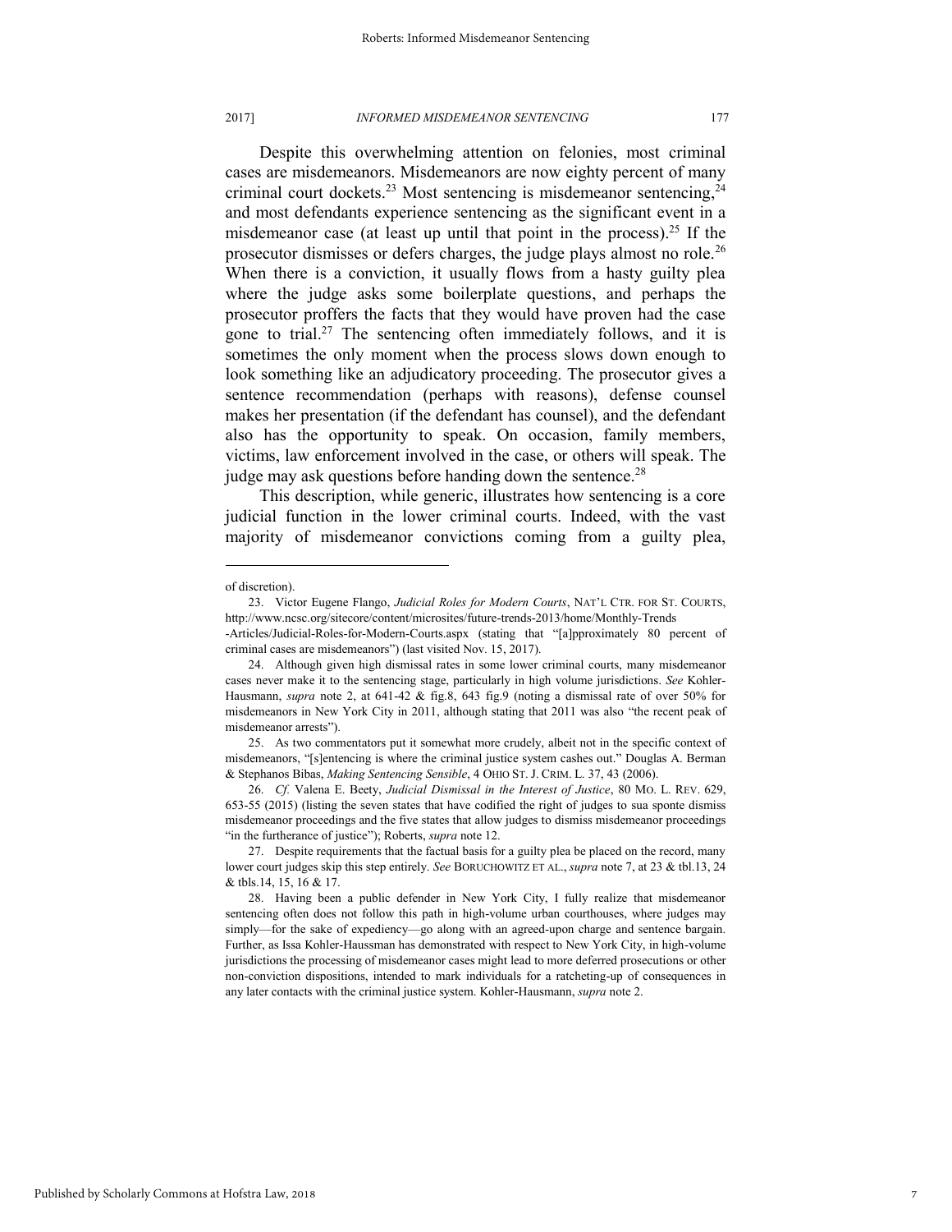Despite this overwhelming attention on felonies, most criminal cases are misdemeanors. Misdemeanors are now eighty percent of many criminal court dockets.[23] Most sentencing is misdemeanor sentencing,[24] and most defendants experience sentencing as the significant event in a misdemeanor case (at least up until that point in the process).[25] If the prosecutor dismisses or defers charges, the judge plays almost no role.[26] When there is a conviction, it usually flows from a hasty guilty plea where the judge asks some boilerplate questions, and perhaps the prosecutor proffers the facts that they would have proven had the case gone to trial.[27] The sentencing often immediately follows, and it is sometimes the only moment when the process slows down enough to look something like an adjudicatory proceeding. The prosecutor gives a sentence recommendation (perhaps with reasons), defense counsel makes her presentation (if the defendant has counsel), and the defendant also has the opportunity to speak. On occasion, family members, victims, law enforcement involved in the case, or others will speak. The judge may ask questions before handing down the sentence.[28]

This description, while generic, illustrates how sentencing is a core judicial function in the lower criminal courts. Indeed, with the vast majority of misdemeanor convictions coming from a guilty plea,

---

of discretion).

23. Victor Eugene Flango, *Judicial Roles for Modern Courts*, NAT'L CTR. FOR ST. COURTS, http://www.ncsc.org/sitecore/content/microsites/future-trends-2013/home/Monthly-Trends-Articles/Judicial-Roles-for-Modern-Courts.aspx (stating that "[a]pproximately 80 percent of criminal cases are misdemeanors") (last visited Nov. 15, 2017).

24. Although given high dismissal rates in some lower criminal courts, many misdemeanor cases never make it to the sentencing stage, particularly in high volume jurisdictions. *See* Kohler-Hausmann, *supra* note 2, at 641-42 & fig.8, 643 fig.9 (noting a dismissal rate of over 50% for misdemeanors in New York City in 2011, although stating that 2011 was also "the recent peak of misdemeanor arrests").

25. As two commentators put it somewhat more crudely, albeit not in the specific context of misdemeanors, "[s]entencing is where the criminal justice system cashes out." Douglas A. Berman & Stephanos Bibas, *Making Sentencing Sensible*, 4 OHIO ST. J. CRIM. L. 37, 43 (2006).

26. *Cf.* Valena E. Beety, *Judicial Dismissal in the Interest of Justice*, 80 MO. L. REV. 629, 653-55 (2015) (listing the seven states that have codified the right of judges to sua sponte dismiss misdemeanor proceedings and the five states that allow judges to dismiss misdemeanor proceedings "in the furtherance of justice"); Roberts, *supra* note 12.

27. Despite requirements that the factual basis for a guilty plea be placed on the record, many lower court judges skip this step entirely. *See* BORUCHOWITZ ET AL., *supra* note 7, at 23 & tbl.13, 24 & tbls.14, 15, 16 & 17.

28. Having been a public defender in New York City, I fully realize that misdemeanor sentencing often does not follow this path in high-volume urban courthouses, where judges may simply—for the sake of expediency—go along with an agreed-upon charge and sentence bargain. Further, as Issa Kohler-Haussman has demonstrated with respect to New York City, in high-volume jurisdictions the processing of misdemeanor cases might lead to more deferred prosecutions or other non-conviction dispositions, intended to mark individuals for a ratcheting-up of consequences in any later contacts with the criminal justice system. Kohler-Hausmann, *supra* note 2.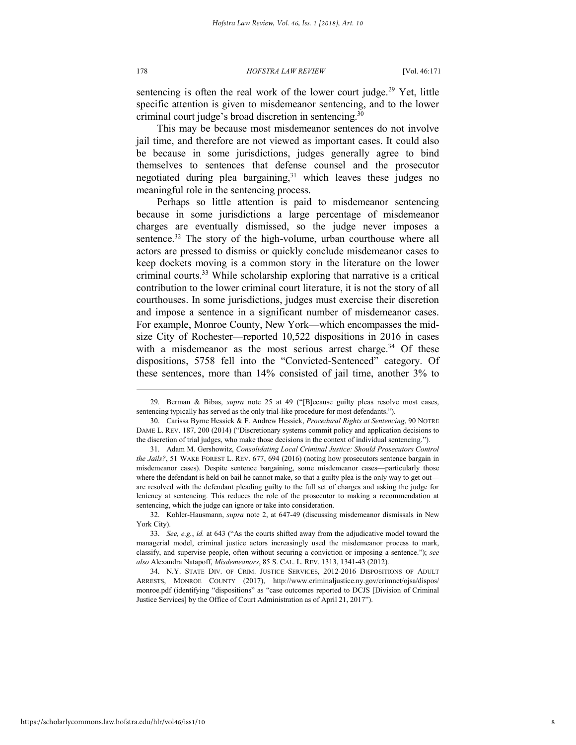sentencing is often the real work of the lower court judge.[29] Yet, little specific attention is given to misdemeanor sentencing, and to the lower criminal court judge's broad discretion in sentencing.[30]

This may be because most misdemeanor sentences do not involve jail time, and therefore are not viewed as important cases. It could also be because in some jurisdictions, judges generally agree to bind themselves to sentences that defense counsel and the prosecutor negotiated during plea bargaining,[31] which leaves these judges no meaningful role in the sentencing process.

Perhaps so little attention is paid to misdemeanor sentencing because in some jurisdictions a large percentage of misdemeanor charges are eventually dismissed, so the judge never imposes a sentence.[32] The story of the high-volume, urban courthouse where all actors are pressed to dismiss or quickly conclude misdemeanor cases to keep dockets moving is a common story in the literature on the lower criminal courts.[33] While scholarship exploring that narrative is a critical contribution to the lower criminal court literature, it is not the story of all courthouses. In some jurisdictions, judges must exercise their discretion and impose a sentence in a significant number of misdemeanor cases. For example, Monroe County, New York—which encompasses the mid-size City of Rochester—reported 10,522 dispositions in 2016 in cases with a misdemeanor as the most serious arrest charge.[34] Of these dispositions, 5758 fell into the "Convicted-Sentenced" category. Of these sentences, more than 14% consisted of jail time, another 3% to

---

29. Berman & Bibas, *supra* note 25 at 49 ("[B]ecause guilty pleas resolve most cases, sentencing typically has served as the only trial-like procedure for most defendants.").

30. Carissa Byrne Hessick & F. Andrew Hessick, *Procedural Rights at Sentencing*, 90 NOTRE DAME L. REV. 187, 200 (2014) ("Discretionary systems commit policy and application decisions to the discretion of trial judges, who make those decisions in the context of individual sentencing.").

31. Adam M. Gershowitz, *Consolidating Local Criminal Justice: Should Prosecutors Control the Jails?*, 51 WAKE FOREST L. REV. 677, 694 (2016) (noting how prosecutors sentence bargain in misdemeanor cases). Despite sentence bargaining, some misdemeanor cases—particularly those where the defendant is held on bail he cannot make, so that a guilty plea is the only way to get out—are resolved with the defendant pleading guilty to the full set of charges and asking the judge for leniency at sentencing. This reduces the role of the prosecutor to making a recommendation at sentencing, which the judge can ignore or take into consideration.

32. Kohler-Hausmann, *supra* note 2, at 647-49 (discussing misdemeanor dismissals in New York City).

33. *See, e.g.*, *id.* at 643 ("As the courts shifted away from the adjudicative model toward the managerial model, criminal justice actors increasingly used the misdemeanor process to mark, classify, and supervise people, often without securing a conviction or imposing a sentence."); *see also* Alexandra Natapoff, *Misdemeanors*, 85 S. CAL. L. REV. 1313, 1341-43 (2012).

34. N.Y. STATE DIV. OF CRIM. JUSTICE SERVICES, 2012-2016 DISPOSITIONS OF ADULT ARRESTS, MONROE COUNTY (2017), http://www.criminaljustice.ny.gov/crimnet/ojsa/dispos/monroe.pdf (identifying "dispositions" as "case outcomes reported to DCJS [Division of Criminal Justice Services] by the Office of Court Administration as of April 21, 2017").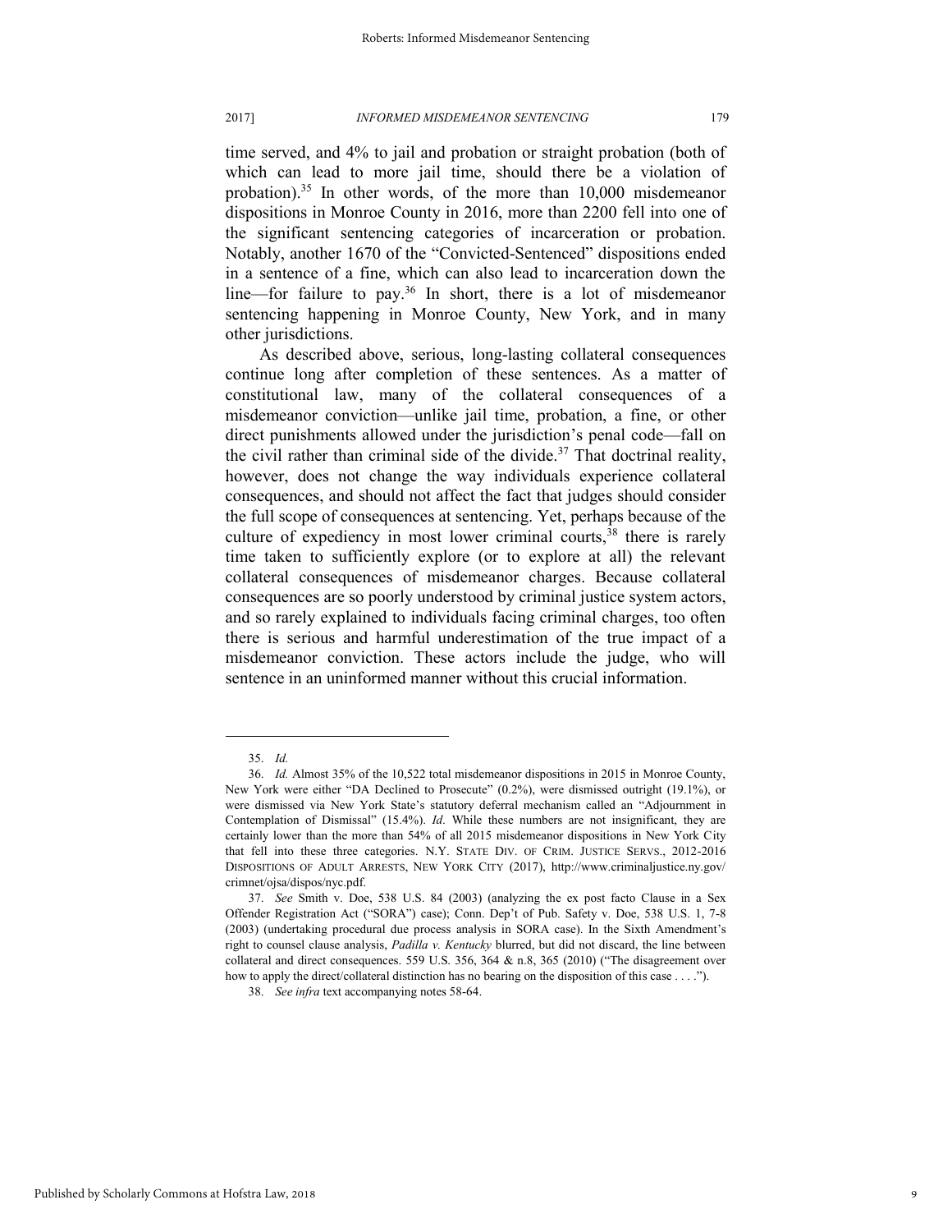time served, and 4% to jail and probation or straight probation (both of which can lead to more jail time, should there be a violation of probation).[35] In other words, of the more than 10,000 misdemeanor dispositions in Monroe County in 2016, more than 2200 fell into one of the significant sentencing categories of incarceration or probation. Notably, another 1670 of the "Convicted-Sentenced" dispositions ended in a sentence of a fine, which can also lead to incarceration down the line—for failure to pay.[36] In short, there is a lot of misdemeanor sentencing happening in Monroe County, New York, and in many other jurisdictions.

As described above, serious, long-lasting collateral consequences continue long after completion of these sentences. As a matter of constitutional law, many of the collateral consequences of a misdemeanor conviction—unlike jail time, probation, a fine, or other direct punishments allowed under the jurisdiction's penal code—fall on the civil rather than criminal side of the divide.[37] That doctrinal reality, however, does not change the way individuals experience collateral consequences, and should not affect the fact that judges should consider the full scope of consequences at sentencing. Yet, perhaps because of the culture of expediency in most lower criminal courts,[38] there is rarely time taken to sufficiently explore (or to explore at all) the relevant collateral consequences of misdemeanor charges. Because collateral consequences are so poorly understood by criminal justice system actors, and so rarely explained to individuals facing criminal charges, too often there is serious and harmful underestimation of the true impact of a misdemeanor conviction. These actors include the judge, who will sentence in an uninformed manner without this crucial information.

---

35. *Id.*

36. *Id.* Almost 35% of the 10,522 total misdemeanor dispositions in 2015 in Monroe County, New York were either "DA Declined to Prosecute" (0.2%), were dismissed outright (19.1%), or were dismissed via New York State's statutory deferral mechanism called an "Adjournment in Contemplation of Dismissal" (15.4%). *Id*. While these numbers are not insignificant, they are certainly lower than the more than 54% of all 2015 misdemeanor dispositions in New York City that fell into these three categories. N.Y. STATE DIV. OF CRIM. JUSTICE SERVS., 2012-2016 DISPOSITIONS OF ADULT ARRESTS, NEW YORK CITY (2017), http://www.criminaljustice.ny.gov/crimnet/ojsa/dispos/nyc.pdf.

37. *See* Smith v. Doe, 538 U.S. 84 (2003) (analyzing the ex post facto Clause in a Sex Offender Registration Act ("SORA") case); Conn. Dep't of Pub. Safety v. Doe, 538 U.S. 1, 7-8 (2003) (undertaking procedural due process analysis in SORA case). In the Sixth Amendment's right to counsel clause analysis, *Padilla v. Kentucky* blurred, but did not discard, the line between collateral and direct consequences. 559 U.S. 356, 364 & n.8, 365 (2010) ("The disagreement over how to apply the direct/collateral distinction has no bearing on the disposition of this case . . . .").

38. *See infra* text accompanying notes 58-64.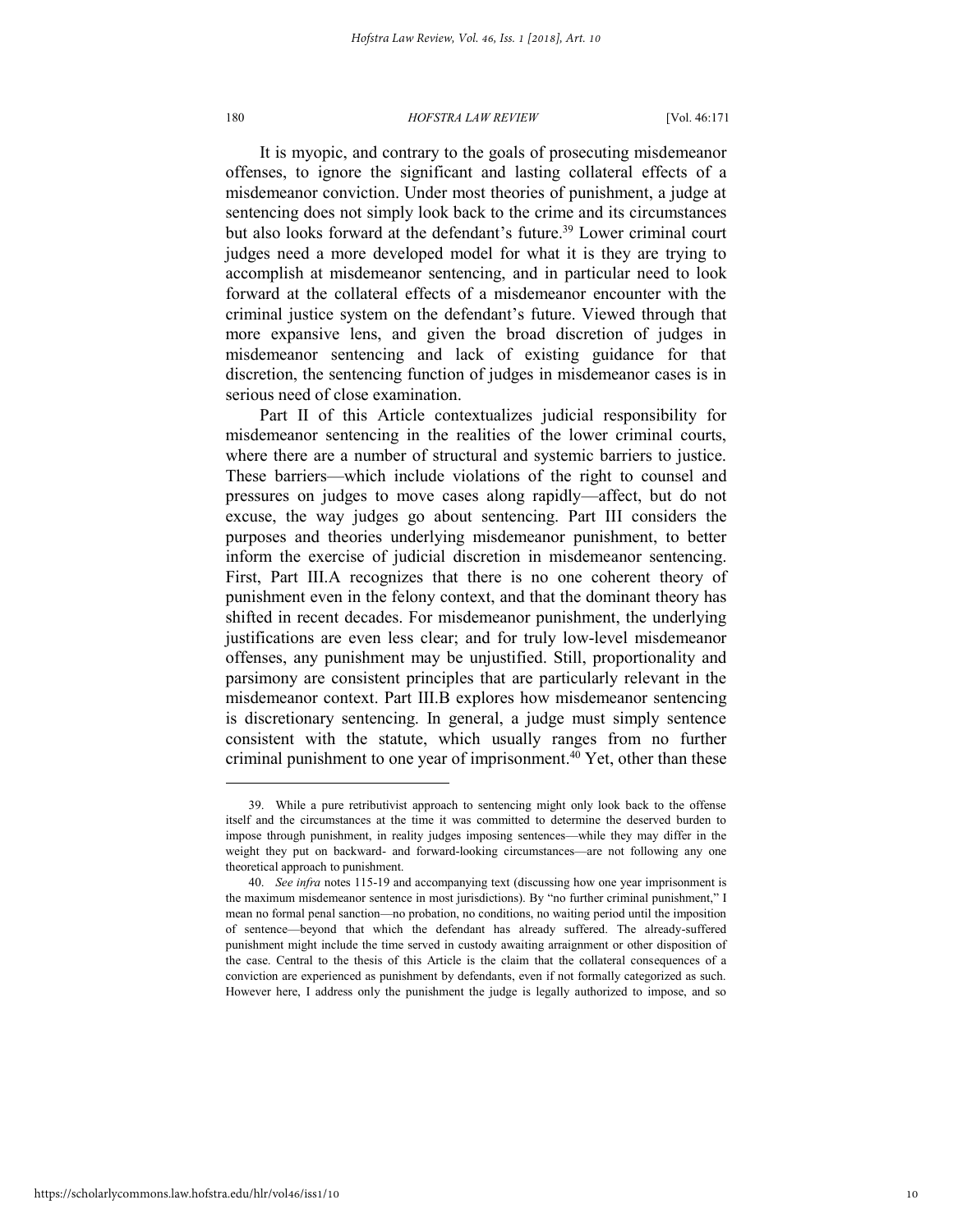It is myopic, and contrary to the goals of prosecuting misdemeanor offenses, to ignore the significant and lasting collateral effects of a misdemeanor conviction. Under most theories of punishment, a judge at sentencing does not simply look back to the crime and its circumstances but also looks forward at the defendant's future.[39] Lower criminal court judges need a more developed model for what it is they are trying to accomplish at misdemeanor sentencing, and in particular need to look forward at the collateral effects of a misdemeanor encounter with the criminal justice system on the defendant's future. Viewed through that more expansive lens, and given the broad discretion of judges in misdemeanor sentencing and lack of existing guidance for that discretion, the sentencing function of judges in misdemeanor cases is in serious need of close examination.

Part II of this Article contextualizes judicial responsibility for misdemeanor sentencing in the realities of the lower criminal courts, where there are a number of structural and systemic barriers to justice. These barriers—which include violations of the right to counsel and pressures on judges to move cases along rapidly—affect, but do not excuse, the way judges go about sentencing. Part III considers the purposes and theories underlying misdemeanor punishment, to better inform the exercise of judicial discretion in misdemeanor sentencing. First, Part III.A recognizes that there is no one coherent theory of punishment even in the felony context, and that the dominant theory has shifted in recent decades. For misdemeanor punishment, the underlying justifications are even less clear; and for truly low-level misdemeanor offenses, any punishment may be unjustified. Still, proportionality and parsimony are consistent principles that are particularly relevant in the misdemeanor context. Part III.B explores how misdemeanor sentencing is discretionary sentencing. In general, a judge must simply sentence consistent with the statute, which usually ranges from no further criminal punishment to one year of imprisonment.[40] Yet, other than these

---

39. While a pure retributivist approach to sentencing might only look back to the offense itself and the circumstances at the time it was committed to determine the deserved burden to impose through punishment, in reality judges imposing sentences—while they may differ in the weight they put on backward- and forward-looking circumstances—are not following any one theoretical approach to punishment.

40. *See infra* notes 115-19 and accompanying text (discussing how one year imprisonment is the maximum misdemeanor sentence in most jurisdictions). By "no further criminal punishment," I mean no formal penal sanction—no probation, no conditions, no waiting period until the imposition of sentence—beyond that which the defendant has already suffered. The already-suffered punishment might include the time served in custody awaiting arraignment or other disposition of the case. Central to the thesis of this Article is the claim that the collateral consequences of a conviction are experienced as punishment by defendants, even if not formally categorized as such. However here, I address only the punishment the judge is legally authorized to impose, and so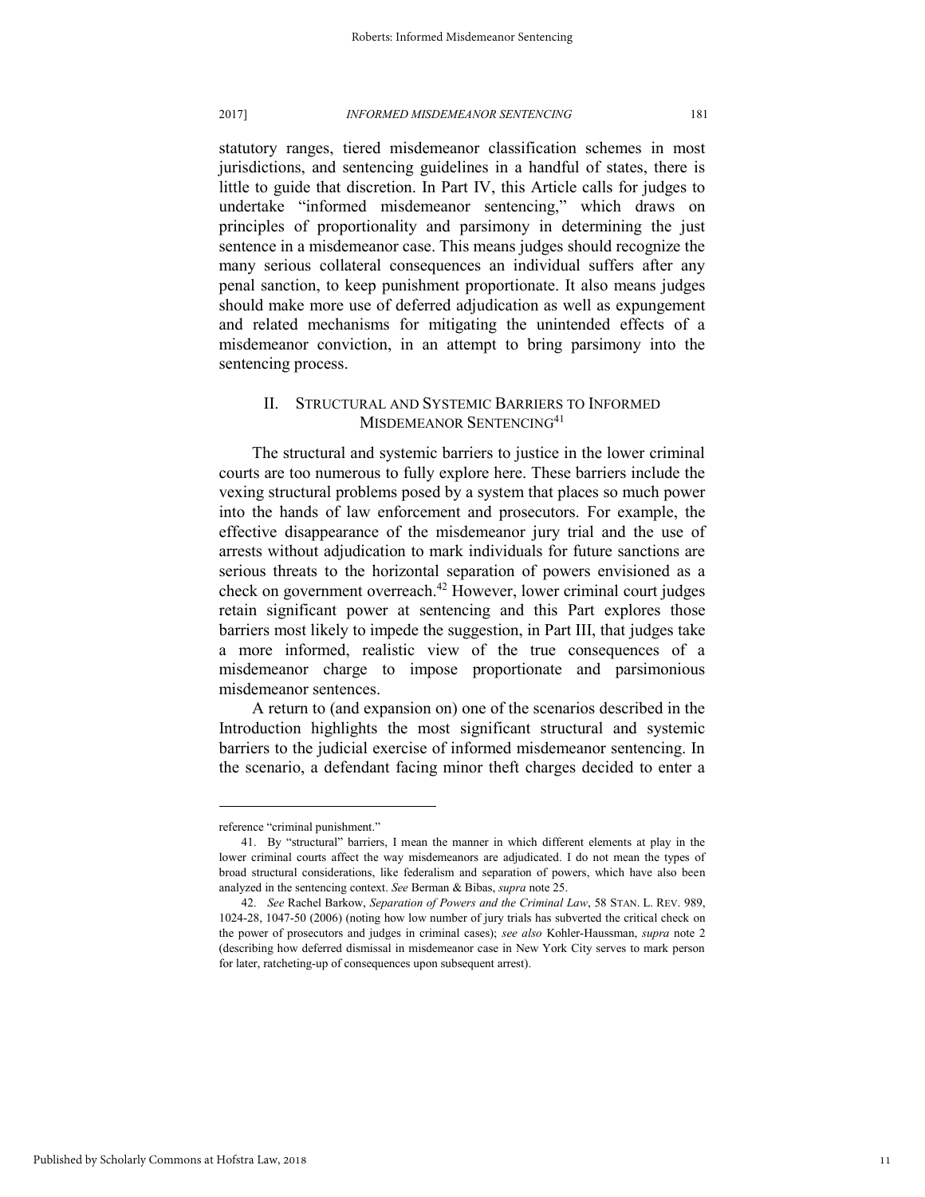statutory ranges, tiered misdemeanor classification schemes in most jurisdictions, and sentencing guidelines in a handful of states, there is little to guide that discretion. In Part IV, this Article calls for judges to undertake "informed misdemeanor sentencing," which draws on principles of proportionality and parsimony in determining the just sentence in a misdemeanor case. This means judges should recognize the many serious collateral consequences an individual suffers after any penal sanction, to keep punishment proportionate. It also means judges should make more use of deferred adjudication as well as expungement and related mechanisms for mitigating the unintended effects of a misdemeanor conviction, in an attempt to bring parsimony into the sentencing process.

## II. STRUCTURAL AND SYSTEMIC BARRIERS TO INFORMED MISDEMEANOR SENTENCING[41]

The structural and systemic barriers to justice in the lower criminal courts are too numerous to fully explore here. These barriers include the vexing structural problems posed by a system that places so much power into the hands of law enforcement and prosecutors. For example, the effective disappearance of the misdemeanor jury trial and the use of arrests without adjudication to mark individuals for future sanctions are serious threats to the horizontal separation of powers envisioned as a check on government overreach.[42] However, lower criminal court judges retain significant power at sentencing and this Part explores those barriers most likely to impede the suggestion, in Part III, that judges take a more informed, realistic view of the true consequences of a misdemeanor charge to impose proportionate and parsimonious misdemeanor sentences.

A return to (and expansion on) one of the scenarios described in the Introduction highlights the most significant structural and systemic barriers to the judicial exercise of informed misdemeanor sentencing. In the scenario, a defendant facing minor theft charges decided to enter a

---

reference "criminal punishment."

41. By "structural" barriers, I mean the manner in which different elements at play in the lower criminal courts affect the way misdemeanors are adjudicated. I do not mean the types of broad structural considerations, like federalism and separation of powers, which have also been analyzed in the sentencing context. *See* Berman & Bibas, *supra* note 25.

42. *See* Rachel Barkow, *Separation of Powers and the Criminal Law*, 58 STAN. L. REV. 989, 1024-28, 1047-50 (2006) (noting how low number of jury trials has subverted the critical check on the power of prosecutors and judges in criminal cases); *see also* Kohler-Haussman, *supra* note 2 (describing how deferred dismissal in misdemeanor case in New York City serves to mark person for later, ratcheting-up of consequences upon subsequent arrest).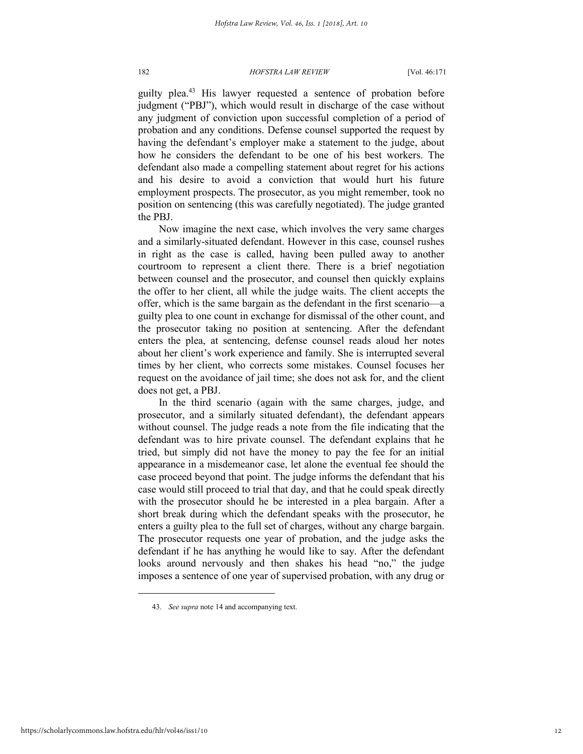guilty plea.[43] His lawyer requested a sentence of probation before judgment ("PBJ"), which would result in discharge of the case without any judgment of conviction upon successful completion of a period of probation and any conditions. Defense counsel supported the request by having the defendant's employer make a statement to the judge, about how he considers the defendant to be one of his best workers. The defendant also made a compelling statement about regret for his actions and his desire to avoid a conviction that would hurt his future employment prospects. The prosecutor, as you might remember, took no position on sentencing (this was carefully negotiated). The judge granted the PBJ.

Now imagine the next case, which involves the very same charges and a similarly-situated defendant. However in this case, counsel rushes in right as the case is called, having been pulled away to another courtroom to represent a client there. There is a brief negotiation between counsel and the prosecutor, and counsel then quickly explains the offer to her client, all while the judge waits. The client accepts the offer, which is the same bargain as the defendant in the first scenario—a guilty plea to one count in exchange for dismissal of the other count, and the prosecutor taking no position at sentencing. After the defendant enters the plea, at sentencing, defense counsel reads aloud her notes about her client's work experience and family. She is interrupted several times by her client, who corrects some mistakes. Counsel focuses her request on the avoidance of jail time; she does not ask for, and the client does not get, a PBJ.

In the third scenario (again with the same charges, judge, and prosecutor, and a similarly situated defendant), the defendant appears without counsel. The judge reads a note from the file indicating that the defendant was to hire private counsel. The defendant explains that he tried, but simply did not have the money to pay the fee for an initial appearance in a misdemeanor case, let alone the eventual fee should the case proceed beyond that point. The judge informs the defendant that his case would still proceed to trial that day, and that he could speak directly with the prosecutor should he be interested in a plea bargain. After a short break during which the defendant speaks with the prosecutor, he enters a guilty plea to the full set of charges, without any charge bargain. The prosecutor requests one year of probation, and the judge asks the defendant if he has anything he would like to say. After the defendant looks around nervously and then shakes his head "no," the judge imposes a sentence of one year of supervised probation, with any drug or

43. *See supra* note 14 and accompanying text.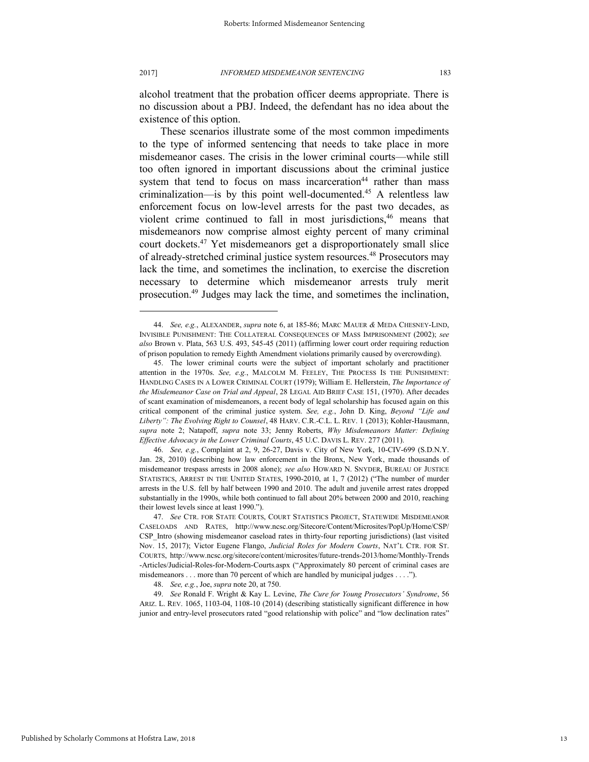alcohol treatment that the probation officer deems appropriate. There is no discussion about a PBJ. Indeed, the defendant has no idea about the existence of this option.

These scenarios illustrate some of the most common impediments to the type of informed sentencing that needs to take place in more misdemeanor cases. The crisis in the lower criminal courts—while still too often ignored in important discussions about the criminal justice system that tend to focus on mass incarceration[44] rather than mass criminalization—is by this point well-documented.[45] A relentless law enforcement focus on low-level arrests for the past two decades, as violent crime continued to fall in most jurisdictions,[46] means that misdemeanors now comprise almost eighty percent of many criminal court dockets.[47] Yet misdemeanors get a disproportionately small slice of already-stretched criminal justice system resources.[48] Prosecutors may lack the time, and sometimes the inclination, to exercise the discretion necessary to determine which misdemeanor arrests truly merit prosecution.[49] Judges may lack the time, and sometimes the inclination,

---

44. *See, e.g.*, ALEXANDER, *supra* note 6, at 185-86; MARC MAUER *&* MEDA CHESNEY-LIND, INVISIBLE PUNISHMENT: THE COLLATERAL CONSEQUENCES OF MASS IMPRISONMENT (2002); *see also* Brown v. Plata, 563 U.S. 493, 545-45 (2011) (affirming lower court order requiring reduction of prison population to remedy Eighth Amendment violations primarily caused by overcrowding).

45. The lower criminal courts were the subject of important scholarly and practitioner attention in the 1970s. *See, e.g.*, MALCOLM M. FEELEY, THE PROCESS IS THE PUNISHMENT: HANDLING CASES IN A LOWER CRIMINAL COURT (1979); William E. Hellerstein, *The Importance of the Misdemeanor Case on Trial and Appeal*, 28 LEGAL AID BRIEF CASE 151, (1970). After decades of scant examination of misdemeanors, a recent body of legal scholarship has focused again on this critical component of the criminal justice system. *See, e.g.*, John D. King, *Beyond "Life and Liberty": The Evolving Right to Counsel*, 48 HARV. C.R.-C.L. L. REV. 1 (2013); Kohler-Hausmann, *supra* note 2; Natapoff, *supra* note 33; Jenny Roberts, *Why Misdemeanors Matter: Defining Effective Advocacy in the Lower Criminal Courts*, 45 U.C. DAVIS L. REV. 277 (2011).

46. *See, e.g.*, Complaint at 2, 9, 26-27, Davis v. City of New York, 10-CIV-699 (S.D.N.Y. Jan. 28, 2010) (describing how law enforcement in the Bronx, New York, made thousands of misdemeanor trespass arrests in 2008 alone); *see also* HOWARD N. SNYDER, BUREAU OF JUSTICE STATISTICS, ARREST IN THE UNITED STATES, 1990-2010, at 1, 7 (2012) ("The number of murder arrests in the U.S. fell by half between 1990 and 2010. The adult and juvenile arrest rates dropped substantially in the 1990s, while both continued to fall about 20% between 2000 and 2010, reaching their lowest levels since at least 1990.").

47. *See* CTR. FOR STATE COURTS, COURT STATISTICS PROJECT, STATEWIDE MISDEMEANOR CASELOADS AND RATES, http://www.ncsc.org/Sitecore/Content/Microsites/PopUp/Home/CSP/CSP_Intro (showing misdemeanor caseload rates in thirty-four reporting jurisdictions) (last visited Nov. 15, 2017); Victor Eugene Flango, *Judicial Roles for Modern Courts*, NAT'L CTR. FOR ST. COURTS, http://www.ncsc.org/sitecore/content/microsites/future-trends-2013/home/Monthly-Trends-Articles/Judicial-Roles-for-Modern-Courts.aspx ("Approximately 80 percent of criminal cases are misdemeanors . . . more than 70 percent of which are handled by municipal judges . . . .").

48. *See, e.g.*, Joe, *supra* note 20, at 750.

49. *See* Ronald F. Wright & Kay L. Levine, *The Cure for Young Prosecutors' Syndrome*, 56 ARIZ. L. REV. 1065, 1103-04, 1108-10 (2014) (describing statistically significant difference in how junior and entry-level prosecutors rated "good relationship with police" and "low declination rates"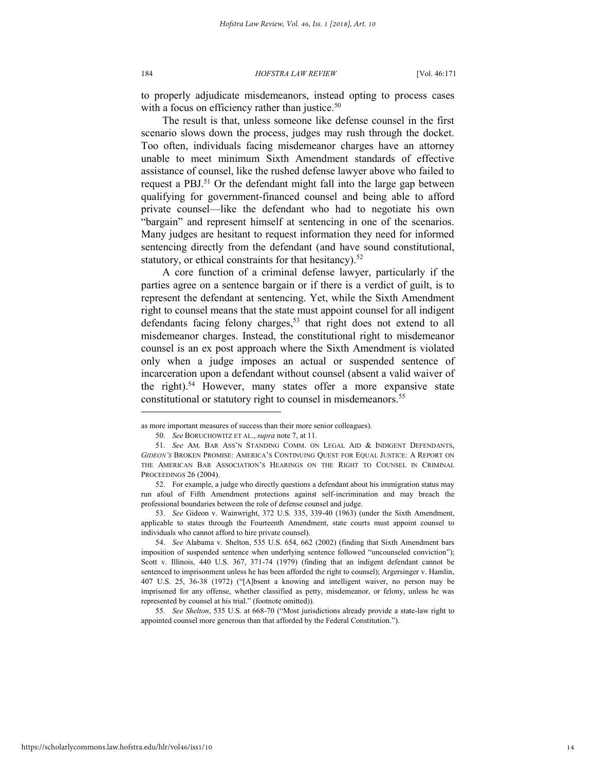to properly adjudicate misdemeanors, instead opting to process cases with a focus on efficiency rather than justice.[50]

The result is that, unless someone like defense counsel in the first scenario slows down the process, judges may rush through the docket. Too often, individuals facing misdemeanor charges have an attorney unable to meet minimum Sixth Amendment standards of effective assistance of counsel, like the rushed defense lawyer above who failed to request a PBJ.[51] Or the defendant might fall into the large gap between qualifying for government-financed counsel and being able to afford private counsel—like the defendant who had to negotiate his own "bargain" and represent himself at sentencing in one of the scenarios. Many judges are hesitant to request information they need for informed sentencing directly from the defendant (and have sound constitutional, statutory, or ethical constraints for that hesitancy).[52]

A core function of a criminal defense lawyer, particularly if the parties agree on a sentence bargain or if there is a verdict of guilt, is to represent the defendant at sentencing. Yet, while the Sixth Amendment right to counsel means that the state must appoint counsel for all indigent defendants facing felony charges,[53] that right does not extend to all misdemeanor charges. Instead, the constitutional right to misdemeanor counsel is an ex post approach where the Sixth Amendment is violated only when a judge imposes an actual or suspended sentence of incarceration upon a defendant without counsel (absent a valid waiver of the right).[54] However, many states offer a more expansive state constitutional or statutory right to counsel in misdemeanors.[55]

---

as more important measures of success than their more senior colleagues).

50. *See* BORUCHOWITZ ET AL., *supra* note 7, at 11.

51. *See* AM. BAR ASS'N STANDING COMM. ON LEGAL AID & INDIGENT DEFENDANTS, *GIDEON'S* BROKEN PROMISE: AMERICA'S CONTINUING QUEST FOR EQUAL JUSTICE: A REPORT ON THE AMERICAN BAR ASSOCIATION'S HEARINGS ON THE RIGHT TO COUNSEL IN CRIMINAL PROCEEDINGS 26 (2004).

52. For example, a judge who directly questions a defendant about his immigration status may run afoul of Fifth Amendment protections against self-incrimination and may breach the professional boundaries between the role of defense counsel and judge.

53. *See* Gideon v. Wainwright, 372 U.S. 335, 339-40 (1963) (under the Sixth Amendment, applicable to states through the Fourteenth Amendment, state courts must appoint counsel to individuals who cannot afford to hire private counsel).

54. *See* Alabama v. Shelton, 535 U.S. 654, 662 (2002) (finding that Sixth Amendment bars imposition of suspended sentence when underlying sentence followed "uncounseled conviction"); Scott v. Illinois, 440 U.S. 367, 371-74 (1979) (finding that an indigent defendant cannot be sentenced to imprisonment unless he has been afforded the right to counsel); Argersinger v. Hamlin, 407 U.S. 25, 36-38 (1972) ("[A]bsent a knowing and intelligent waiver, no person may be imprisoned for any offense, whether classified as petty, misdemeanor, or felony, unless he was represented by counsel at his trial." (footnote omitted)).

55. *See Shelton*, 535 U.S. at 668-70 ("Most jurisdictions already provide a state-law right to appointed counsel more generous than that afforded by the Federal Constitution.").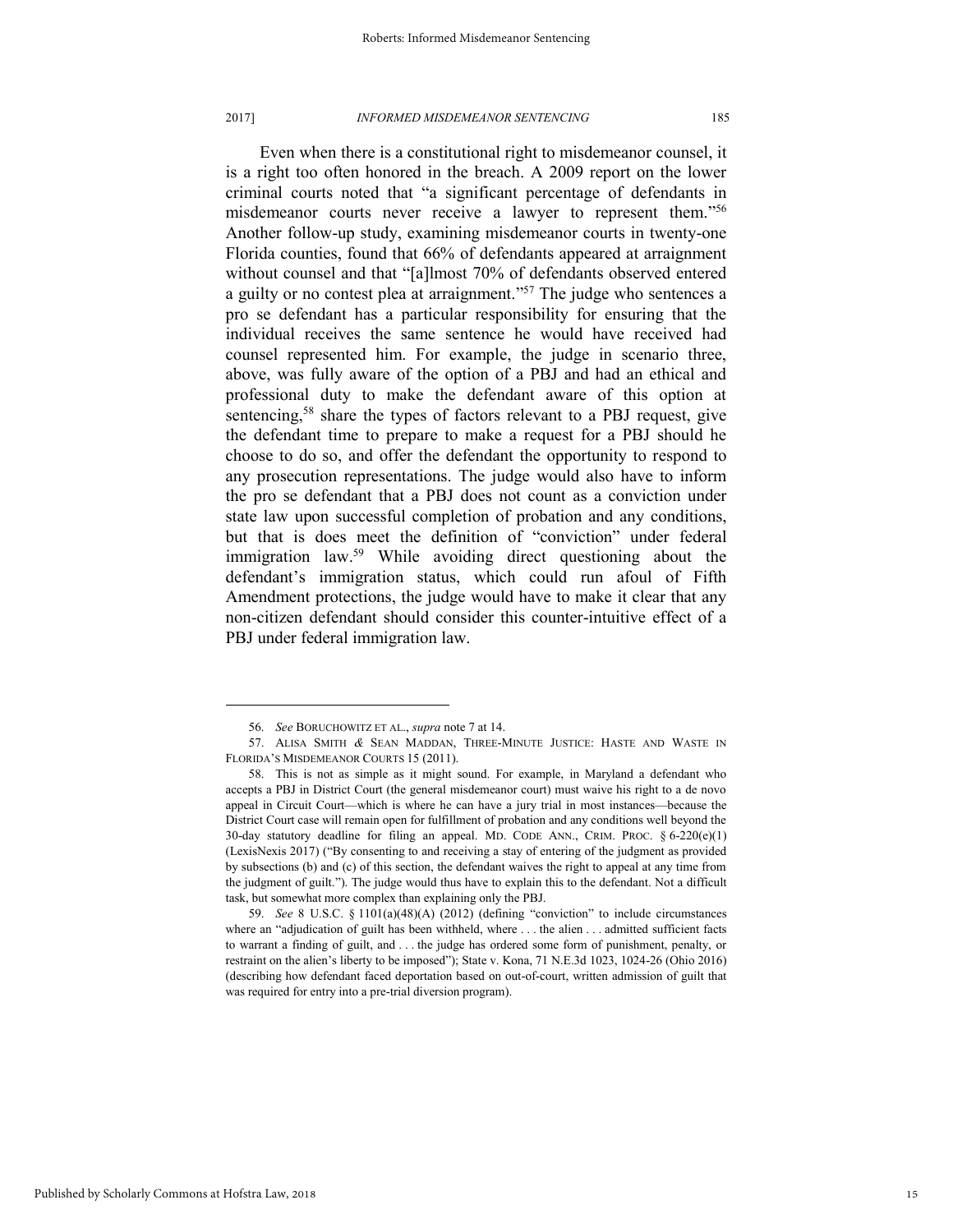Even when there is a constitutional right to misdemeanor counsel, it is a right too often honored in the breach. A 2009 report on the lower criminal courts noted that "a significant percentage of defendants in misdemeanor courts never receive a lawyer to represent them."[56] Another follow-up study, examining misdemeanor courts in twenty-one Florida counties, found that 66% of defendants appeared at arraignment without counsel and that "[a]lmost 70% of defendants observed entered a guilty or no contest plea at arraignment."[57] The judge who sentences a pro se defendant has a particular responsibility for ensuring that the individual receives the same sentence he would have received had counsel represented him. For example, the judge in scenario three, above, was fully aware of the option of a PBJ and had an ethical and professional duty to make the defendant aware of this option at sentencing,[58] share the types of factors relevant to a PBJ request, give the defendant time to prepare to make a request for a PBJ should he choose to do so, and offer the defendant the opportunity to respond to any prosecution representations. The judge would also have to inform the pro se defendant that a PBJ does not count as a conviction under state law upon successful completion of probation and any conditions, but that is does meet the definition of "conviction" under federal immigration law.[59] While avoiding direct questioning about the defendant's immigration status, which could run afoul of Fifth Amendment protections, the judge would have to make it clear that any non-citizen defendant should consider this counter-intuitive effect of a PBJ under federal immigration law.

---

56. *See* BORUCHOWITZ ET AL., *supra* note 7 at 14.

57. ALISA SMITH *&* SEAN MADDAN, THREE-MINUTE JUSTICE: HASTE AND WASTE IN FLORIDA'S MISDEMEANOR COURTS 15 (2011).

58. This is not as simple as it might sound. For example, in Maryland a defendant who accepts a PBJ in District Court (the general misdemeanor court) must waive his right to a de novo appeal in Circuit Court—which is where he can have a jury trial in most instances—because the District Court case will remain open for fulfillment of probation and any conditions well beyond the 30-day statutory deadline for filing an appeal. MD. CODE ANN., CRIM. PROC. § 6-220(e)(1) (LexisNexis 2017) ("By consenting to and receiving a stay of entering of the judgment as provided by subsections (b) and (c) of this section, the defendant waives the right to appeal at any time from the judgment of guilt."). The judge would thus have to explain this to the defendant. Not a difficult task, but somewhat more complex than explaining only the PBJ.

59. *See* 8 U.S.C. § 1101(a)(48)(A) (2012) (defining "conviction" to include circumstances where an "adjudication of guilt has been withheld, where . . . the alien . . . admitted sufficient facts to warrant a finding of guilt, and . . . the judge has ordered some form of punishment, penalty, or restraint on the alien's liberty to be imposed"); State v. Kona, 71 N.E.3d 1023, 1024-26 (Ohio 2016) (describing how defendant faced deportation based on out-of-court, written admission of guilt that was required for entry into a pre-trial diversion program).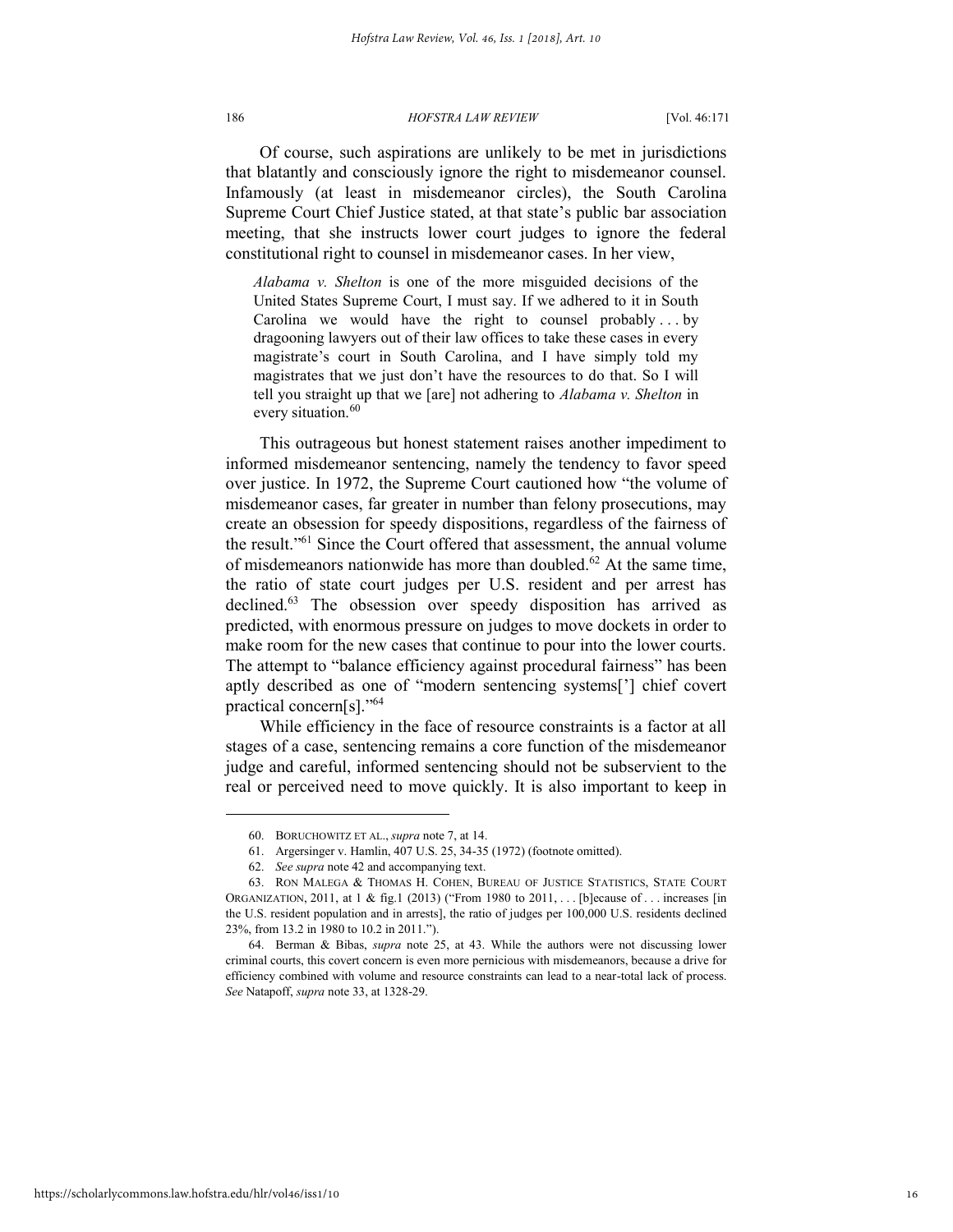Of course, such aspirations are unlikely to be met in jurisdictions that blatantly and consciously ignore the right to misdemeanor counsel. Infamously (at least in misdemeanor circles), the South Carolina Supreme Court Chief Justice stated, at that state's public bar association meeting, that she instructs lower court judges to ignore the federal constitutional right to counsel in misdemeanor cases. In her view,

> *Alabama v. Shelton* is one of the more misguided decisions of the United States Supreme Court, I must say. If we adhered to it in South Carolina we would have the right to counsel probably . . . by dragooning lawyers out of their law offices to take these cases in every magistrate's court in South Carolina, and I have simply told my magistrates that we just don't have the resources to do that. So I will tell you straight up that we [are] not adhering to *Alabama v. Shelton* in every situation.[60]

This outrageous but honest statement raises another impediment to informed misdemeanor sentencing, namely the tendency to favor speed over justice. In 1972, the Supreme Court cautioned how "the volume of misdemeanor cases, far greater in number than felony prosecutions, may create an obsession for speedy dispositions, regardless of the fairness of the result."[61] Since the Court offered that assessment, the annual volume of misdemeanors nationwide has more than doubled.[62] At the same time, the ratio of state court judges per U.S. resident and per arrest has declined.[63] The obsession over speedy disposition has arrived as predicted, with enormous pressure on judges to move dockets in order to make room for the new cases that continue to pour into the lower courts. The attempt to "balance efficiency against procedural fairness" has been aptly described as one of "modern sentencing systems['] chief covert practical concern[s]."[64]

While efficiency in the face of resource constraints is a factor at all stages of a case, sentencing remains a core function of the misdemeanor judge and careful, informed sentencing should not be subservient to the real or perceived need to move quickly. It is also important to keep in

---

60. BORUCHOWITZ ET AL., *supra* note 7, at 14.

61. Argersinger v. Hamlin, 407 U.S. 25, 34-35 (1972) (footnote omitted).

62. *See supra* note 42 and accompanying text.

63. RON MALEGA & THOMAS H. COHEN, BUREAU OF JUSTICE STATISTICS, STATE COURT ORGANIZATION, 2011, at 1 & fig.1 (2013) ("From 1980 to 2011, . . . [b]ecause of . . . increases [in the U.S. resident population and in arrests], the ratio of judges per 100,000 U.S. residents declined 23%, from 13.2 in 1980 to 10.2 in 2011.").

64. Berman & Bibas, *supra* note 25, at 43. While the authors were not discussing lower criminal courts, this covert concern is even more pernicious with misdemeanors, because a drive for efficiency combined with volume and resource constraints can lead to a near-total lack of process. *See* Natapoff, *supra* note 33, at 1328-29.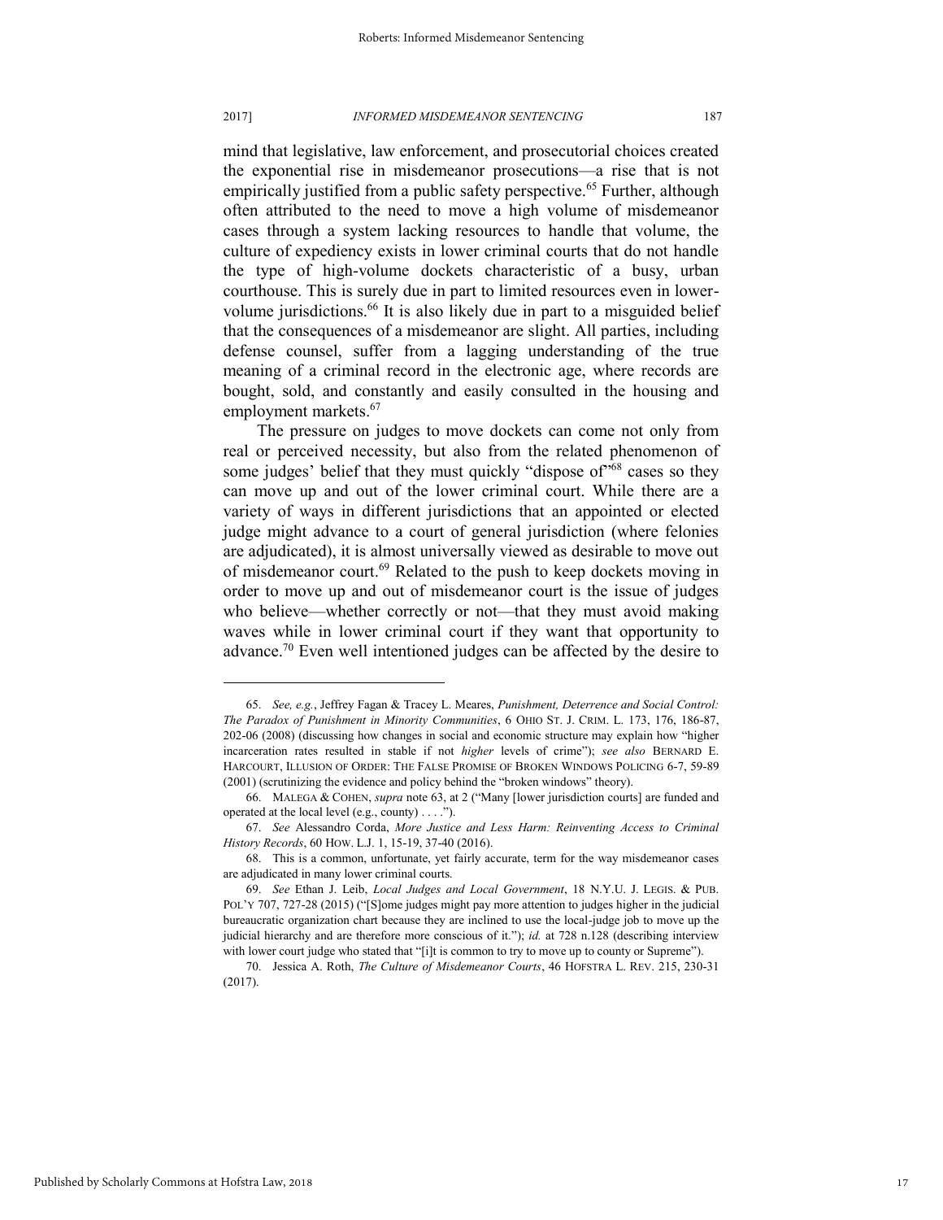mind that legislative, law enforcement, and prosecutorial choices created the exponential rise in misdemeanor prosecutions—a rise that is not empirically justified from a public safety perspective.[65] Further, although often attributed to the need to move a high volume of misdemeanor cases through a system lacking resources to handle that volume, the culture of expediency exists in lower criminal courts that do not handle the type of high-volume dockets characteristic of a busy, urban courthouse. This is surely due in part to limited resources even in lower-volume jurisdictions.[66] It is also likely due in part to a misguided belief that the consequences of a misdemeanor are slight. All parties, including defense counsel, suffer from a lagging understanding of the true meaning of a criminal record in the electronic age, where records are bought, sold, and constantly and easily consulted in the housing and employment markets.[67]

The pressure on judges to move dockets can come not only from real or perceived necessity, but also from the related phenomenon of some judges' belief that they must quickly "dispose of"[68] cases so they can move up and out of the lower criminal court. While there are a variety of ways in different jurisdictions that an appointed or elected judge might advance to a court of general jurisdiction (where felonies are adjudicated), it is almost universally viewed as desirable to move out of misdemeanor court.[69] Related to the push to keep dockets moving in order to move up and out of misdemeanor court is the issue of judges who believe—whether correctly or not—that they must avoid making waves while in lower criminal court if they want that opportunity to advance.[70] Even well intentioned judges can be affected by the desire to

---

65. *See, e.g.*, Jeffrey Fagan & Tracey L. Meares, *Punishment, Deterrence and Social Control: The Paradox of Punishment in Minority Communities*, 6 OHIO ST. J. CRIM. L. 173, 176, 186-87, 202-06 (2008) (discussing how changes in social and economic structure may explain how "higher incarceration rates resulted in stable if not *higher* levels of crime"); *see also* BERNARD E. HARCOURT, ILLUSION OF ORDER: THE FALSE PROMISE OF BROKEN WINDOWS POLICING 6-7, 59-89 (2001) (scrutinizing the evidence and policy behind the "broken windows" theory).

66. MALEGA & COHEN, *supra* note 63, at 2 ("Many [lower jurisdiction courts] are funded and operated at the local level (e.g., county) . . . .").

67. *See* Alessandro Corda, *More Justice and Less Harm: Reinventing Access to Criminal History Records*, 60 HOW. L.J. 1, 15-19, 37-40 (2016).

68. This is a common, unfortunate, yet fairly accurate, term for the way misdemeanor cases are adjudicated in many lower criminal courts.

69. *See* Ethan J. Leib, *Local Judges and Local Government*, 18 N.Y.U. J. LEGIS. & PUB. POL'Y 707, 727-28 (2015) ("[S]ome judges might pay more attention to judges higher in the judicial bureaucratic organization chart because they are inclined to use the local-judge job to move up the judicial hierarchy and are therefore more conscious of it."); *id.* at 728 n.128 (describing interview with lower court judge who stated that "[i]t is common to try to move up to county or Supreme").

70. Jessica A. Roth, *The Culture of Misdemeanor Courts*, 46 HOFSTRA L. REV. 215, 230-31 (2017).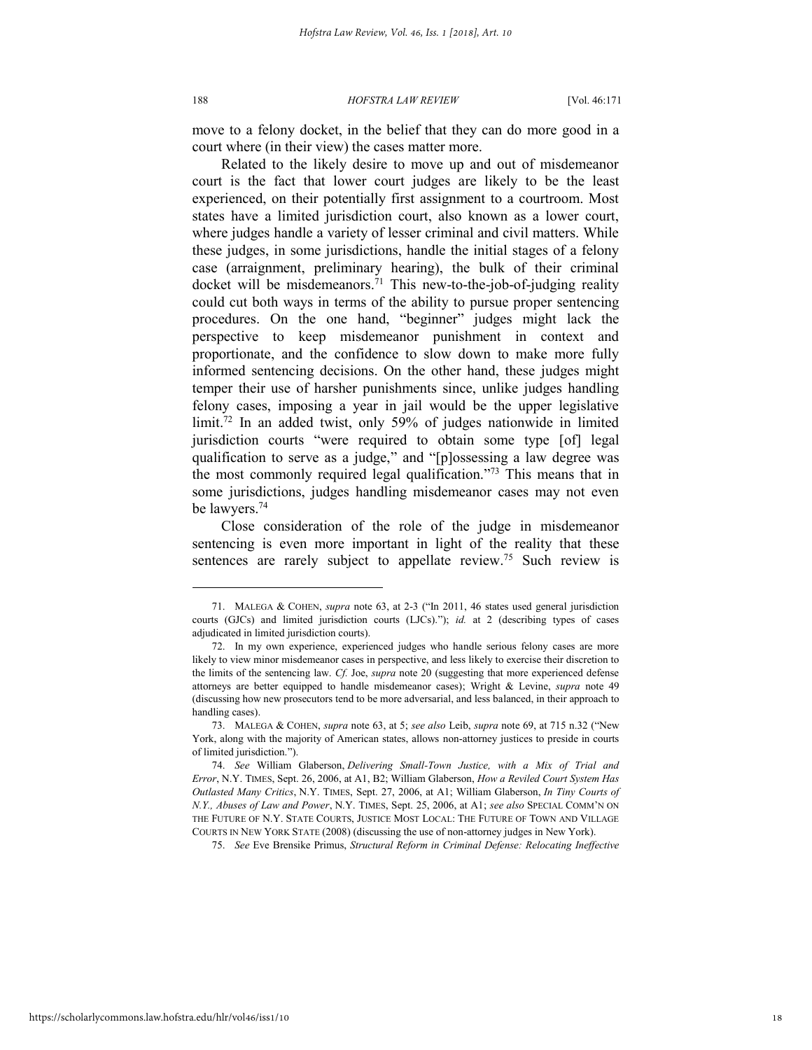move to a felony docket, in the belief that they can do more good in a court where (in their view) the cases matter more.

Related to the likely desire to move up and out of misdemeanor court is the fact that lower court judges are likely to be the least experienced, on their potentially first assignment to a courtroom. Most states have a limited jurisdiction court, also known as a lower court, where judges handle a variety of lesser criminal and civil matters. While these judges, in some jurisdictions, handle the initial stages of a felony case (arraignment, preliminary hearing), the bulk of their criminal docket will be misdemeanors.[71] This new-to-the-job-of-judging reality could cut both ways in terms of the ability to pursue proper sentencing procedures. On the one hand, "beginner" judges might lack the perspective to keep misdemeanor punishment in context and proportionate, and the confidence to slow down to make more fully informed sentencing decisions. On the other hand, these judges might temper their use of harsher punishments since, unlike judges handling felony cases, imposing a year in jail would be the upper legislative limit.[72] In an added twist, only 59% of judges nationwide in limited jurisdiction courts "were required to obtain some type [of] legal qualification to serve as a judge," and "[p]ossessing a law degree was the most commonly required legal qualification."[73] This means that in some jurisdictions, judges handling misdemeanor cases may not even be lawyers.[74]

Close consideration of the role of the judge in misdemeanor sentencing is even more important in light of the reality that these sentences are rarely subject to appellate review.[75] Such review is

---

71. MALEGA & COHEN, *supra* note 63, at 2-3 ("In 2011, 46 states used general jurisdiction courts (GJCs) and limited jurisdiction courts (LJCs)."); *id.* at 2 (describing types of cases adjudicated in limited jurisdiction courts).

72. In my own experience, experienced judges who handle serious felony cases are more likely to view minor misdemeanor cases in perspective, and less likely to exercise their discretion to the limits of the sentencing law. *Cf.* Joe, *supra* note 20 (suggesting that more experienced defense attorneys are better equipped to handle misdemeanor cases); Wright & Levine, *supra* note 49 (discussing how new prosecutors tend to be more adversarial, and less balanced, in their approach to handling cases).

73. MALEGA & COHEN, *supra* note 63, at 5; *see also* Leib, *supra* note 69, at 715 n.32 ("New York, along with the majority of American states, allows non-attorney justices to preside in courts of limited jurisdiction.").

74. *See* William Glaberson, *Delivering Small-Town Justice, with a Mix of Trial and Error*, N.Y. TIMES, Sept. 26, 2006, at A1, B2; William Glaberson, *How a Reviled Court System Has Outlasted Many Critics*, N.Y. TIMES, Sept. 27, 2006, at A1; William Glaberson, *In Tiny Courts of N.Y., Abuses of Law and Power*, N.Y. TIMES, Sept. 25, 2006, at A1; *see also* SPECIAL COMM'N ON THE FUTURE OF N.Y. STATE COURTS, JUSTICE MOST LOCAL: THE FUTURE OF TOWN AND VILLAGE COURTS IN NEW YORK STATE (2008) (discussing the use of non-attorney judges in New York).

75. *See* Eve Brensike Primus, *Structural Reform in Criminal Defense: Relocating Ineffective*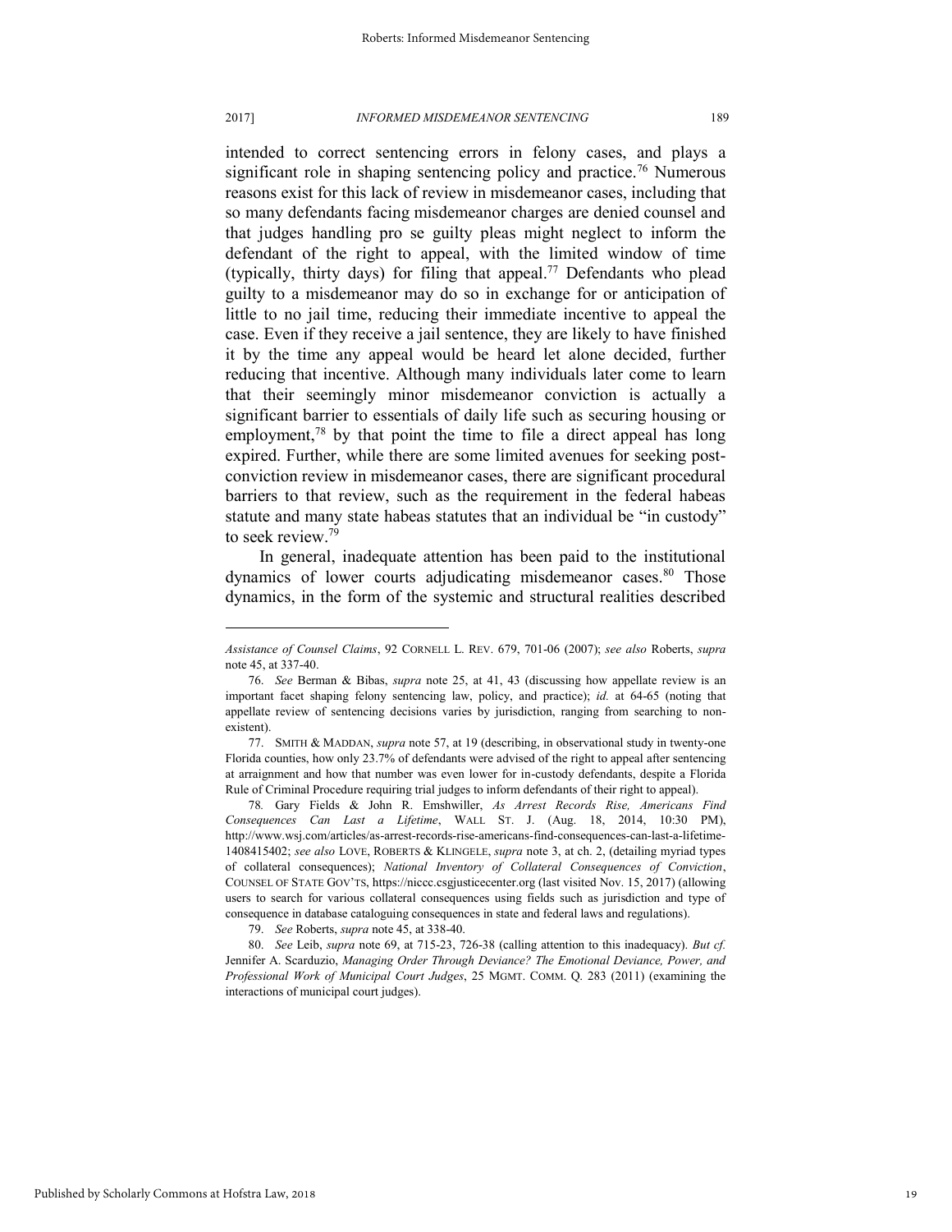intended to correct sentencing errors in felony cases, and plays a significant role in shaping sentencing policy and practice.[76] Numerous reasons exist for this lack of review in misdemeanor cases, including that so many defendants facing misdemeanor charges are denied counsel and that judges handling pro se guilty pleas might neglect to inform the defendant of the right to appeal, with the limited window of time (typically, thirty days) for filing that appeal.[77] Defendants who plead guilty to a misdemeanor may do so in exchange for or anticipation of little to no jail time, reducing their immediate incentive to appeal the case. Even if they receive a jail sentence, they are likely to have finished it by the time any appeal would be heard let alone decided, further reducing that incentive. Although many individuals later come to learn that their seemingly minor misdemeanor conviction is actually a significant barrier to essentials of daily life such as securing housing or employment,[78] by that point the time to file a direct appeal has long expired. Further, while there are some limited avenues for seeking post-conviction review in misdemeanor cases, there are significant procedural barriers to that review, such as the requirement in the federal habeas statute and many state habeas statutes that an individual be "in custody" to seek review.[79]

In general, inadequate attention has been paid to the institutional dynamics of lower courts adjudicating misdemeanor cases.[80] Those dynamics, in the form of the systemic and structural realities described

---

*Assistance of Counsel Claims*, 92 CORNELL L. REV. 679, 701-06 (2007); *see also* Roberts, *supra* note 45, at 337-40.

76. *See* Berman & Bibas, *supra* note 25, at 41, 43 (discussing how appellate review is an important facet shaping felony sentencing law, policy, and practice); *id.* at 64-65 (noting that appellate review of sentencing decisions varies by jurisdiction, ranging from searching to non-existent).

77. SMITH & MADDAN, *supra* note 57, at 19 (describing, in observational study in twenty-one Florida counties, how only 23.7% of defendants were advised of the right to appeal after sentencing at arraignment and how that number was even lower for in-custody defendants, despite a Florida Rule of Criminal Procedure requiring trial judges to inform defendants of their right to appeal).

78. Gary Fields & John R. Emshwiller, *As Arrest Records Rise, Americans Find Consequences Can Last a Lifetime*, WALL ST. J. (Aug. 18, 2014, 10:30 PM), http://www.wsj.com/articles/as-arrest-records-rise-americans-find-consequences-can-last-a-lifetime-1408415402; *see also* LOVE, ROBERTS & KLINGELE, *supra* note 3, at ch. 2, (detailing myriad types of collateral consequences); *National Inventory of Collateral Consequences of Conviction*, COUNSEL OF STATE GOV'TS, https://niccc.csgjusticecenter.org (last visited Nov. 15, 2017) (allowing users to search for various collateral consequences using fields such as jurisdiction and type of consequence in database cataloguing consequences in state and federal laws and regulations).

79. *See* Roberts, *supra* note 45, at 338-40.

80. *See* Leib, *supra* note 69, at 715-23, 726-38 (calling attention to this inadequacy). *But cf.* Jennifer A. Scarduzio, *Managing Order Through Deviance? The Emotional Deviance, Power, and Professional Work of Municipal Court Judges*, 25 MGMT. COMM. Q. 283 (2011) (examining the interactions of municipal court judges).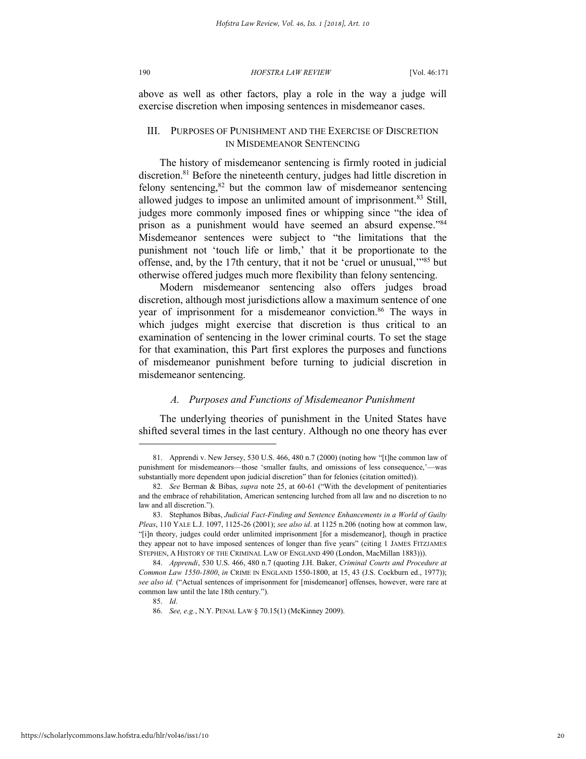above as well as other factors, play a role in the way a judge will exercise discretion when imposing sentences in misdemeanor cases.

## III. PURPOSES OF PUNISHMENT AND THE EXERCISE OF DISCRETION IN MISDEMEANOR SENTENCING

The history of misdemeanor sentencing is firmly rooted in judicial discretion.[81] Before the nineteenth century, judges had little discretion in felony sentencing,[82] but the common law of misdemeanor sentencing allowed judges to impose an unlimited amount of imprisonment.[83] Still, judges more commonly imposed fines or whipping since "the idea of prison as a punishment would have seemed an absurd expense."[84] Misdemeanor sentences were subject to "the limitations that the punishment not 'touch life or limb,' that it be proportionate to the offense, and, by the 17th century, that it not be 'cruel or unusual,'"[85] but otherwise offered judges much more flexibility than felony sentencing.

Modern misdemeanor sentencing also offers judges broad discretion, although most jurisdictions allow a maximum sentence of one year of imprisonment for a misdemeanor conviction.[86] The ways in which judges might exercise that discretion is thus critical to an examination of sentencing in the lower criminal courts. To set the stage for that examination, this Part first explores the purposes and functions of misdemeanor punishment before turning to judicial discretion in misdemeanor sentencing.

### *A. Purposes and Functions of Misdemeanor Punishment*

The underlying theories of punishment in the United States have shifted several times in the last century. Although no one theory has ever

---

81. Apprendi v. New Jersey, 530 U.S. 466, 480 n.7 (2000) (noting how "[t]he common law of punishment for misdemeanors—those 'smaller faults, and omissions of less consequence,'—was substantially more dependent upon judicial discretion" than for felonies (citation omitted)).

82. *See* Berman & Bibas, *supra* note 25, at 60-61 ("With the development of penitentiaries and the embrace of rehabilitation, American sentencing lurched from all law and no discretion to no law and all discretion.").

83. Stephanos Bibas, *Judicial Fact-Finding and Sentence Enhancements in a World of Guilty Pleas*, 110 YALE L.J. 1097, 1125-26 (2001); *see also id*. at 1125 n.206 (noting how at common law, "[i]n theory, judges could order unlimited imprisonment [for a misdemeanor], though in practice they appear not to have imposed sentences of longer than five years" (citing 1 JAMES FITZJAMES STEPHEN, A HISTORY OF THE CRIMINAL LAW OF ENGLAND 490 (London, MacMillan 1883))).

84. *Apprendi*, 530 U.S. 466, 480 n.7 (quoting J.H. Baker, *Criminal Courts and Procedure at Common Law 1550-1800*, *in* CRIME IN ENGLAND 1550-1800, at 15, 43 (J.S. Cockburn ed., 1977)); *see also id.* ("Actual sentences of imprisonment for [misdemeanor] offenses, however, were rare at common law until the late 18th century.").

85. *Id*.

86. *See, e.g.*, N.Y. PENAL LAW § 70.15(1) (McKinney 2009).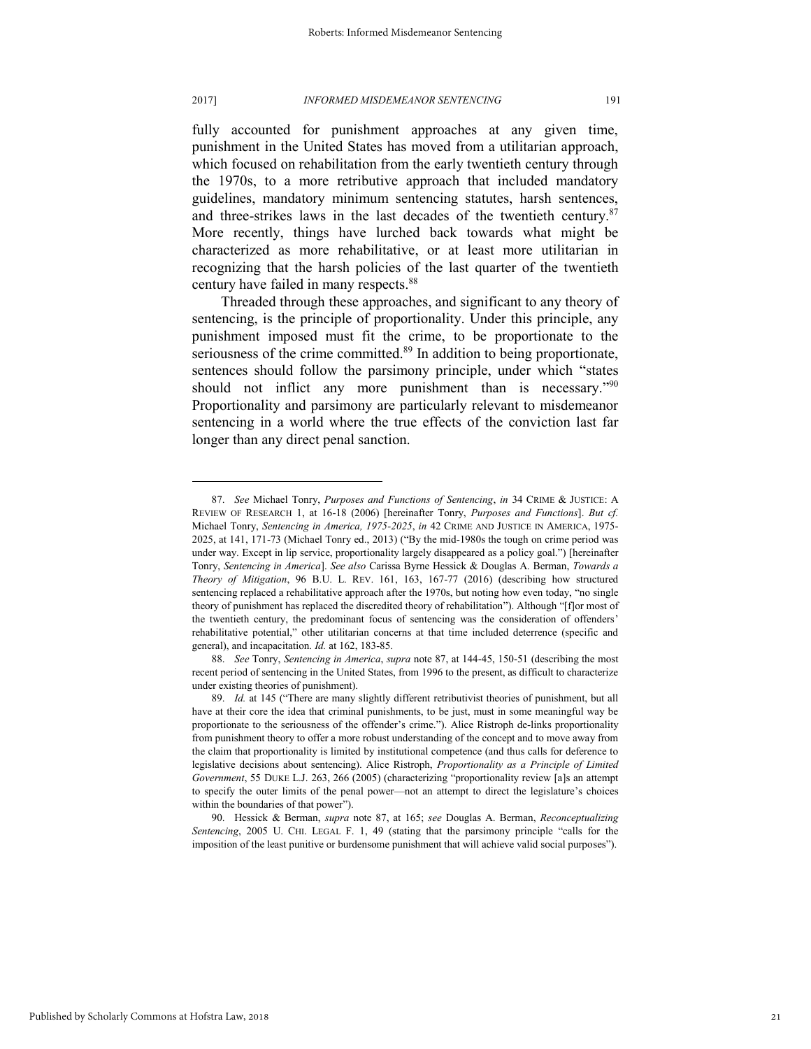fully accounted for punishment approaches at any given time, punishment in the United States has moved from a utilitarian approach, which focused on rehabilitation from the early twentieth century through the 1970s, to a more retributive approach that included mandatory guidelines, mandatory minimum sentencing statutes, harsh sentences, and three-strikes laws in the last decades of the twentieth century.[87] More recently, things have lurched back towards what might be characterized as more rehabilitative, or at least more utilitarian in recognizing that the harsh policies of the last quarter of the twentieth century have failed in many respects.[88]

Threaded through these approaches, and significant to any theory of sentencing, is the principle of proportionality. Under this principle, any punishment imposed must fit the crime, to be proportionate to the seriousness of the crime committed.[89] In addition to being proportionate, sentences should follow the parsimony principle, under which "states should not inflict any more punishment than is necessary."[90] Proportionality and parsimony are particularly relevant to misdemeanor sentencing in a world where the true effects of the conviction last far longer than any direct penal sanction.

---

87. *See* Michael Tonry, *Purposes and Functions of Sentencing*, *in* 34 CRIME & JUSTICE: A REVIEW OF RESEARCH 1, at 16-18 (2006) [hereinafter Tonry, *Purposes and Functions*]. *But cf.* Michael Tonry, *Sentencing in America, 1975-2025*, *in* 42 CRIME AND JUSTICE IN AMERICA, 1975-2025, at 141, 171-73 (Michael Tonry ed., 2013) ("By the mid-1980s the tough on crime period was under way. Except in lip service, proportionality largely disappeared as a policy goal.") [hereinafter Tonry, *Sentencing in America*]. *See also* Carissa Byrne Hessick & Douglas A. Berman, *Towards a Theory of Mitigation*, 96 B.U. L. REV. 161, 163, 167-77 (2016) (describing how structured sentencing replaced a rehabilitative approach after the 1970s, but noting how even today, "no single theory of punishment has replaced the discredited theory of rehabilitation"). Although "[f]or most of the twentieth century, the predominant focus of sentencing was the consideration of offenders' rehabilitative potential," other utilitarian concerns at that time included deterrence (specific and general), and incapacitation. *Id.* at 162, 183-85.

88. *See* Tonry, *Sentencing in America*, *supra* note 87, at 144-45, 150-51 (describing the most recent period of sentencing in the United States, from 1996 to the present, as difficult to characterize under existing theories of punishment).

89. *Id.* at 145 ("There are many slightly different retributivist theories of punishment, but all have at their core the idea that criminal punishments, to be just, must in some meaningful way be proportionate to the seriousness of the offender's crime."). Alice Ristroph de-links proportionality from punishment theory to offer a more robust understanding of the concept and to move away from the claim that proportionality is limited by institutional competence (and thus calls for deference to legislative decisions about sentencing). Alice Ristroph, *Proportionality as a Principle of Limited Government*, 55 DUKE L.J. 263, 266 (2005) (characterizing "proportionality review [a]s an attempt to specify the outer limits of the penal power—not an attempt to direct the legislature's choices within the boundaries of that power").

90. Hessick & Berman, *supra* note 87, at 165; *see* Douglas A. Berman, *Reconceptualizing Sentencing*, 2005 U. CHI. LEGAL F. 1, 49 (stating that the parsimony principle "calls for the imposition of the least punitive or burdensome punishment that will achieve valid social purposes").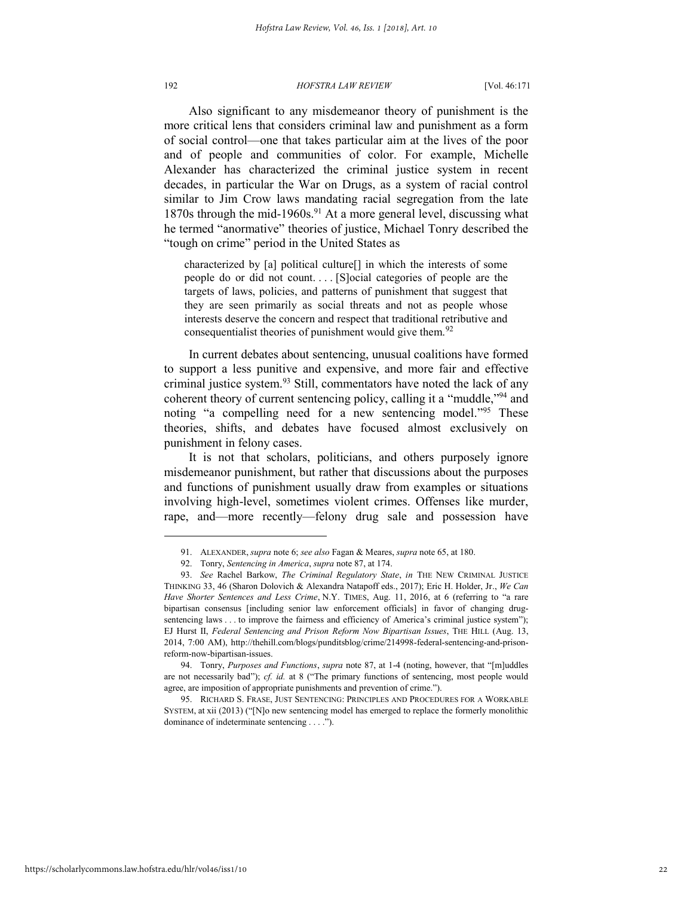Also significant to any misdemeanor theory of punishment is the more critical lens that considers criminal law and punishment as a form of social control—one that takes particular aim at the lives of the poor and of people and communities of color. For example, Michelle Alexander has characterized the criminal justice system in recent decades, in particular the War on Drugs, as a system of racial control similar to Jim Crow laws mandating racial segregation from the late 1870s through the mid-1960s.[91] At a more general level, discussing what he termed "anormative" theories of justice, Michael Tonry described the "tough on crime" period in the United States as

> characterized by [a] political culture[] in which the interests of some people do or did not count. . . . [S]ocial categories of people are the targets of laws, policies, and patterns of punishment that suggest that they are seen primarily as social threats and not as people whose interests deserve the concern and respect that traditional retributive and consequentialist theories of punishment would give them.[92]

In current debates about sentencing, unusual coalitions have formed to support a less punitive and expensive, and more fair and effective criminal justice system.[93] Still, commentators have noted the lack of any coherent theory of current sentencing policy, calling it a "muddle,"[94] and noting "a compelling need for a new sentencing model."[95] These theories, shifts, and debates have focused almost exclusively on punishment in felony cases.

It is not that scholars, politicians, and others purposely ignore misdemeanor punishment, but rather that discussions about the purposes and functions of punishment usually draw from examples or situations involving high-level, sometimes violent crimes. Offenses like murder, rape, and—more recently—felony drug sale and possession have

---

91. ALEXANDER, *supra* note 6; *see also* Fagan & Meares, *supra* note 65, at 180.

92. Tonry, *Sentencing in America*, *supra* note 87, at 174.

93. *See* Rachel Barkow, *The Criminal Regulatory State*, *in* THE NEW CRIMINAL JUSTICE THINKING 33, 46 (Sharon Dolovich & Alexandra Natapoff eds., 2017); Eric H. Holder, Jr., *We Can Have Shorter Sentences and Less Crime*, N.Y. TIMES, Aug. 11, 2016, at 6 (referring to "a rare bipartisan consensus [including senior law enforcement officials] in favor of changing drug-sentencing laws . . . to improve the fairness and efficiency of America's criminal justice system"); EJ Hurst II, *Federal Sentencing and Prison Reform Now Bipartisan Issues*, THE HILL (Aug. 13, 2014, 7:00 AM), http://thehill.com/blogs/punditsblog/crime/214998-federal-sentencing-and-prison-reform-now-bipartisan-issues.

94. Tonry, *Purposes and Functions*, *supra* note 87, at 1-4 (noting, however, that "[m]uddles are not necessarily bad"); *cf. id.* at 8 ("The primary functions of sentencing, most people would agree, are imposition of appropriate punishments and prevention of crime.").

95. RICHARD S. FRASE, JUST SENTENCING: PRINCIPLES AND PROCEDURES FOR A WORKABLE SYSTEM, at xii (2013) ("[N]o new sentencing model has emerged to replace the formerly monolithic dominance of indeterminate sentencing . . . .").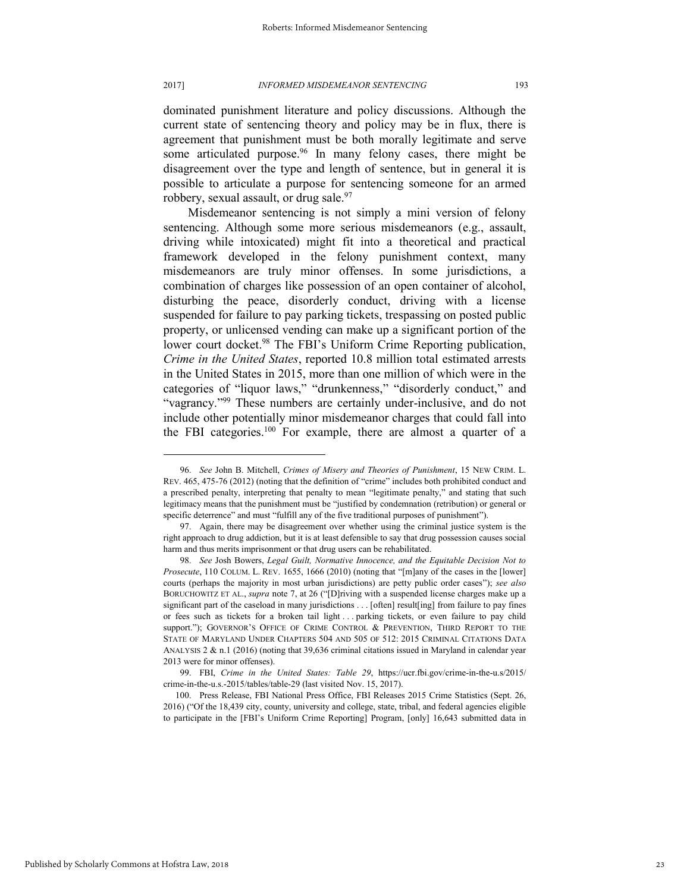dominated punishment literature and policy discussions. Although the current state of sentencing theory and policy may be in flux, there is agreement that punishment must be both morally legitimate and serve some articulated purpose.[96] In many felony cases, there might be disagreement over the type and length of sentence, but in general it is possible to articulate a purpose for sentencing someone for an armed robbery, sexual assault, or drug sale.[97]

Misdemeanor sentencing is not simply a mini version of felony sentencing. Although some more serious misdemeanors (e.g., assault, driving while intoxicated) might fit into a theoretical and practical framework developed in the felony punishment context, many misdemeanors are truly minor offenses. In some jurisdictions, a combination of charges like possession of an open container of alcohol, disturbing the peace, disorderly conduct, driving with a license suspended for failure to pay parking tickets, trespassing on posted public property, or unlicensed vending can make up a significant portion of the lower court docket.[98] The FBI's Uniform Crime Reporting publication, *Crime in the United States*, reported 10.8 million total estimated arrests in the United States in 2015, more than one million of which were in the categories of "liquor laws," "drunkenness," "disorderly conduct," and "vagrancy."[99] These numbers are certainly under-inclusive, and do not include other potentially minor misdemeanor charges that could fall into the FBI categories.[100] For example, there are almost a quarter of a

---

96. *See* John B. Mitchell, *Crimes of Misery and Theories of Punishment*, 15 NEW CRIM. L. REV. 465, 475-76 (2012) (noting that the definition of "crime" includes both prohibited conduct and a prescribed penalty, interpreting that penalty to mean "legitimate penalty," and stating that such legitimacy means that the punishment must be "justified by condemnation (retribution) or general or specific deterrence" and must "fulfill any of the five traditional purposes of punishment").

97. Again, there may be disagreement over whether using the criminal justice system is the right approach to drug addiction, but it is at least defensible to say that drug possession causes social harm and thus merits imprisonment or that drug users can be rehabilitated.

98. *See* Josh Bowers, *Legal Guilt, Normative Innocence, and the Equitable Decision Not to Prosecute*, 110 COLUM. L. REV. 1655, 1666 (2010) (noting that "[m]any of the cases in the [lower] courts (perhaps the majority in most urban jurisdictions) are petty public order cases"); *see also* BORUCHOWITZ ET AL., *supra* note 7, at 26 ("[D]riving with a suspended license charges make up a significant part of the caseload in many jurisdictions . . . [often] result[ing] from failure to pay fines or fees such as tickets for a broken tail light . . . parking tickets, or even failure to pay child support."); GOVERNOR'S OFFICE OF CRIME CONTROL & PREVENTION, THIRD REPORT TO THE STATE OF MARYLAND UNDER CHAPTERS 504 AND 505 OF 512: 2015 CRIMINAL CITATIONS DATA ANALYSIS 2 & n.1 (2016) (noting that 39,636 criminal citations issued in Maryland in calendar year 2013 were for minor offenses).

99. FBI, *Crime in the United States: Table 29*, https://ucr.fbi.gov/crime-in-the-u.s/2015/crime-in-the-u.s.-2015/tables/table-29 (last visited Nov. 15, 2017).

100. Press Release, FBI National Press Office, FBI Releases 2015 Crime Statistics (Sept. 26, 2016) ("Of the 18,439 city, county, university and college, state, tribal, and federal agencies eligible to participate in the [FBI's Uniform Crime Reporting] Program, [only] 16,643 submitted data in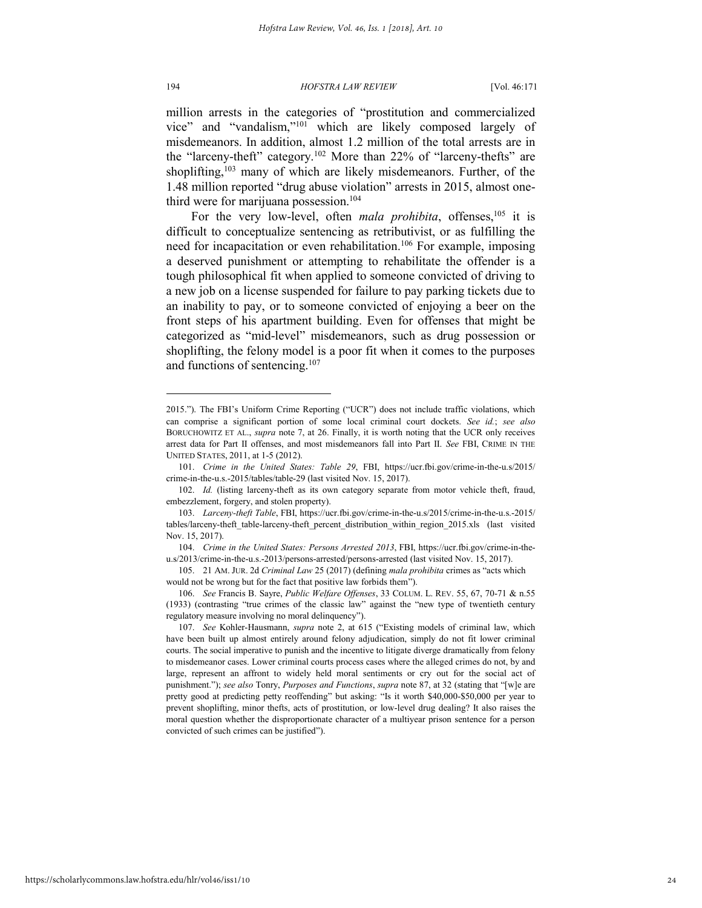million arrests in the categories of "prostitution and commercialized vice" and "vandalism,"[101] which are likely composed largely of misdemeanors. In addition, almost 1.2 million of the total arrests are in the "larceny-theft" category.[102] More than 22% of "larceny-thefts" are shoplifting,[103] many of which are likely misdemeanors. Further, of the 1.48 million reported "drug abuse violation" arrests in 2015, almost one-third were for marijuana possession.[104]

For the very low-level, often *mala prohibita*, offenses,[105] it is difficult to conceptualize sentencing as retributivist, or as fulfilling the need for incapacitation or even rehabilitation.[106] For example, imposing a deserved punishment or attempting to rehabilitate the offender is a tough philosophical fit when applied to someone convicted of driving to a new job on a license suspended for failure to pay parking tickets due to an inability to pay, or to someone convicted of enjoying a beer on the front steps of his apartment building. Even for offenses that might be categorized as "mid-level" misdemeanors, such as drug possession or shoplifting, the felony model is a poor fit when it comes to the purposes and functions of sentencing.[107]

---

2015."). The FBI's Uniform Crime Reporting ("UCR") does not include traffic violations, which can comprise a significant portion of some local criminal court dockets. *See id.*; *see also* BORUCHOWITZ ET AL., *supra* note 7, at 26. Finally, it is worth noting that the UCR only receives arrest data for Part II offenses, and most misdemeanors fall into Part II. *See* FBI, CRIME IN THE UNITED STATES, 2011, at 1-5 (2012).

101. *Crime in the United States: Table 29*, FBI, https://ucr.fbi.gov/crime-in-the-u.s/2015/crime-in-the-u.s.-2015/tables/table-29 (last visited Nov. 15, 2017).

102. *Id.* (listing larceny-theft as its own category separate from motor vehicle theft, fraud, embezzlement, forgery, and stolen property).

103. *Larceny-theft Table*, FBI, https://ucr.fbi.gov/crime-in-the-u.s/2015/crime-in-the-u.s.-2015/tables/larceny-theft_table-larceny-theft_percent_distribution_within_region_2015.xls (last visited Nov. 15, 2017).

104. *Crime in the United States: Persons Arrested 2013*, FBI, https://ucr.fbi.gov/crime-in-the-u.s/2013/crime-in-the-u.s.-2013/persons-arrested/persons-arrested (last visited Nov. 15, 2017).

105. 21 AM. JUR. 2d *Criminal Law* 25 (2017) (defining *mala prohibita* crimes as "acts which would not be wrong but for the fact that positive law forbids them").

106. *See* Francis B. Sayre, *Public Welfare Offenses*, 33 COLUM. L. REV. 55, 67, 70-71 & n.55 (1933) (contrasting "true crimes of the classic law" against the "new type of twentieth century regulatory measure involving no moral delinquency").

107. *See* Kohler-Hausmann, *supra* note 2, at 615 ("Existing models of criminal law, which have been built up almost entirely around felony adjudication, simply do not fit lower criminal courts. The social imperative to punish and the incentive to litigate diverge dramatically from felony to misdemeanor cases. Lower criminal courts process cases where the alleged crimes do not, by and large, represent an affront to widely held moral sentiments or cry out for the social act of punishment."); *see also* Tonry, *Purposes and Functions*, *supra* note 87, at 32 (stating that "[w]e are pretty good at predicting petty reoffending" but asking: "Is it worth $40,000-$50,000 per year to prevent shoplifting, minor thefts, acts of prostitution, or low-level drug dealing? It also raises the moral question whether the disproportionate character of a multiyear prison sentence for a person convicted of such crimes can be justified").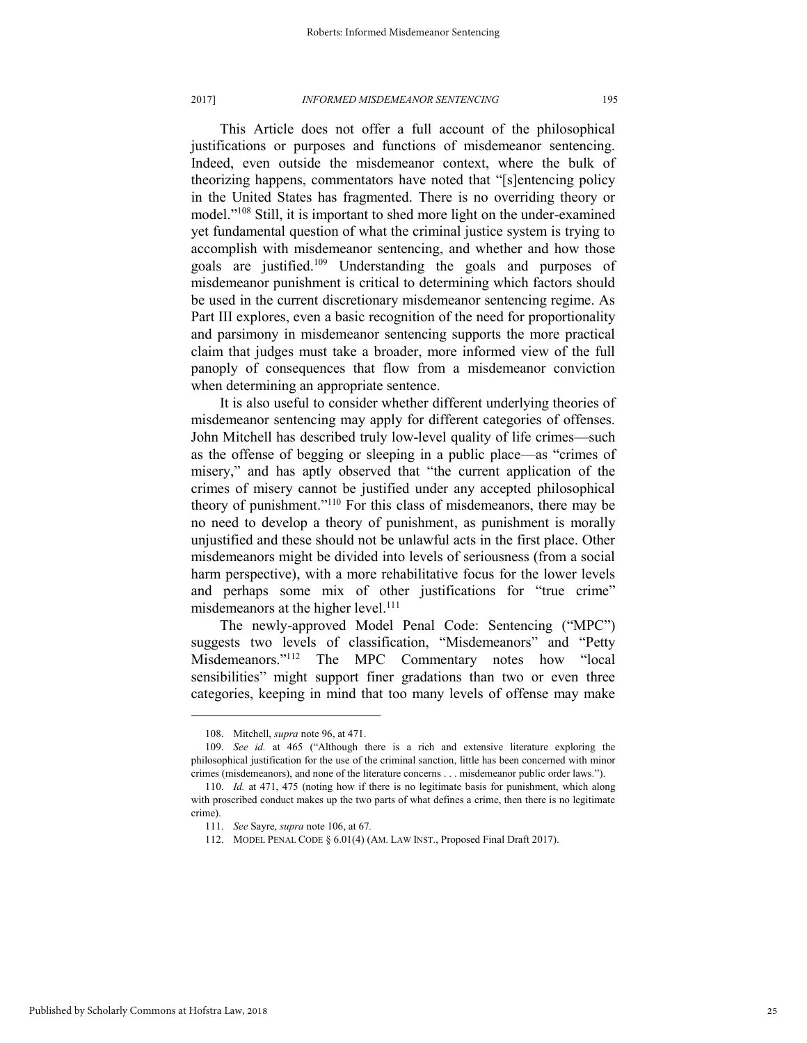This Article does not offer a full account of the philosophical justifications or purposes and functions of misdemeanor sentencing. Indeed, even outside the misdemeanor context, where the bulk of theorizing happens, commentators have noted that "[s]entencing policy in the United States has fragmented. There is no overriding theory or model."[108] Still, it is important to shed more light on the under-examined yet fundamental question of what the criminal justice system is trying to accomplish with misdemeanor sentencing, and whether and how those goals are justified.[109] Understanding the goals and purposes of misdemeanor punishment is critical to determining which factors should be used in the current discretionary misdemeanor sentencing regime. As Part III explores, even a basic recognition of the need for proportionality and parsimony in misdemeanor sentencing supports the more practical claim that judges must take a broader, more informed view of the full panoply of consequences that flow from a misdemeanor conviction when determining an appropriate sentence.

It is also useful to consider whether different underlying theories of misdemeanor sentencing may apply for different categories of offenses. John Mitchell has described truly low-level quality of life crimes—such as the offense of begging or sleeping in a public place—as "crimes of misery," and has aptly observed that "the current application of the crimes of misery cannot be justified under any accepted philosophical theory of punishment."[110] For this class of misdemeanors, there may be no need to develop a theory of punishment, as punishment is morally unjustified and these should not be unlawful acts in the first place. Other misdemeanors might be divided into levels of seriousness (from a social harm perspective), with a more rehabilitative focus for the lower levels and perhaps some mix of other justifications for "true crime" misdemeanors at the higher level.[111]

The newly-approved Model Penal Code: Sentencing ("MPC") suggests two levels of classification, "Misdemeanors" and "Petty Misdemeanors."[112] The MPC Commentary notes how "local sensibilities" might support finer gradations than two or even three categories, keeping in mind that too many levels of offense may make

---

108. Mitchell, *supra* note 96, at 471.

109. *See id.* at 465 ("Although there is a rich and extensive literature exploring the philosophical justification for the use of the criminal sanction, little has been concerned with minor crimes (misdemeanors), and none of the literature concerns . . . misdemeanor public order laws.").

110. *Id.* at 471, 475 (noting how if there is no legitimate basis for punishment, which along with proscribed conduct makes up the two parts of what defines a crime, then there is no legitimate crime).

111. *See* Sayre, *supra* note 106, at 67.

112. MODEL PENAL CODE § 6.01(4) (AM. LAW INST., Proposed Final Draft 2017).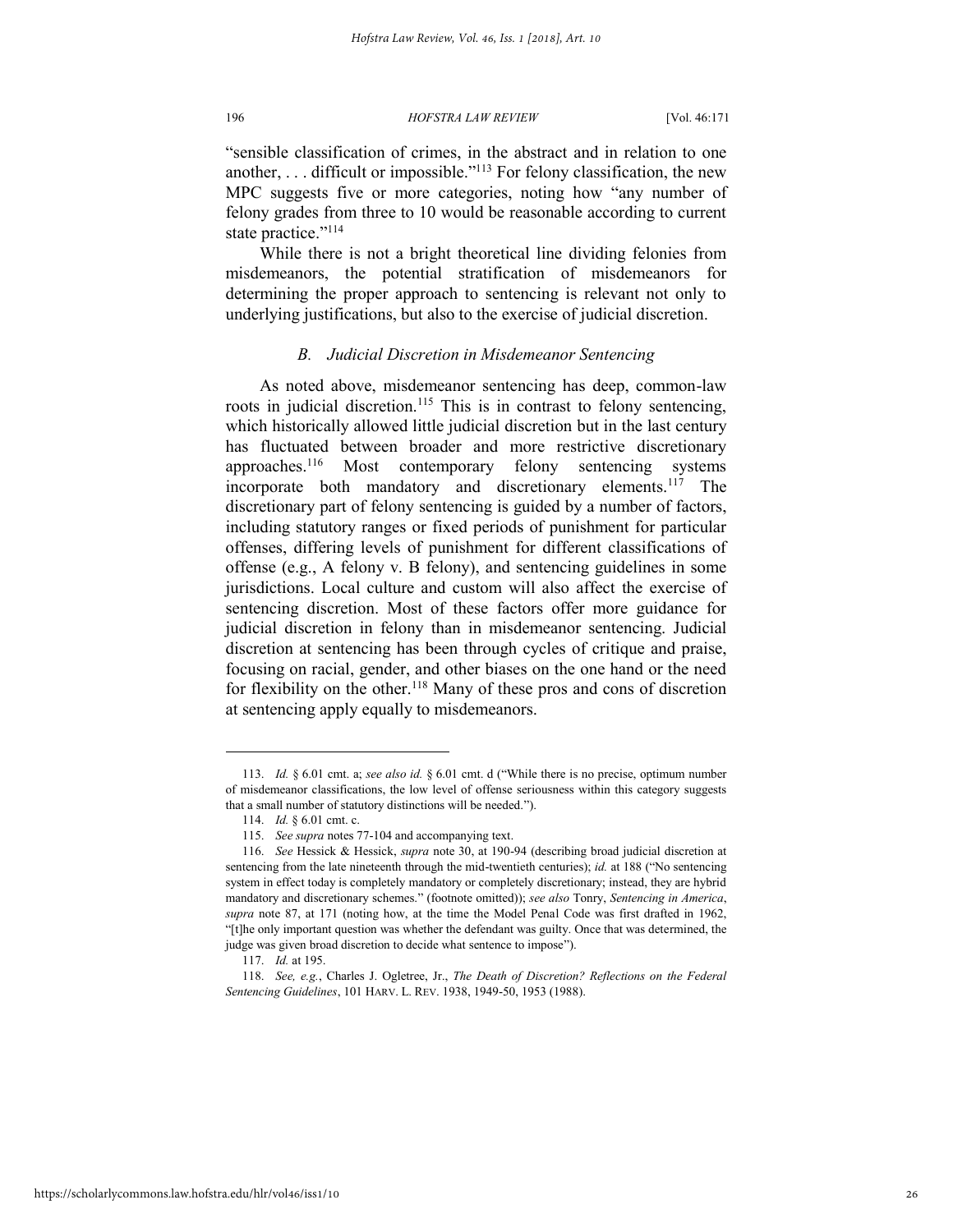"sensible classification of crimes, in the abstract and in relation to one another, . . . difficult or impossible."[113] For felony classification, the new MPC suggests five or more categories, noting how "any number of felony grades from three to 10 would be reasonable according to current state practice."[114]

While there is not a bright theoretical line dividing felonies from misdemeanors, the potential stratification of misdemeanors for determining the proper approach to sentencing is relevant not only to underlying justifications, but also to the exercise of judicial discretion.

### *B. Judicial Discretion in Misdemeanor Sentencing*

As noted above, misdemeanor sentencing has deep, common-law roots in judicial discretion.[115] This is in contrast to felony sentencing, which historically allowed little judicial discretion but in the last century has fluctuated between broader and more restrictive discretionary approaches.[116] Most contemporary felony sentencing systems incorporate both mandatory and discretionary elements.[117] The discretionary part of felony sentencing is guided by a number of factors, including statutory ranges or fixed periods of punishment for particular offenses, differing levels of punishment for different classifications of offense (e.g., A felony v. B felony), and sentencing guidelines in some jurisdictions. Local culture and custom will also affect the exercise of sentencing discretion. Most of these factors offer more guidance for judicial discretion in felony than in misdemeanor sentencing. Judicial discretion at sentencing has been through cycles of critique and praise, focusing on racial, gender, and other biases on the one hand or the need for flexibility on the other.[118] Many of these pros and cons of discretion at sentencing apply equally to misdemeanors.

---

113. *Id.* § 6.01 cmt. a; *see also id.* § 6.01 cmt. d ("While there is no precise, optimum number of misdemeanor classifications, the low level of offense seriousness within this category suggests that a small number of statutory distinctions will be needed.").

114. *Id.* § 6.01 cmt. c.

115. *See supra* notes 77-104 and accompanying text.

116. *See* Hessick & Hessick, *supra* note 30, at 190-94 (describing broad judicial discretion at sentencing from the late nineteenth through the mid-twentieth centuries); *id.* at 188 ("No sentencing system in effect today is completely mandatory or completely discretionary; instead, they are hybrid mandatory and discretionary schemes." (footnote omitted)); *see also* Tonry, *Sentencing in America*, *supra* note 87, at 171 (noting how, at the time the Model Penal Code was first drafted in 1962, "[t]he only important question was whether the defendant was guilty. Once that was determined, the judge was given broad discretion to decide what sentence to impose").

117. *Id.* at 195.

118. *See, e.g.*, Charles J. Ogletree, Jr., *The Death of Discretion? Reflections on the Federal Sentencing Guidelines*, 101 HARV. L. REV. 1938, 1949-50, 1953 (1988).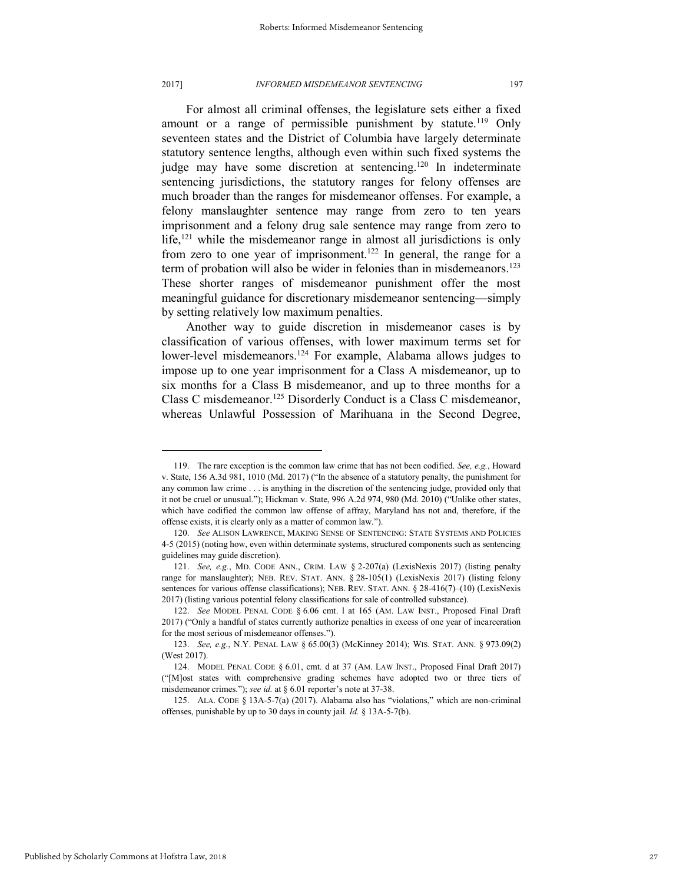For almost all criminal offenses, the legislature sets either a fixed amount or a range of permissible punishment by statute.[119] Only seventeen states and the District of Columbia have largely determinate statutory sentence lengths, although even within such fixed systems the judge may have some discretion at sentencing.[120] In indeterminate sentencing jurisdictions, the statutory ranges for felony offenses are much broader than the ranges for misdemeanor offenses. For example, a felony manslaughter sentence may range from zero to ten years imprisonment and a felony drug sale sentence may range from zero to life,[121] while the misdemeanor range in almost all jurisdictions is only from zero to one year of imprisonment.[122] In general, the range for a term of probation will also be wider in felonies than in misdemeanors.[123] These shorter ranges of misdemeanor punishment offer the most meaningful guidance for discretionary misdemeanor sentencing—simply by setting relatively low maximum penalties.

Another way to guide discretion in misdemeanor cases is by classification of various offenses, with lower maximum terms set for lower-level misdemeanors.[124] For example, Alabama allows judges to impose up to one year imprisonment for a Class A misdemeanor, up to six months for a Class B misdemeanor, and up to three months for a Class C misdemeanor.[125] Disorderly Conduct is a Class C misdemeanor, whereas Unlawful Possession of Marihuana in the Second Degree,

---

119. The rare exception is the common law crime that has not been codified. *See, e.g.*, Howard v. State, 156 A.3d 981, 1010 (Md. 2017) ("In the absence of a statutory penalty, the punishment for any common law crime . . . is anything in the discretion of the sentencing judge, provided only that it not be cruel or unusual."); Hickman v. State, 996 A.2d 974, 980 (Md. 2010) ("Unlike other states, which have codified the common law offense of affray, Maryland has not and, therefore, if the offense exists, it is clearly only as a matter of common law.").

120. *See* ALISON LAWRENCE, MAKING SENSE OF SENTENCING: STATE SYSTEMS AND POLICIES 4-5 (2015) (noting how, even within determinate systems, structured components such as sentencing guidelines may guide discretion).

121. *See, e.g.*, MD. CODE ANN., CRIM. LAW § 2-207(a) (LexisNexis 2017) (listing penalty range for manslaughter); NEB. REV. STAT. ANN. § 28-105(1) (LexisNexis 2017) (listing felony sentences for various offense classifications); NEB. REV. STAT. ANN. § 28-416(7)–(10) (LexisNexis 2017) (listing various potential felony classifications for sale of controlled substance).

122. *See* MODEL PENAL CODE § 6.06 cmt. l at 165 (AM. LAW INST., Proposed Final Draft 2017) ("Only a handful of states currently authorize penalties in excess of one year of incarceration for the most serious of misdemeanor offenses.").

123. *See, e.g.*, N.Y. PENAL LAW § 65.00(3) (McKinney 2014); WIS. STAT. ANN. § 973.09(2) (West 2017).

124. MODEL PENAL CODE § 6.01, cmt. d at 37 (AM. LAW INST., Proposed Final Draft 2017) ("[M]ost states with comprehensive grading schemes have adopted two or three tiers of misdemeanor crimes."); *see id.* at § 6.01 reporter's note at 37-38.

125. ALA. CODE § 13A-5-7(a) (2017). Alabama also has "violations," which are non-criminal offenses, punishable by up to 30 days in county jail. *Id.* § 13A-5-7(b).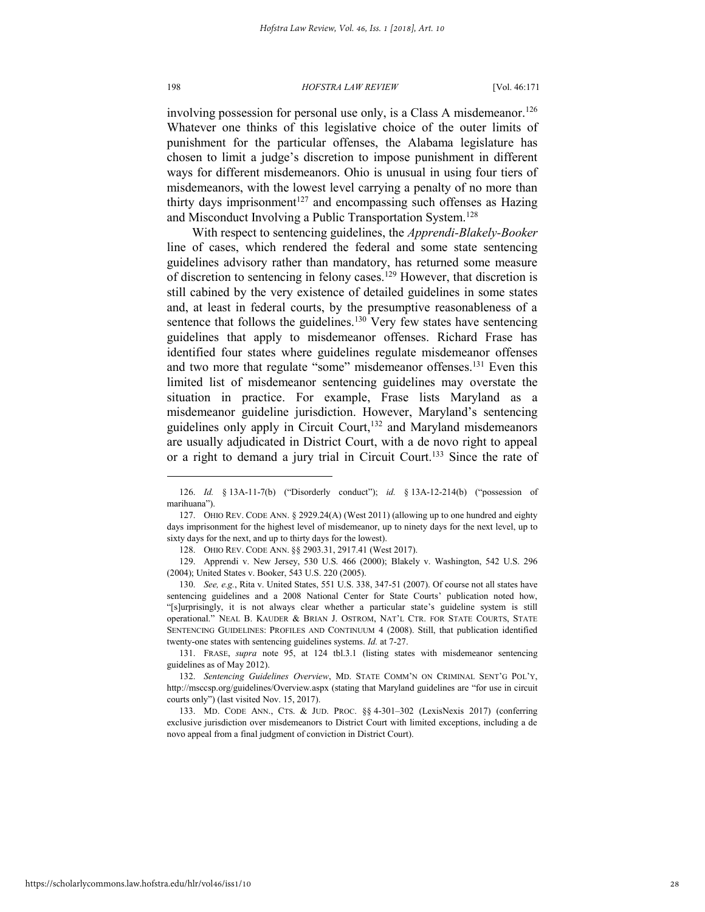involving possession for personal use only, is a Class A misdemeanor.[126] Whatever one thinks of this legislative choice of the outer limits of punishment for the particular offenses, the Alabama legislature has chosen to limit a judge's discretion to impose punishment in different ways for different misdemeanors. Ohio is unusual in using four tiers of misdemeanors, with the lowest level carrying a penalty of no more than thirty days imprisonment[127] and encompassing such offenses as Hazing and Misconduct Involving a Public Transportation System.[128]

With respect to sentencing guidelines, the *Apprendi-Blakely-Booker* line of cases, which rendered the federal and some state sentencing guidelines advisory rather than mandatory, has returned some measure of discretion to sentencing in felony cases.[129] However, that discretion is still cabined by the very existence of detailed guidelines in some states and, at least in federal courts, by the presumptive reasonableness of a sentence that follows the guidelines.[130] Very few states have sentencing guidelines that apply to misdemeanor offenses. Richard Frase has identified four states where guidelines regulate misdemeanor offenses and two more that regulate "some" misdemeanor offenses.[131] Even this limited list of misdemeanor sentencing guidelines may overstate the situation in practice. For example, Frase lists Maryland as a misdemeanor guideline jurisdiction. However, Maryland's sentencing guidelines only apply in Circuit Court,[132] and Maryland misdemeanors are usually adjudicated in District Court, with a de novo right to appeal or a right to demand a jury trial in Circuit Court.[133] Since the rate of

---

126. *Id.* § 13A-11-7(b) ("Disorderly conduct"); *id.* § 13A-12-214(b) ("possession of marihuana").

127. OHIO REV. CODE ANN. § 2929.24(A) (West 2011) (allowing up to one hundred and eighty days imprisonment for the highest level of misdemeanor, up to ninety days for the next level, up to sixty days for the next, and up to thirty days for the lowest).

128. OHIO REV. CODE ANN. §§ 2903.31, 2917.41 (West 2017).

129. Apprendi v. New Jersey, 530 U.S. 466 (2000); Blakely v. Washington, 542 U.S. 296 (2004); United States v. Booker, 543 U.S. 220 (2005).

130. *See, e.g.*, Rita v. United States, 551 U.S. 338, 347-51 (2007). Of course not all states have sentencing guidelines and a 2008 National Center for State Courts' publication noted how, "[s]urprisingly, it is not always clear whether a particular state's guideline system is still operational." NEAL B. KAUDER & BRIAN J. OSTROM, NAT'L CTR. FOR STATE COURTS, STATE SENTENCING GUIDELINES: PROFILES AND CONTINUUM 4 (2008). Still, that publication identified twenty-one states with sentencing guidelines systems. *Id.* at 7-27.

131. FRASE, *supra* note 95, at 124 tbl.3.1 (listing states with misdemeanor sentencing guidelines as of May 2012).

132. *Sentencing Guidelines Overview*, MD. STATE COMM'N ON CRIMINAL SENT'G POL'Y, http://msccsp.org/guidelines/Overview.aspx (stating that Maryland guidelines are "for use in circuit courts only") (last visited Nov. 15, 2017).

133. MD. CODE ANN., CTS. & JUD. PROC. §§ 4-301–302 (LexisNexis 2017) (conferring exclusive jurisdiction over misdemeanors to District Court with limited exceptions, including a de novo appeal from a final judgment of conviction in District Court).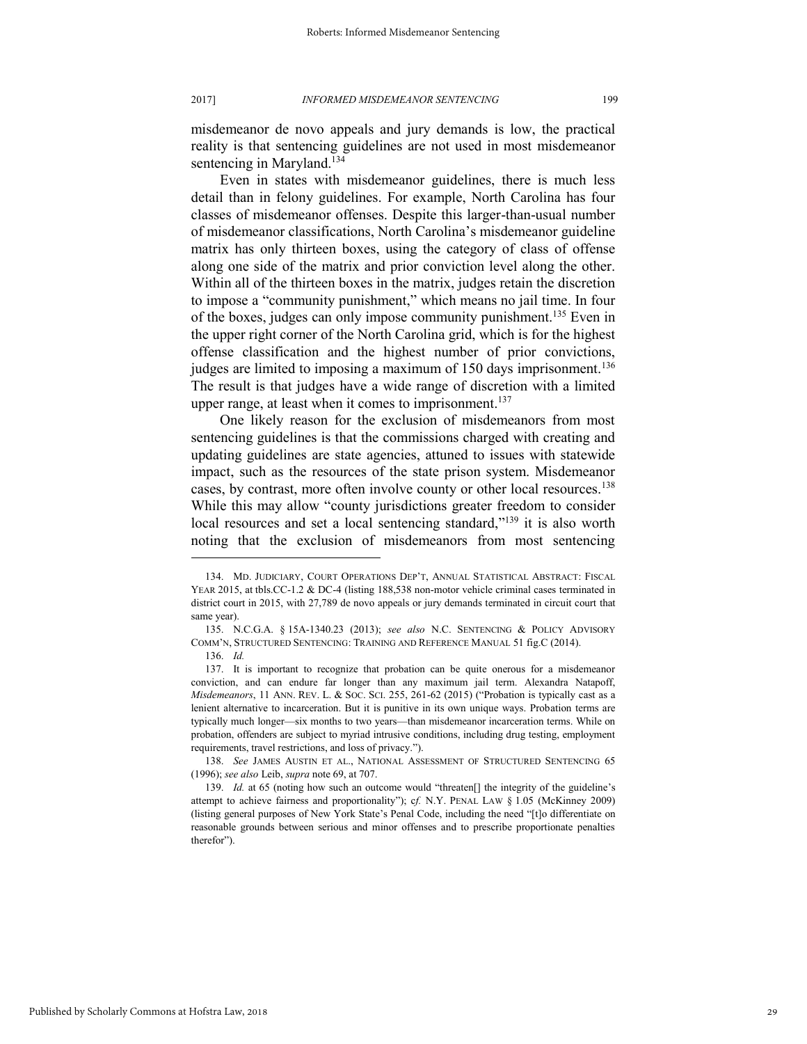misdemeanor de novo appeals and jury demands is low, the practical reality is that sentencing guidelines are not used in most misdemeanor sentencing in Maryland.[134]

Even in states with misdemeanor guidelines, there is much less detail than in felony guidelines. For example, North Carolina has four classes of misdemeanor offenses. Despite this larger-than-usual number of misdemeanor classifications, North Carolina's misdemeanor guideline matrix has only thirteen boxes, using the category of class of offense along one side of the matrix and prior conviction level along the other. Within all of the thirteen boxes in the matrix, judges retain the discretion to impose a "community punishment," which means no jail time. In four of the boxes, judges can only impose community punishment.[135] Even in the upper right corner of the North Carolina grid, which is for the highest offense classification and the highest number of prior convictions, judges are limited to imposing a maximum of 150 days imprisonment.[136] The result is that judges have a wide range of discretion with a limited upper range, at least when it comes to imprisonment.[137]

One likely reason for the exclusion of misdemeanors from most sentencing guidelines is that the commissions charged with creating and updating guidelines are state agencies, attuned to issues with statewide impact, such as the resources of the state prison system. Misdemeanor cases, by contrast, more often involve county or other local resources.[138] While this may allow "county jurisdictions greater freedom to consider local resources and set a local sentencing standard,"[139] it is also worth noting that the exclusion of misdemeanors from most sentencing

---

134. MD. JUDICIARY, COURT OPERATIONS DEP'T, ANNUAL STATISTICAL ABSTRACT: FISCAL YEAR 2015, at tbls.CC-1.2 & DC-4 (listing 188,538 non-motor vehicle criminal cases terminated in district court in 2015, with 27,789 de novo appeals or jury demands terminated in circuit court that same year).

135. N.C.G.A. § 15A-1340.23 (2013); *see also* N.C. SENTENCING & POLICY ADVISORY COMM'N, STRUCTURED SENTENCING: TRAINING AND REFERENCE MANUAL 51 fig.C (2014).

136. *Id.*

137. It is important to recognize that probation can be quite onerous for a misdemeanor conviction, and can endure far longer than any maximum jail term. Alexandra Natapoff, *Misdemeanors*, 11 ANN. REV. L. & SOC. SCI. 255, 261-62 (2015) ("Probation is typically cast as a lenient alternative to incarceration. But it is punitive in its own unique ways. Probation terms are typically much longer—six months to two years—than misdemeanor incarceration terms. While on probation, offenders are subject to myriad intrusive conditions, including drug testing, employment requirements, travel restrictions, and loss of privacy.").

138. *See* JAMES AUSTIN ET AL., NATIONAL ASSESSMENT OF STRUCTURED SENTENCING 65 (1996); *see also* Leib, *supra* note 69, at 707.

139. *Id.* at 65 (noting how such an outcome would "threaten[] the integrity of the guideline's attempt to achieve fairness and proportionality"); *cf.* N.Y. PENAL LAW § 1.05 (McKinney 2009) (listing general purposes of New York State's Penal Code, including the need "[t]o differentiate on reasonable grounds between serious and minor offenses and to prescribe proportionate penalties therefor").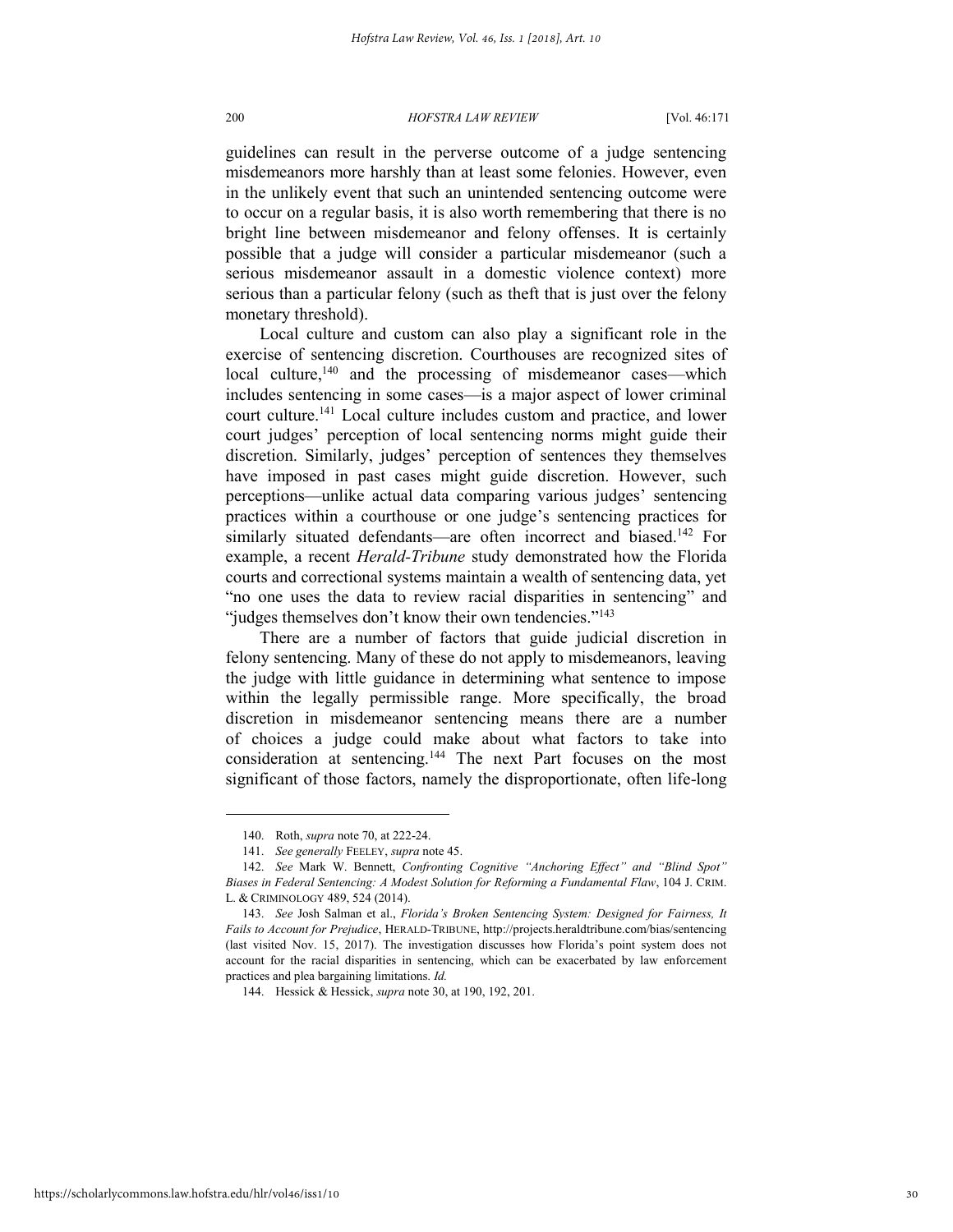guidelines can result in the perverse outcome of a judge sentencing misdemeanors more harshly than at least some felonies. However, even in the unlikely event that such an unintended sentencing outcome were to occur on a regular basis, it is also worth remembering that there is no bright line between misdemeanor and felony offenses. It is certainly possible that a judge will consider a particular misdemeanor (such a serious misdemeanor assault in a domestic violence context) more serious than a particular felony (such as theft that is just over the felony monetary threshold).

Local culture and custom can also play a significant role in the exercise of sentencing discretion. Courthouses are recognized sites of local culture,[140] and the processing of misdemeanor cases—which includes sentencing in some cases—is a major aspect of lower criminal court culture.[141] Local culture includes custom and practice, and lower court judges' perception of local sentencing norms might guide their discretion. Similarly, judges' perception of sentences they themselves have imposed in past cases might guide discretion. However, such perceptions—unlike actual data comparing various judges' sentencing practices within a courthouse or one judge's sentencing practices for similarly situated defendants—are often incorrect and biased.[142] For example, a recent *Herald-Tribune* study demonstrated how the Florida courts and correctional systems maintain a wealth of sentencing data, yet "no one uses the data to review racial disparities in sentencing" and "judges themselves don't know their own tendencies."[143]

There are a number of factors that guide judicial discretion in felony sentencing. Many of these do not apply to misdemeanors, leaving the judge with little guidance in determining what sentence to impose within the legally permissible range. More specifically, the broad discretion in misdemeanor sentencing means there are a number of choices a judge could make about what factors to take into consideration at sentencing.[144] The next Part focuses on the most significant of those factors, namely the disproportionate, often life-long

---

140. Roth, *supra* note 70, at 222-24.

141. *See generally* FEELEY, *supra* note 45.

142. *See* Mark W. Bennett, *Confronting Cognitive "Anchoring Effect" and "Blind Spot" Biases in Federal Sentencing: A Modest Solution for Reforming a Fundamental Flaw*, 104 J. CRIM. L. & CRIMINOLOGY 489, 524 (2014).

143. *See* Josh Salman et al., *Florida's Broken Sentencing System: Designed for Fairness, It Fails to Account for Prejudice*, HERALD-TRIBUNE, http://projects.heraldtribune.com/bias/sentencing (last visited Nov. 15, 2017). The investigation discusses how Florida's point system does not account for the racial disparities in sentencing, which can be exacerbated by law enforcement practices and plea bargaining limitations. *Id.*

144. Hessick & Hessick, *supra* note 30, at 190, 192, 201.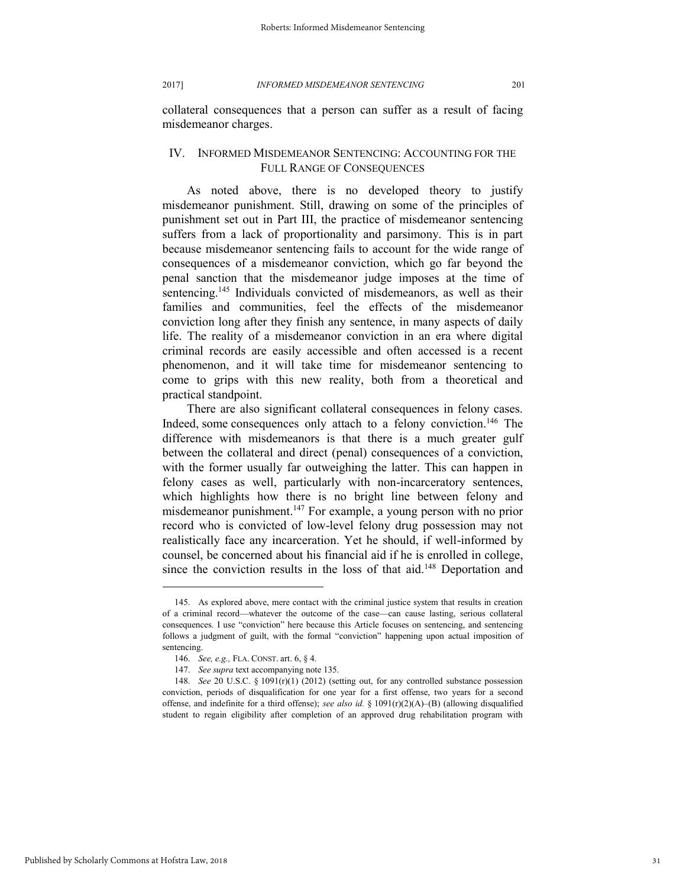collateral consequences that a person can suffer as a result of facing misdemeanor charges.

## IV. INFORMED MISDEMEANOR SENTENCING: ACCOUNTING FOR THE FULL RANGE OF CONSEQUENCES

As noted above, there is no developed theory to justify misdemeanor punishment. Still, drawing on some of the principles of punishment set out in Part III, the practice of misdemeanor sentencing suffers from a lack of proportionality and parsimony. This is in part because misdemeanor sentencing fails to account for the wide range of consequences of a misdemeanor conviction, which go far beyond the penal sanction that the misdemeanor judge imposes at the time of sentencing.[145] Individuals convicted of misdemeanors, as well as their families and communities, feel the effects of the misdemeanor conviction long after they finish any sentence, in many aspects of daily life. The reality of a misdemeanor conviction in an era where digital criminal records are easily accessible and often accessed is a recent phenomenon, and it will take time for misdemeanor sentencing to come to grips with this new reality, both from a theoretical and practical standpoint.

There are also significant collateral consequences in felony cases. Indeed, some consequences only attach to a felony conviction.[146] The difference with misdemeanors is that there is a much greater gulf between the collateral and direct (penal) consequences of a conviction, with the former usually far outweighing the latter. This can happen in felony cases as well, particularly with non-incarceratory sentences, which highlights how there is no bright line between felony and misdemeanor punishment.[147] For example, a young person with no prior record who is convicted of low-level felony drug possession may not realistically face any incarceration. Yet he should, if well-informed by counsel, be concerned about his financial aid if he is enrolled in college, since the conviction results in the loss of that aid.[148] Deportation and

---

145. As explored above, mere contact with the criminal justice system that results in creation of a criminal record—whatever the outcome of the case—can cause lasting, serious collateral consequences. I use "conviction" here because this Article focuses on sentencing, and sentencing follows a judgment of guilt, with the formal "conviction" happening upon actual imposition of sentencing.

146. *See, e.g.,* FLA. CONST. art. 6, § 4.

147. *See supra* text accompanying note 135.

148. *See* 20 U.S.C. § 1091(r)(1) (2012) (setting out, for any controlled substance possession conviction, periods of disqualification for one year for a first offense, two years for a second offense, and indefinite for a third offense); *see also id.* § 1091(r)(2)(A)–(B) (allowing disqualified student to regain eligibility after completion of an approved drug rehabilitation program with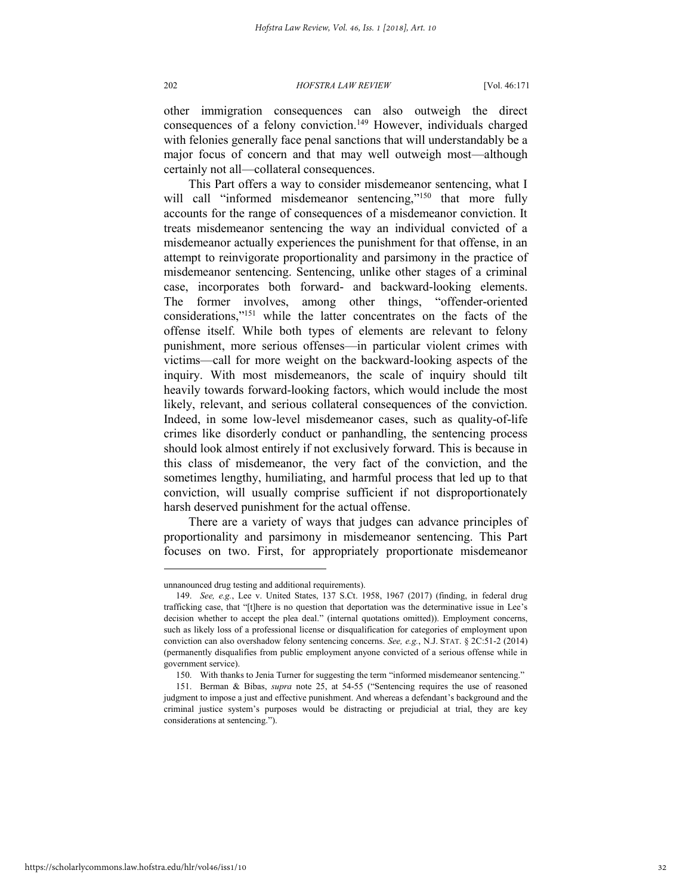other immigration consequences can also outweigh the direct consequences of a felony conviction.[149] However, individuals charged with felonies generally face penal sanctions that will understandably be a major focus of concern and that may well outweigh most—although certainly not all—collateral consequences.

This Part offers a way to consider misdemeanor sentencing, what I will call "informed misdemeanor sentencing,"[150] that more fully accounts for the range of consequences of a misdemeanor conviction. It treats misdemeanor sentencing the way an individual convicted of a misdemeanor actually experiences the punishment for that offense, in an attempt to reinvigorate proportionality and parsimony in the practice of misdemeanor sentencing. Sentencing, unlike other stages of a criminal case, incorporates both forward- and backward-looking elements. The former involves, among other things, "offender-oriented considerations,"[151] while the latter concentrates on the facts of the offense itself. While both types of elements are relevant to felony punishment, more serious offenses—in particular violent crimes with victims—call for more weight on the backward-looking aspects of the inquiry. With most misdemeanors, the scale of inquiry should tilt heavily towards forward-looking factors, which would include the most likely, relevant, and serious collateral consequences of the conviction. Indeed, in some low-level misdemeanor cases, such as quality-of-life crimes like disorderly conduct or panhandling, the sentencing process should look almost entirely if not exclusively forward. This is because in this class of misdemeanor, the very fact of the conviction, and the sometimes lengthy, humiliating, and harmful process that led up to that conviction, will usually comprise sufficient if not disproportionately harsh deserved punishment for the actual offense.

There are a variety of ways that judges can advance principles of proportionality and parsimony in misdemeanor sentencing. This Part focuses on two. First, for appropriately proportionate misdemeanor

---

unnanounced drug testing and additional requirements).

149. *See, e.g.*, Lee v. United States, 137 S.Ct. 1958, 1967 (2017) (finding, in federal drug trafficking case, that "[t]here is no question that deportation was the determinative issue in Lee's decision whether to accept the plea deal." (internal quotations omitted)). Employment concerns, such as likely loss of a professional license or disqualification for categories of employment upon conviction can also overshadow felony sentencing concerns. *See, e.g.*, N.J. STAT. § 2C:51-2 (2014) (permanently disqualifies from public employment anyone convicted of a serious offense while in government service).

150. With thanks to Jenia Turner for suggesting the term "informed misdemeanor sentencing."

151. Berman & Bibas, *supra* note 25, at 54-55 ("Sentencing requires the use of reasoned judgment to impose a just and effective punishment. And whereas a defendant's background and the criminal justice system's purposes would be distracting or prejudicial at trial, they are key considerations at sentencing.").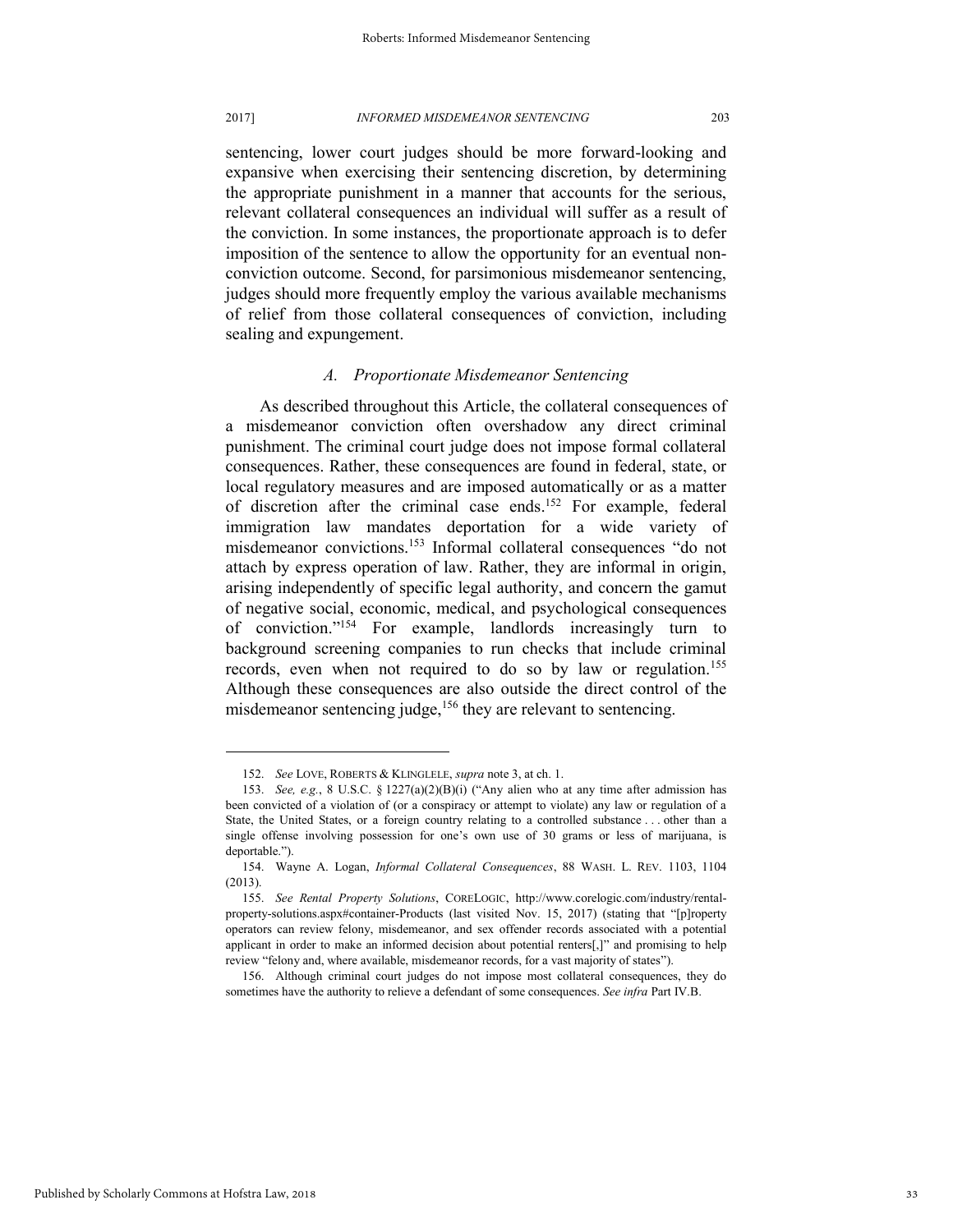sentencing, lower court judges should be more forward-looking and expansive when exercising their sentencing discretion, by determining the appropriate punishment in a manner that accounts for the serious, relevant collateral consequences an individual will suffer as a result of the conviction. In some instances, the proportionate approach is to defer imposition of the sentence to allow the opportunity for an eventual non-conviction outcome. Second, for parsimonious misdemeanor sentencing, judges should more frequently employ the various available mechanisms of relief from those collateral consequences of conviction, including sealing and expungement.

### *A. Proportionate Misdemeanor Sentencing*

As described throughout this Article, the collateral consequences of a misdemeanor conviction often overshadow any direct criminal punishment. The criminal court judge does not impose formal collateral consequences. Rather, these consequences are found in federal, state, or local regulatory measures and are imposed automatically or as a matter of discretion after the criminal case ends.[152] For example, federal immigration law mandates deportation for a wide variety of misdemeanor convictions.[153] Informal collateral consequences "do not attach by express operation of law. Rather, they are informal in origin, arising independently of specific legal authority, and concern the gamut of negative social, economic, medical, and psychological consequences of conviction."[154] For example, landlords increasingly turn to background screening companies to run checks that include criminal records, even when not required to do so by law or regulation.[155] Although these consequences are also outside the direct control of the misdemeanor sentencing judge,[156] they are relevant to sentencing.

---

152. *See* LOVE, ROBERTS & KLINGLELE, *supra* note 3, at ch. 1.

153. *See, e.g.*, 8 U.S.C. § 1227(a)(2)(B)(i) ("Any alien who at any time after admission has been convicted of a violation of (or a conspiracy or attempt to violate) any law or regulation of a State, the United States, or a foreign country relating to a controlled substance . . . other than a single offense involving possession for one's own use of 30 grams or less of marijuana, is deportable.").

154. Wayne A. Logan, *Informal Collateral Consequences*, 88 WASH. L. REV. 1103, 1104 (2013).

155. *See Rental Property Solutions*, CORELOGIC, http://www.corelogic.com/industry/rental-property-solutions.aspx#container-Products (last visited Nov. 15, 2017) (stating that "[p]roperty operators can review felony, misdemeanor, and sex offender records associated with a potential applicant in order to make an informed decision about potential renters[,]" and promising to help review "felony and, where available, misdemeanor records, for a vast majority of states").

156. Although criminal court judges do not impose most collateral consequences, they do sometimes have the authority to relieve a defendant of some consequences. *See infra* Part IV.B.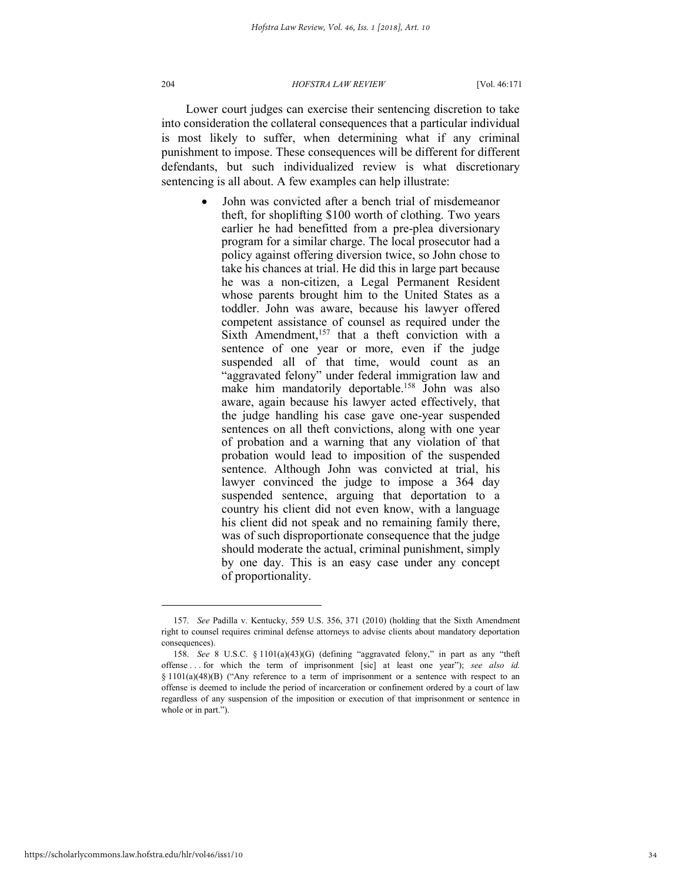Lower court judges can exercise their sentencing discretion to take into consideration the collateral consequences that a particular individual is most likely to suffer, when determining what if any criminal punishment to impose. These consequences will be different for different defendants, but such individualized review is what discretionary sentencing is all about. A few examples can help illustrate:

- John was convicted after a bench trial of misdemeanor theft, for shoplifting $100 worth of clothing. Two years earlier he had benefitted from a pre-plea diversionary program for a similar charge. The local prosecutor had a policy against offering diversion twice, so John chose to take his chances at trial. He did this in large part because he was a non-citizen, a Legal Permanent Resident whose parents brought him to the United States as a toddler. John was aware, because his lawyer offered competent assistance of counsel as required under the Sixth Amendment,[157] that a theft conviction with a sentence of one year or more, even if the judge suspended all of that time, would count as an "aggravated felony" under federal immigration law and make him mandatorily deportable.[158] John was also aware, again because his lawyer acted effectively, that the judge handling his case gave one-year suspended sentences on all theft convictions, along with one year of probation and a warning that any violation of that probation would lead to imposition of the suspended sentence. Although John was convicted at trial, his lawyer convinced the judge to impose a 364 day suspended sentence, arguing that deportation to a country his client did not even know, with a language his client did not speak and no remaining family there, was of such disproportionate consequence that the judge should moderate the actual, criminal punishment, simply by one day. This is an easy case under any concept of proportionality.

---

157. *See* Padilla v. Kentucky, 559 U.S. 356, 371 (2010) (holding that the Sixth Amendment right to counsel requires criminal defense attorneys to advise clients about mandatory deportation consequences).

158. *See* 8 U.S.C. § 1101(a)(43)(G) (defining "aggravated felony," in part as any "theft offense . . . for which the term of imprisonment [sic] at least one year"); *see also id.* § 1101(a)(48)(B) ("Any reference to a term of imprisonment or a sentence with respect to an offense is deemed to include the period of incarceration or confinement ordered by a court of law regardless of any suspension of the imposition or execution of that imprisonment or sentence in whole or in part.").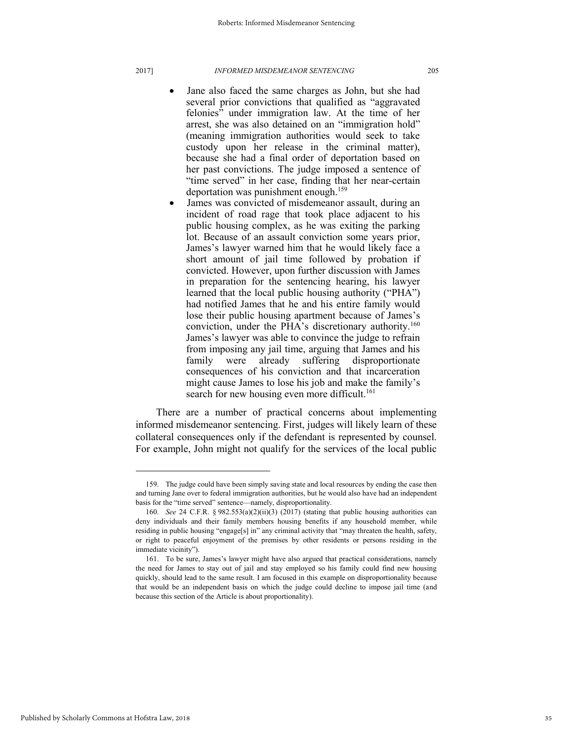- Jane also faced the same charges as John, but she had several prior convictions that qualified as "aggravated felonies" under immigration law. At the time of her arrest, she was also detained on an "immigration hold" (meaning immigration authorities would seek to take custody upon her release in the criminal matter), because she had a final order of deportation based on her past convictions. The judge imposed a sentence of "time served" in her case, finding that her near-certain deportation was punishment enough.[159]
- James was convicted of misdemeanor assault, during an incident of road rage that took place adjacent to his public housing complex, as he was exiting the parking lot. Because of an assault conviction some years prior, James's lawyer warned him that he would likely face a short amount of jail time followed by probation if convicted. However, upon further discussion with James in preparation for the sentencing hearing, his lawyer learned that the local public housing authority ("PHA") had notified James that he and his entire family would lose their public housing apartment because of James's conviction, under the PHA's discretionary authority.[160] James's lawyer was able to convince the judge to refrain from imposing any jail time, arguing that James and his family were already suffering disproportionate consequences of his conviction and that incarceration might cause James to lose his job and make the family's search for new housing even more difficult.[161]

There are a number of practical concerns about implementing informed misdemeanor sentencing. First, judges will likely learn of these collateral consequences only if the defendant is represented by counsel. For example, John might not qualify for the services of the local public

---

159. The judge could have been simply saving state and local resources by ending the case then and turning Jane over to federal immigration authorities, but he would also have had an independent basis for the "time served" sentence—namely, disproportionality.

160. *See* 24 C.F.R. § 982.553(a)(2)(ii)(3) (2017) (stating that public housing authorities can deny individuals and their family members housing benefits if any household member, while residing in public housing "engage[s] in" any criminal activity that "may threaten the health, safety, or right to peaceful enjoyment of the premises by other residents or persons residing in the immediate vicinity").

161. To be sure, James's lawyer might have also argued that practical considerations, namely the need for James to stay out of jail and stay employed so his family could find new housing quickly, should lead to the same result. I am focused in this example on disproportionality because that would be an independent basis on which the judge could decline to impose jail time (and because this section of the Article is about proportionality).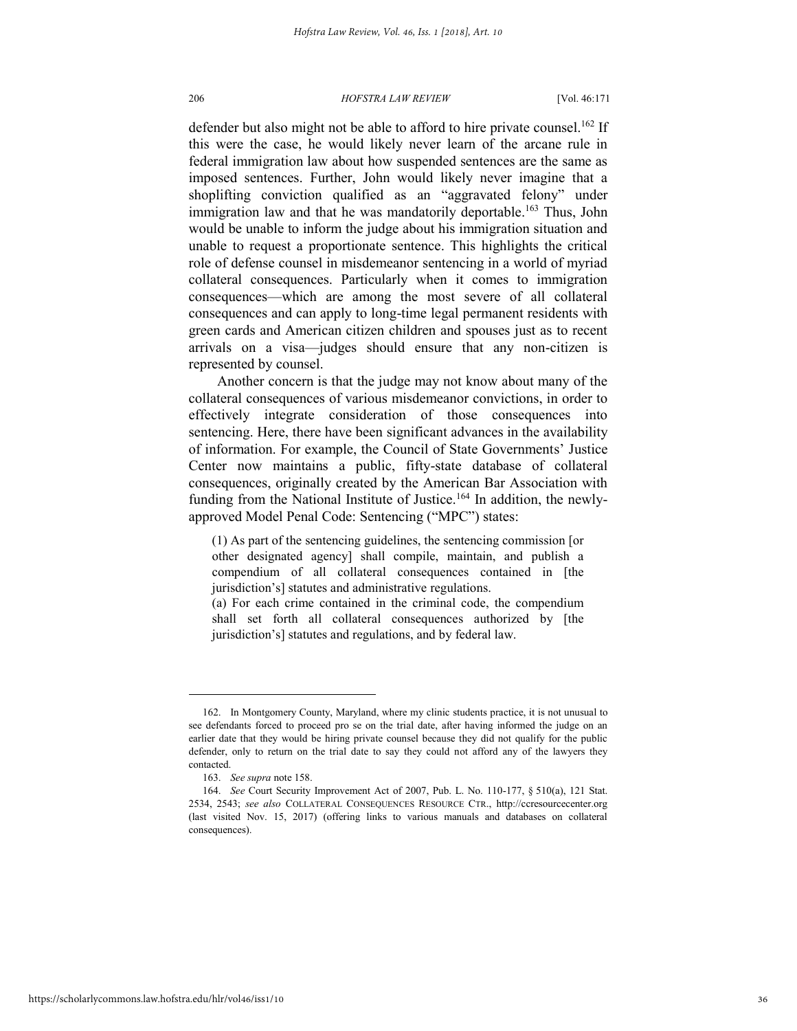defender but also might not be able to afford to hire private counsel.[162] If this were the case, he would likely never learn of the arcane rule in federal immigration law about how suspended sentences are the same as imposed sentences. Further, John would likely never imagine that a shoplifting conviction qualified as an "aggravated felony" under immigration law and that he was mandatorily deportable.[163] Thus, John would be unable to inform the judge about his immigration situation and unable to request a proportionate sentence. This highlights the critical role of defense counsel in misdemeanor sentencing in a world of myriad collateral consequences. Particularly when it comes to immigration consequences—which are among the most severe of all collateral consequences and can apply to long-time legal permanent residents with green cards and American citizen children and spouses just as to recent arrivals on a visa—judges should ensure that any non-citizen is represented by counsel.

Another concern is that the judge may not know about many of the collateral consequences of various misdemeanor convictions, in order to effectively integrate consideration of those consequences into sentencing. Here, there have been significant advances in the availability of information. For example, the Council of State Governments' Justice Center now maintains a public, fifty-state database of collateral consequences, originally created by the American Bar Association with funding from the National Institute of Justice.[164] In addition, the newly-approved Model Penal Code: Sentencing ("MPC") states:

> (1) As part of the sentencing guidelines, the sentencing commission [or other designated agency] shall compile, maintain, and publish a compendium of all collateral consequences contained in [the jurisdiction's] statutes and administrative regulations.
>
> (a) For each crime contained in the criminal code, the compendium shall set forth all collateral consequences authorized by [the jurisdiction's] statutes and regulations, and by federal law.

---

162. In Montgomery County, Maryland, where my clinic students practice, it is not unusual to see defendants forced to proceed pro se on the trial date, after having informed the judge on an earlier date that they would be hiring private counsel because they did not qualify for the public defender, only to return on the trial date to say they could not afford any of the lawyers they contacted.

163. *See supra* note 158.

164. *See* Court Security Improvement Act of 2007, Pub. L. No. 110-177, § 510(a), 121 Stat. 2534, 2543; *see also* COLLATERAL CONSEQUENCES RESOURCE CTR., http://ccresourcecenter.org (last visited Nov. 15, 2017) (offering links to various manuals and databases on collateral consequences).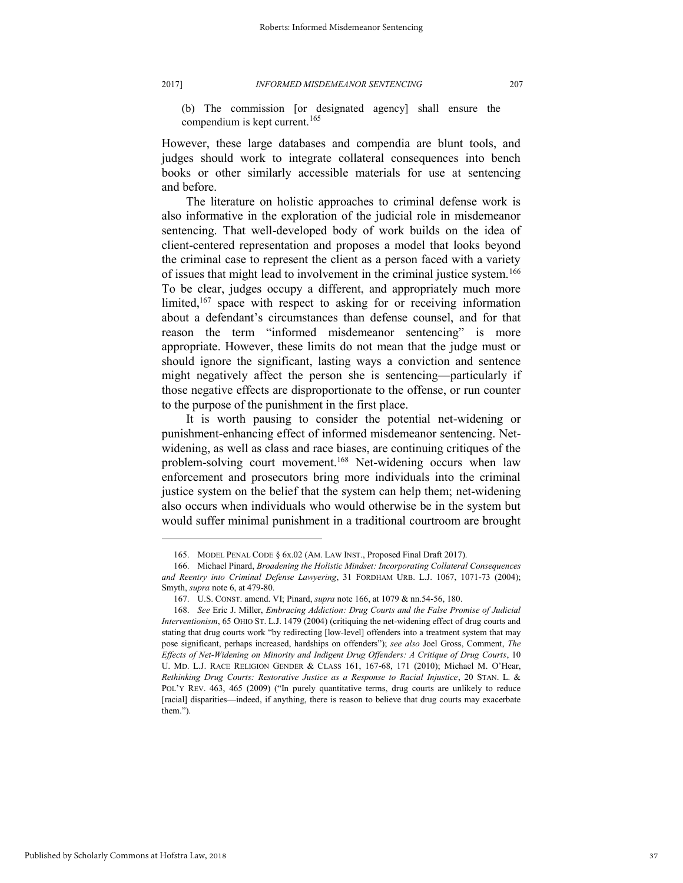(b) The commission [or designated agency] shall ensure the compendium is kept current.[165]

However, these large databases and compendia are blunt tools, and judges should work to integrate collateral consequences into bench books or other similarly accessible materials for use at sentencing and before.

The literature on holistic approaches to criminal defense work is also informative in the exploration of the judicial role in misdemeanor sentencing. That well-developed body of work builds on the idea of client-centered representation and proposes a model that looks beyond the criminal case to represent the client as a person faced with a variety of issues that might lead to involvement in the criminal justice system.[166] To be clear, judges occupy a different, and appropriately much more limited,[167] space with respect to asking for or receiving information about a defendant's circumstances than defense counsel, and for that reason the term "informed misdemeanor sentencing" is more appropriate. However, these limits do not mean that the judge must or should ignore the significant, lasting ways a conviction and sentence might negatively affect the person she is sentencing—particularly if those negative effects are disproportionate to the offense, or run counter to the purpose of the punishment in the first place.

It is worth pausing to consider the potential net-widening or punishment-enhancing effect of informed misdemeanor sentencing. Net-widening, as well as class and race biases, are continuing critiques of the problem-solving court movement.[168] Net-widening occurs when law enforcement and prosecutors bring more individuals into the criminal justice system on the belief that the system can help them; net-widening also occurs when individuals who would otherwise be in the system but would suffer minimal punishment in a traditional courtroom are brought

---

165. MODEL PENAL CODE § 6x.02 (AM. LAW INST., Proposed Final Draft 2017).

166. Michael Pinard, *Broadening the Holistic Mindset: Incorporating Collateral Consequences and Reentry into Criminal Defense Lawyering*, 31 FORDHAM URB. L.J. 1067, 1071-73 (2004); Smyth, *supra* note 6, at 479-80.

167. U.S. CONST. amend. VI; Pinard, *supra* note 166, at 1079 & nn.54-56, 180.

168. *See* Eric J. Miller, *Embracing Addiction: Drug Courts and the False Promise of Judicial Interventionism*, 65 OHIO ST. L.J. 1479 (2004) (critiquing the net-widening effect of drug courts and stating that drug courts work "by redirecting [low-level] offenders into a treatment system that may pose significant, perhaps increased, hardships on offenders"); *see also* Joel Gross, Comment, *The Effects of Net-Widening on Minority and Indigent Drug Offenders: A Critique of Drug Courts*, 10 U. MD. L.J. RACE RELIGION GENDER & CLASS 161, 167-68, 171 (2010); Michael M. O'Hear, *Rethinking Drug Courts: Restorative Justice as a Response to Racial Injustice*, 20 STAN. L. & POL'Y REV. 463, 465 (2009) ("In purely quantitative terms, drug courts are unlikely to reduce [racial] disparities—indeed, if anything, there is reason to believe that drug courts may exacerbate them.").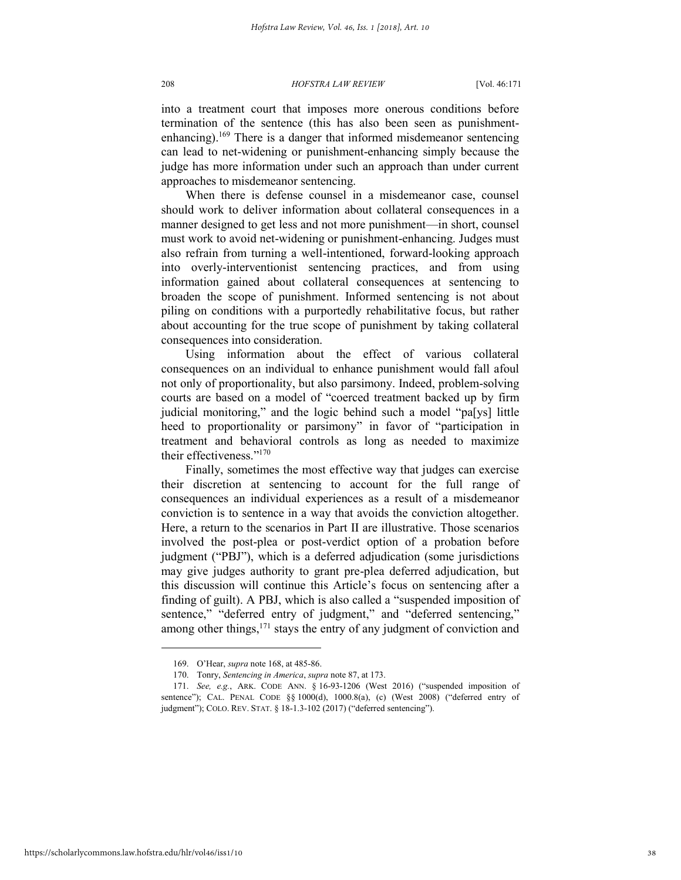into a treatment court that imposes more onerous conditions before termination of the sentence (this has also been seen as punishment-enhancing).[169] There is a danger that informed misdemeanor sentencing can lead to net-widening or punishment-enhancing simply because the judge has more information under such an approach than under current approaches to misdemeanor sentencing.

When there is defense counsel in a misdemeanor case, counsel should work to deliver information about collateral consequences in a manner designed to get less and not more punishment—in short, counsel must work to avoid net-widening or punishment-enhancing. Judges must also refrain from turning a well-intentioned, forward-looking approach into overly-interventionist sentencing practices, and from using information gained about collateral consequences at sentencing to broaden the scope of punishment. Informed sentencing is not about piling on conditions with a purportedly rehabilitative focus, but rather about accounting for the true scope of punishment by taking collateral consequences into consideration.

Using information about the effect of various collateral consequences on an individual to enhance punishment would fall afoul not only of proportionality, but also parsimony. Indeed, problem-solving courts are based on a model of "coerced treatment backed up by firm judicial monitoring," and the logic behind such a model "pa[ys] little heed to proportionality or parsimony" in favor of "participation in treatment and behavioral controls as long as needed to maximize their effectiveness."[170]

Finally, sometimes the most effective way that judges can exercise their discretion at sentencing to account for the full range of consequences an individual experiences as a result of a misdemeanor conviction is to sentence in a way that avoids the conviction altogether. Here, a return to the scenarios in Part II are illustrative. Those scenarios involved the post-plea or post-verdict option of a probation before judgment ("PBJ"), which is a deferred adjudication (some jurisdictions may give judges authority to grant pre-plea deferred adjudication, but this discussion will continue this Article's focus on sentencing after a finding of guilt). A PBJ, which is also called a "suspended imposition of sentence," "deferred entry of judgment," and "deferred sentencing," among other things,[171] stays the entry of any judgment of conviction and

---

169. O'Hear, *supra* note 168, at 485-86.

170. Tonry, *Sentencing in America*, *supra* note 87, at 173.

171. *See, e.g.*, ARK. CODE ANN. § 16-93-1206 (West 2016) ("suspended imposition of sentence"); CAL. PENAL CODE §§ 1000(d), 1000.8(a), (c) (West 2008) ("deferred entry of judgment"); COLO. REV. STAT. § 18-1.3-102 (2017) ("deferred sentencing").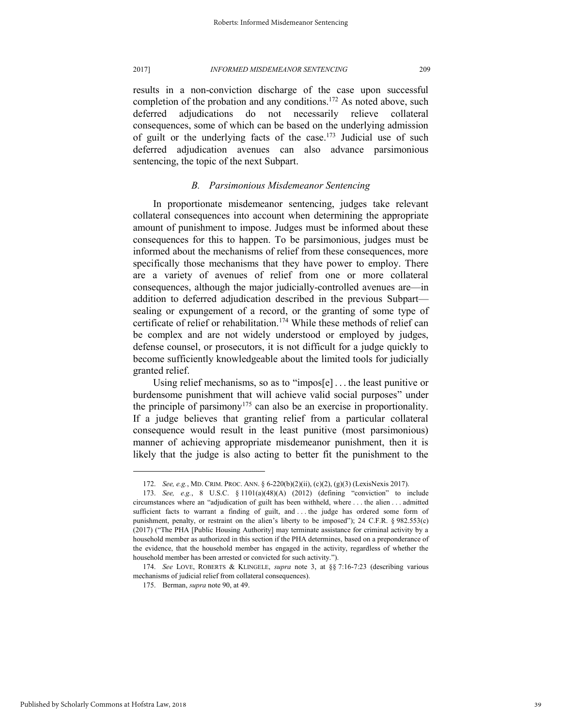results in a non-conviction discharge of the case upon successful completion of the probation and any conditions.[172] As noted above, such deferred adjudications do not necessarily relieve collateral consequences, some of which can be based on the underlying admission of guilt or the underlying facts of the case.[173] Judicial use of such deferred adjudication avenues can also advance parsimonious sentencing, the topic of the next Subpart.

### *B. Parsimonious Misdemeanor Sentencing*

In proportionate misdemeanor sentencing, judges take relevant collateral consequences into account when determining the appropriate amount of punishment to impose. Judges must be informed about these consequences for this to happen. To be parsimonious, judges must be informed about the mechanisms of relief from these consequences, more specifically those mechanisms that they have power to employ. There are a variety of avenues of relief from one or more collateral consequences, although the major judicially-controlled avenues are—in addition to deferred adjudication described in the previous Subpart—sealing or expungement of a record, or the granting of some type of certificate of relief or rehabilitation.[174] While these methods of relief can be complex and are not widely understood or employed by judges, defense counsel, or prosecutors, it is not difficult for a judge quickly to become sufficiently knowledgeable about the limited tools for judicially granted relief.

Using relief mechanisms, so as to "impos[e] . . . the least punitive or burdensome punishment that will achieve valid social purposes" under the principle of parsimony[175] can also be an exercise in proportionality. If a judge believes that granting relief from a particular collateral consequence would result in the least punitive (most parsimonious) manner of achieving appropriate misdemeanor punishment, then it is likely that the judge is also acting to better fit the punishment to the

---

172. *See, e.g.*, MD. CRIM. PROC. ANN. § 6-220(b)(2)(ii), (c)(2), (g)(3) (LexisNexis 2017).

173. *See, e.g.*, 8 U.S.C. § 1101(a)(48)(A) (2012) (defining "conviction" to include circumstances where an "adjudication of guilt has been withheld, where . . . the alien . . . admitted sufficient facts to warrant a finding of guilt, and . . . the judge has ordered some form of punishment, penalty, or restraint on the alien's liberty to be imposed"); 24 C.F.R. § 982.553(c) (2017) ("The PHA [Public Housing Authority] may terminate assistance for criminal activity by a household member as authorized in this section if the PHA determines, based on a preponderance of the evidence, that the household member has engaged in the activity, regardless of whether the household member has been arrested or convicted for such activity.").

174. *See* LOVE, ROBERTS & KLINGELE, *supra* note 3, at §§ 7:16-7:23 (describing various mechanisms of judicial relief from collateral consequences).

175. Berman, *supra* note 90, at 49.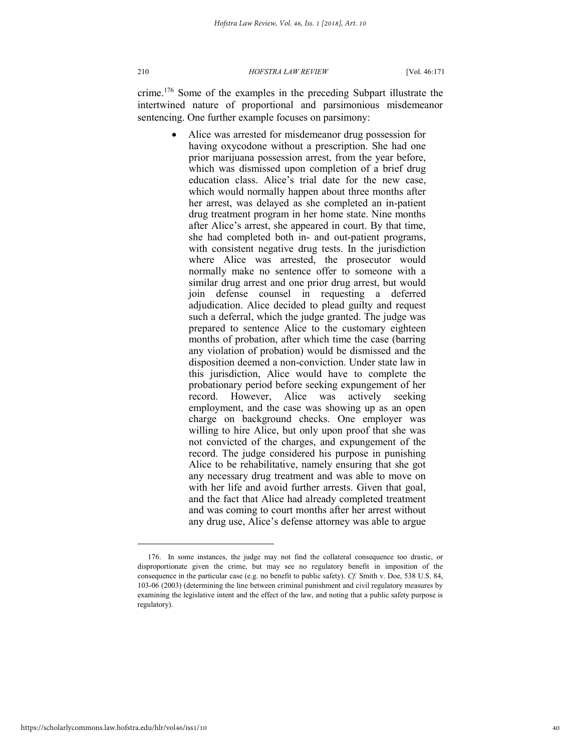crime.[176] Some of the examples in the preceding Subpart illustrate the intertwined nature of proportional and parsimonious misdemeanor sentencing. One further example focuses on parsimony:

- Alice was arrested for misdemeanor drug possession for having oxycodone without a prescription. She had one prior marijuana possession arrest, from the year before, which was dismissed upon completion of a brief drug education class. Alice's trial date for the new case, which would normally happen about three months after her arrest, was delayed as she completed an in-patient drug treatment program in her home state. Nine months after Alice's arrest, she appeared in court. By that time, she had completed both in- and out-patient programs, with consistent negative drug tests. In the jurisdiction where Alice was arrested, the prosecutor would normally make no sentence offer to someone with a similar drug arrest and one prior drug arrest, but would join defense counsel in requesting a deferred adjudication. Alice decided to plead guilty and request such a deferral, which the judge granted. The judge was prepared to sentence Alice to the customary eighteen months of probation, after which time the case (barring any violation of probation) would be dismissed and the disposition deemed a non-conviction. Under state law in this jurisdiction, Alice would have to complete the probationary period before seeking expungement of her record. However, Alice was actively seeking employment, and the case was showing up as an open charge on background checks. One employer was willing to hire Alice, but only upon proof that she was not convicted of the charges, and expungement of the record. The judge considered his purpose in punishing Alice to be rehabilitative, namely ensuring that she got any necessary drug treatment and was able to move on with her life and avoid further arrests. Given that goal, and the fact that Alice had already completed treatment and was coming to court months after her arrest without any drug use, Alice's defense attorney was able to argue

---

176. In some instances, the judge may not find the collateral consequence too drastic, or disproportionate given the crime, but may see no regulatory benefit in imposition of the consequence in the particular case (e.g. no benefit to public safety). *Cf.* Smith v. Doe, 538 U.S. 84, 103-06 (2003) (determining the line between criminal punishment and civil regulatory measures by examining the legislative intent and the effect of the law, and noting that a public safety purpose is regulatory).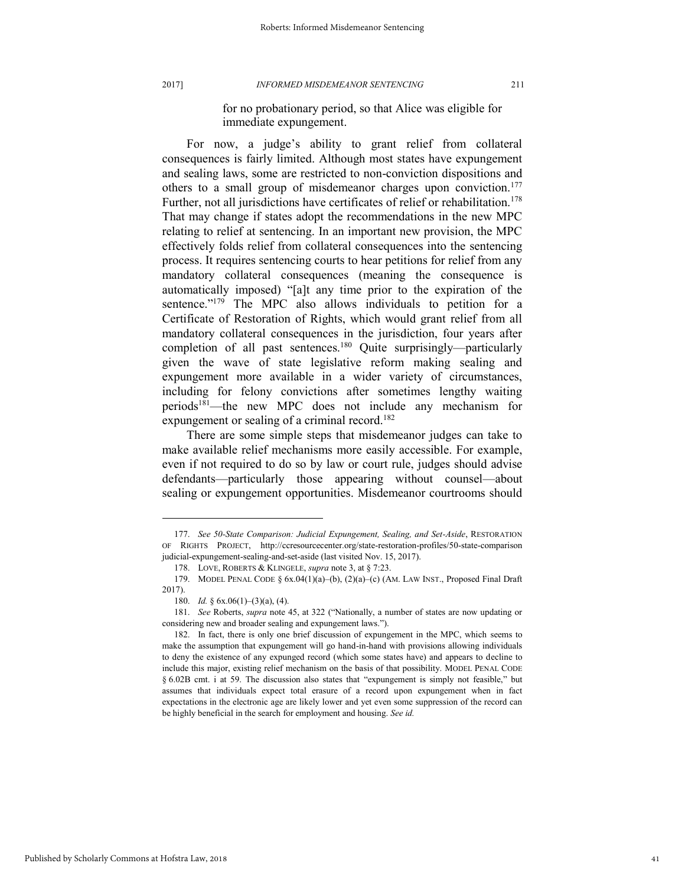for no probationary period, so that Alice was eligible for immediate expungement.

For now, a judge's ability to grant relief from collateral consequences is fairly limited. Although most states have expungement and sealing laws, some are restricted to non-conviction dispositions and others to a small group of misdemeanor charges upon conviction.[177] Further, not all jurisdictions have certificates of relief or rehabilitation.[178] That may change if states adopt the recommendations in the new MPC relating to relief at sentencing. In an important new provision, the MPC effectively folds relief from collateral consequences into the sentencing process. It requires sentencing courts to hear petitions for relief from any mandatory collateral consequences (meaning the consequence is automatically imposed) "[a]t any time prior to the expiration of the sentence."[179] The MPC also allows individuals to petition for a Certificate of Restoration of Rights, which would grant relief from all mandatory collateral consequences in the jurisdiction, four years after completion of all past sentences.[180] Quite surprisingly—particularly given the wave of state legislative reform making sealing and expungement more available in a wider variety of circumstances, including for felony convictions after sometimes lengthy waiting periods[181]—the new MPC does not include any mechanism for expungement or sealing of a criminal record.[182]

There are some simple steps that misdemeanor judges can take to make available relief mechanisms more easily accessible. For example, even if not required to do so by law or court rule, judges should advise defendants—particularly those appearing without counsel—about sealing or expungement opportunities. Misdemeanor courtrooms should

---

177. *See 50-State Comparison: Judicial Expungement, Sealing, and Set-Aside*, RESTORATION OF RIGHTS PROJECT, http://ccresourcecenter.org/state-restoration-profiles/50-state-comparison judicial-expungement-sealing-and-set-aside (last visited Nov. 15, 2017).

178. LOVE, ROBERTS & KLINGELE, *supra* note 3, at § 7:23.

179. MODEL PENAL CODE § 6x.04(1)(a)–(b), (2)(a)–(c) (AM. LAW INST., Proposed Final Draft 2017).

180. *Id.* § 6x.06(1)–(3)(a), (4).

181. *See* Roberts, *supra* note 45, at 322 ("Nationally, a number of states are now updating or considering new and broader sealing and expungement laws.").

182. In fact, there is only one brief discussion of expungement in the MPC, which seems to make the assumption that expungement will go hand-in-hand with provisions allowing individuals to deny the existence of any expunged record (which some states have) and appears to decline to include this major, existing relief mechanism on the basis of that possibility. MODEL PENAL CODE § 6.02B cmt. i at 59. The discussion also states that "expungement is simply not feasible," but assumes that individuals expect total erasure of a record upon expungement when in fact expectations in the electronic age are likely lower and yet even some suppression of the record can be highly beneficial in the search for employment and housing. *See id.*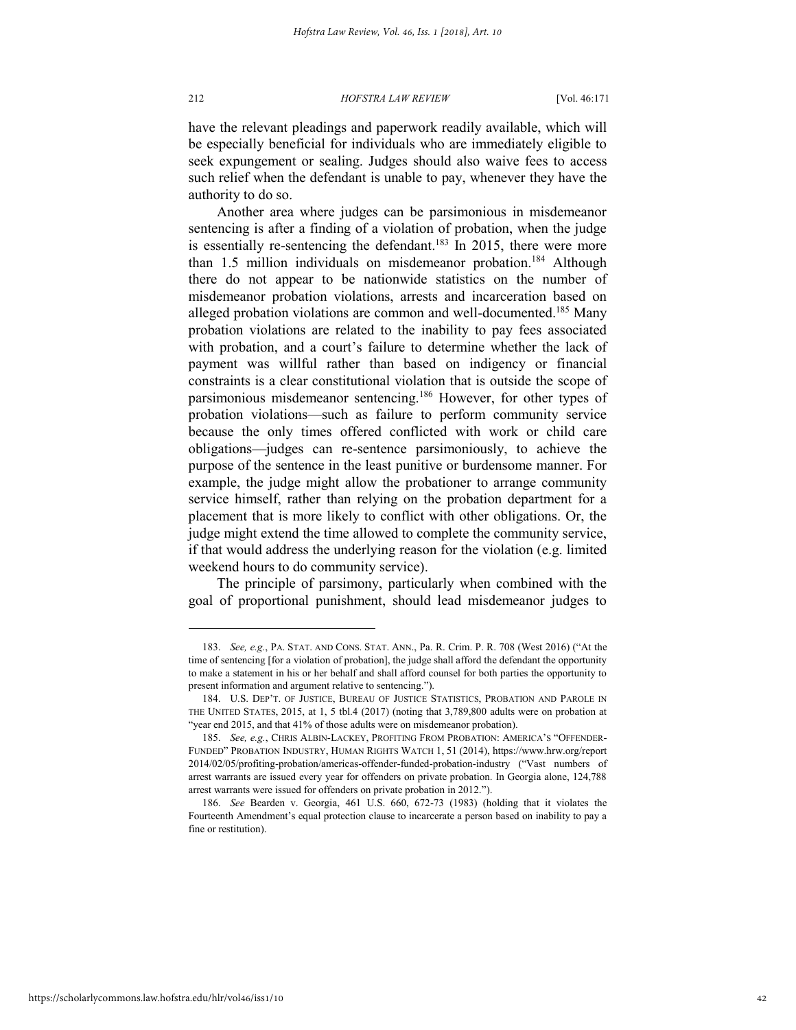have the relevant pleadings and paperwork readily available, which will be especially beneficial for individuals who are immediately eligible to seek expungement or sealing. Judges should also waive fees to access such relief when the defendant is unable to pay, whenever they have the authority to do so.

Another area where judges can be parsimonious in misdemeanor sentencing is after a finding of a violation of probation, when the judge is essentially re-sentencing the defendant.[183] In 2015, there were more than 1.5 million individuals on misdemeanor probation.[184] Although there do not appear to be nationwide statistics on the number of misdemeanor probation violations, arrests and incarceration based on alleged probation violations are common and well-documented.[185] Many probation violations are related to the inability to pay fees associated with probation, and a court's failure to determine whether the lack of payment was willful rather than based on indigency or financial constraints is a clear constitutional violation that is outside the scope of parsimonious misdemeanor sentencing.[186] However, for other types of probation violations—such as failure to perform community service because the only times offered conflicted with work or child care obligations—judges can re-sentence parsimoniously, to achieve the purpose of the sentence in the least punitive or burdensome manner. For example, the judge might allow the probationer to arrange community service himself, rather than relying on the probation department for a placement that is more likely to conflict with other obligations. Or, the judge might extend the time allowed to complete the community service, if that would address the underlying reason for the violation (e.g. limited weekend hours to do community service).

The principle of parsimony, particularly when combined with the goal of proportional punishment, should lead misdemeanor judges to

---

183. *See, e.g.*, PA. STAT. AND CONS. STAT. ANN., Pa. R. Crim. P. R. 708 (West 2016) ("At the time of sentencing [for a violation of probation], the judge shall afford the defendant the opportunity to make a statement in his or her behalf and shall afford counsel for both parties the opportunity to present information and argument relative to sentencing.").

184. U.S. DEP'T. OF JUSTICE, BUREAU OF JUSTICE STATISTICS, PROBATION AND PAROLE IN THE UNITED STATES, 2015, at 1, 5 tbl.4 (2017) (noting that 3,789,800 adults were on probation at "year end 2015, and that 41% of those adults were on misdemeanor probation).

185. *See, e.g.*, CHRIS ALBIN-LACKEY, PROFITING FROM PROBATION: AMERICA'S "OFFENDER-FUNDED" PROBATION INDUSTRY, HUMAN RIGHTS WATCH 1, 51 (2014), https://www.hrw.org/report 2014/02/05/profiting-probation/americas-offender-funded-probation-industry ("Vast numbers of arrest warrants are issued every year for offenders on private probation. In Georgia alone, 124,788 arrest warrants were issued for offenders on private probation in 2012.").

186. *See* Bearden v. Georgia, 461 U.S. 660, 672-73 (1983) (holding that it violates the Fourteenth Amendment's equal protection clause to incarcerate a person based on inability to pay a fine or restitution).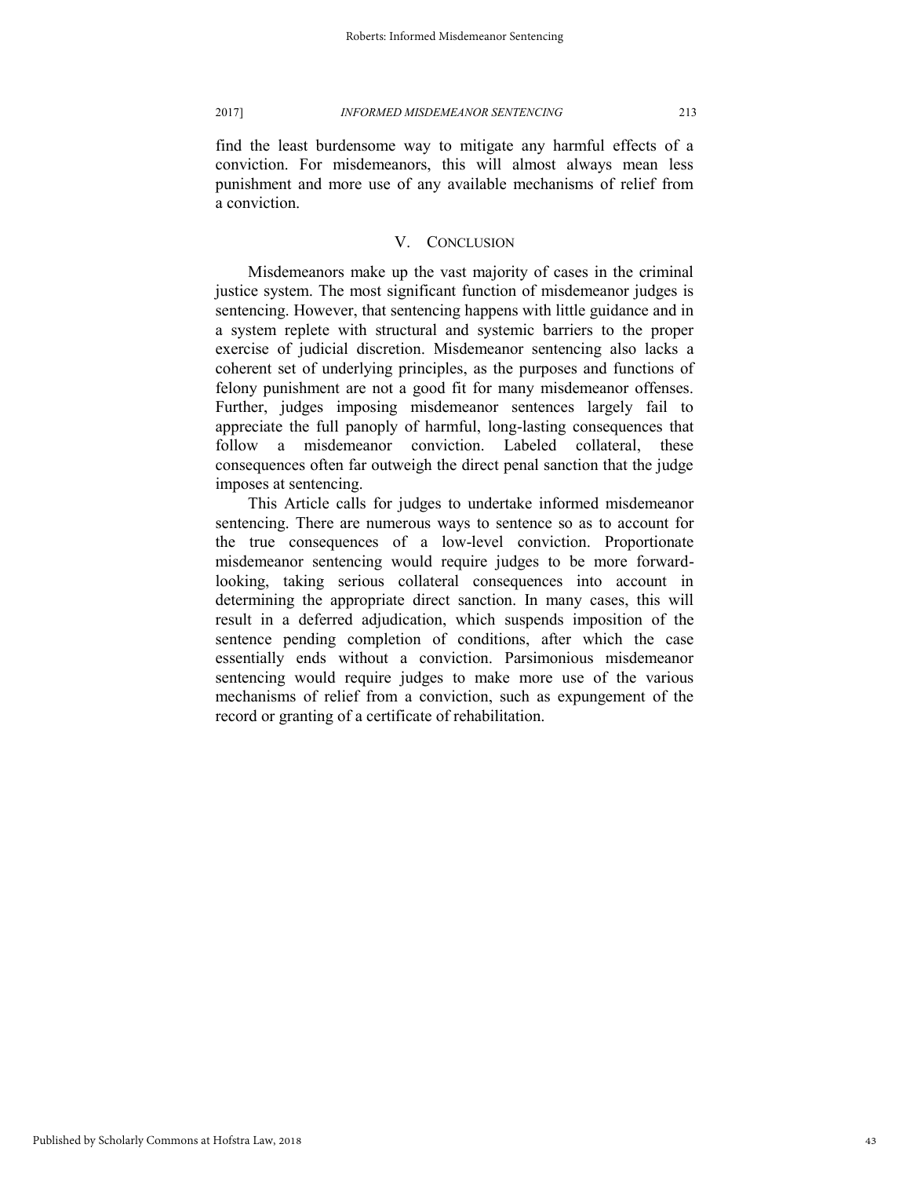find the least burdensome way to mitigate any harmful effects of a conviction. For misdemeanors, this will almost always mean less punishment and more use of any available mechanisms of relief from a conviction.

## V. CONCLUSION

Misdemeanors make up the vast majority of cases in the criminal justice system. The most significant function of misdemeanor judges is sentencing. However, that sentencing happens with little guidance and in a system replete with structural and systemic barriers to the proper exercise of judicial discretion. Misdemeanor sentencing also lacks a coherent set of underlying principles, as the purposes and functions of felony punishment are not a good fit for many misdemeanor offenses. Further, judges imposing misdemeanor sentences largely fail to appreciate the full panoply of harmful, long-lasting consequences that follow a misdemeanor conviction. Labeled collateral, these consequences often far outweigh the direct penal sanction that the judge imposes at sentencing.

This Article calls for judges to undertake informed misdemeanor sentencing. There are numerous ways to sentence so as to account for the true consequences of a low-level conviction. Proportionate misdemeanor sentencing would require judges to be more forward-looking, taking serious collateral consequences into account in determining the appropriate direct sanction. In many cases, this will result in a deferred adjudication, which suspends imposition of the sentence pending completion of conditions, after which the case essentially ends without a conviction. Parsimonious misdemeanor sentencing would require judges to make more use of the various mechanisms of relief from a conviction, such as expungement of the record or granting of a certificate of rehabilitation.